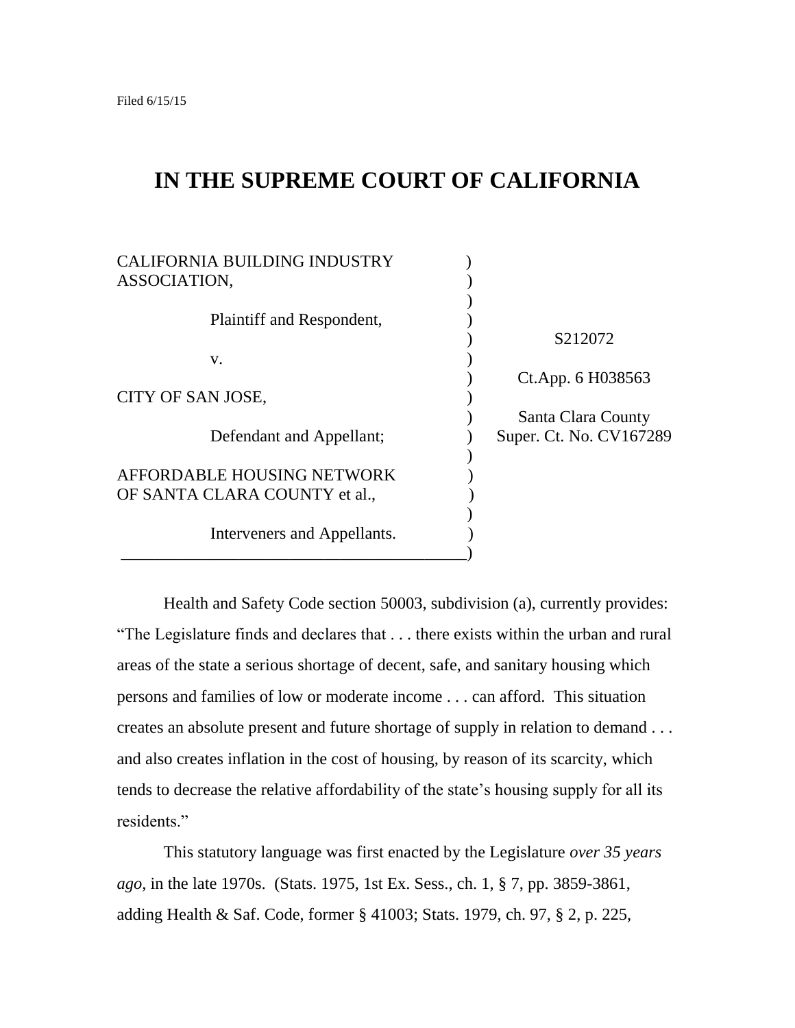Filed 6/15/15

# IN THE SUPREME COURT OF CALIFORNIA

| | |
|---|---|
| CALIFORNIA BUILDING INDUSTRY ASSOCIATION,<br><br>Plaintiff and Respondent,<br><br>v.<br><br>CITY OF SAN JOSE,<br><br>Defendant and Appellant;<br><br>AFFORDABLE HOUSING NETWORK OF SANTA CLARA COUNTY et al.,<br><br>Interveners and Appellants. | S212072<br><br>Ct.App. 6 H038563<br><br>Santa Clara County<br>Super. Ct. No. CV167289 |

Health and Safety Code section 50003, subdivision (a), currently provides: "The Legislature finds and declares that . . . there exists within the urban and rural areas of the state a serious shortage of decent, safe, and sanitary housing which persons and families of low or moderate income . . . can afford. This situation creates an absolute present and future shortage of supply in relation to demand . . . and also creates inflation in the cost of housing, by reason of its scarcity, which tends to decrease the relative affordability of the state's housing supply for all its residents."

This statutory language was first enacted by the Legislature *over 35 years ago*, in the late 1970s. (Stats. 1975, 1st Ex. Sess., ch. 1, § 7, pp. 3859-3861, adding Health & Saf. Code, former § 41003; Stats. 1979, ch. 97, § 2, p. 225,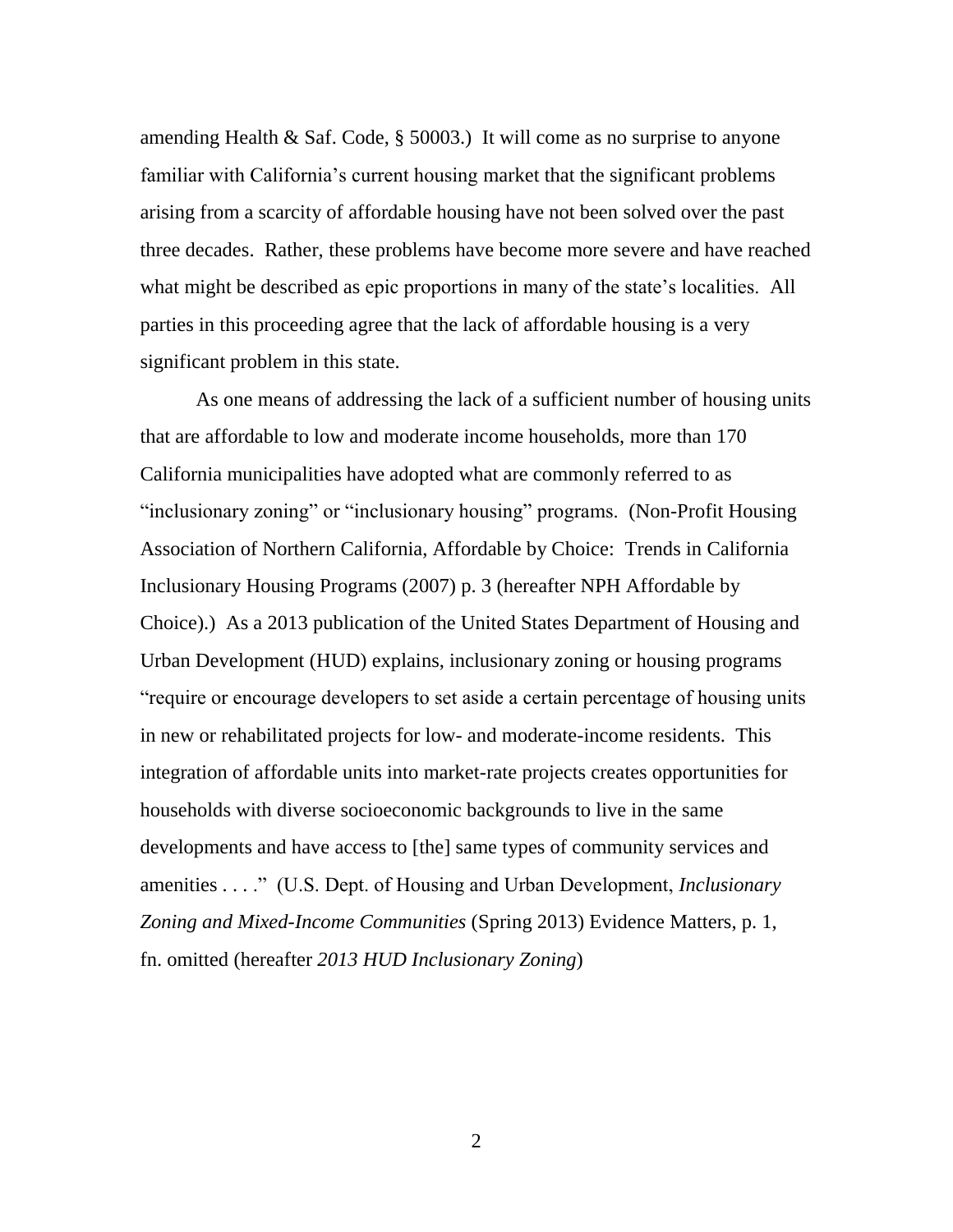amending Health & Saf. Code, § 50003.) It will come as no surprise to anyone familiar with California's current housing market that the significant problems arising from a scarcity of affordable housing have not been solved over the past three decades. Rather, these problems have become more severe and have reached what might be described as epic proportions in many of the state's localities. All parties in this proceeding agree that the lack of affordable housing is a very significant problem in this state.

As one means of addressing the lack of a sufficient number of housing units that are affordable to low and moderate income households, more than 170 California municipalities have adopted what are commonly referred to as "inclusionary zoning" or "inclusionary housing" programs. (Non-Profit Housing Association of Northern California, Affordable by Choice: Trends in California Inclusionary Housing Programs (2007) p. 3 (hereafter NPH Affordable by Choice).) As a 2013 publication of the United States Department of Housing and Urban Development (HUD) explains, inclusionary zoning or housing programs "require or encourage developers to set aside a certain percentage of housing units in new or rehabilitated projects for low- and moderate-income residents. This integration of affordable units into market-rate projects creates opportunities for households with diverse socioeconomic backgrounds to live in the same developments and have access to [the] same types of community services and amenities . . . ." (U.S. Dept. of Housing and Urban Development, *Inclusionary Zoning and Mixed-Income Communities* (Spring 2013) Evidence Matters, p. 1, fn. omitted (hereafter *2013 HUD Inclusionary Zoning*)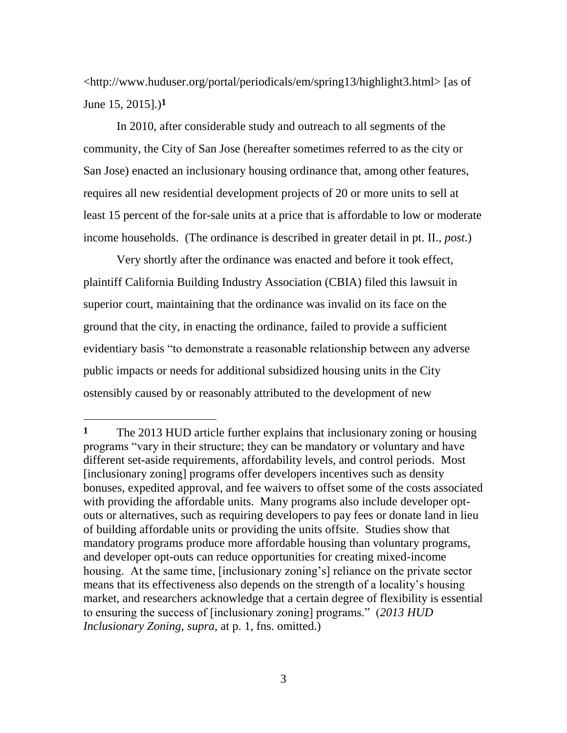<http://www.huduser.org/portal/periodicals/em/spring13/highlight3.html> [as of June 15, 2015].)[1]

In 2010, after considerable study and outreach to all segments of the community, the City of San Jose (hereafter sometimes referred to as the city or San Jose) enacted an inclusionary housing ordinance that, among other features, requires all new residential development projects of 20 or more units to sell at least 15 percent of the for-sale units at a price that is affordable to low or moderate income households. (The ordinance is described in greater detail in pt. II., *post*.)

Very shortly after the ordinance was enacted and before it took effect, plaintiff California Building Industry Association (CBIA) filed this lawsuit in superior court, maintaining that the ordinance was invalid on its face on the ground that the city, in enacting the ordinance, failed to provide a sufficient evidentiary basis "to demonstrate a reasonable relationship between any adverse public impacts or needs for additional subsidized housing units in the City ostensibly caused by or reasonably attributed to the development of new

---

[1] The 2013 HUD article further explains that inclusionary zoning or housing programs "vary in their structure; they can be mandatory or voluntary and have different set-aside requirements, affordability levels, and control periods. Most [inclusionary zoning] programs offer developers incentives such as density bonuses, expedited approval, and fee waivers to offset some of the costs associated with providing the affordable units. Many programs also include developer opt-outs or alternatives, such as requiring developers to pay fees or donate land in lieu of building affordable units or providing the units offsite. Studies show that mandatory programs produce more affordable housing than voluntary programs, and developer opt-outs can reduce opportunities for creating mixed-income housing. At the same time, [inclusionary zoning's] reliance on the private sector means that its effectiveness also depends on the strength of a locality's housing market, and researchers acknowledge that a certain degree of flexibility is essential to ensuring the success of [inclusionary zoning] programs." (*2013 HUD Inclusionary Zoning*, *supra*, at p. 1, fns. omitted.)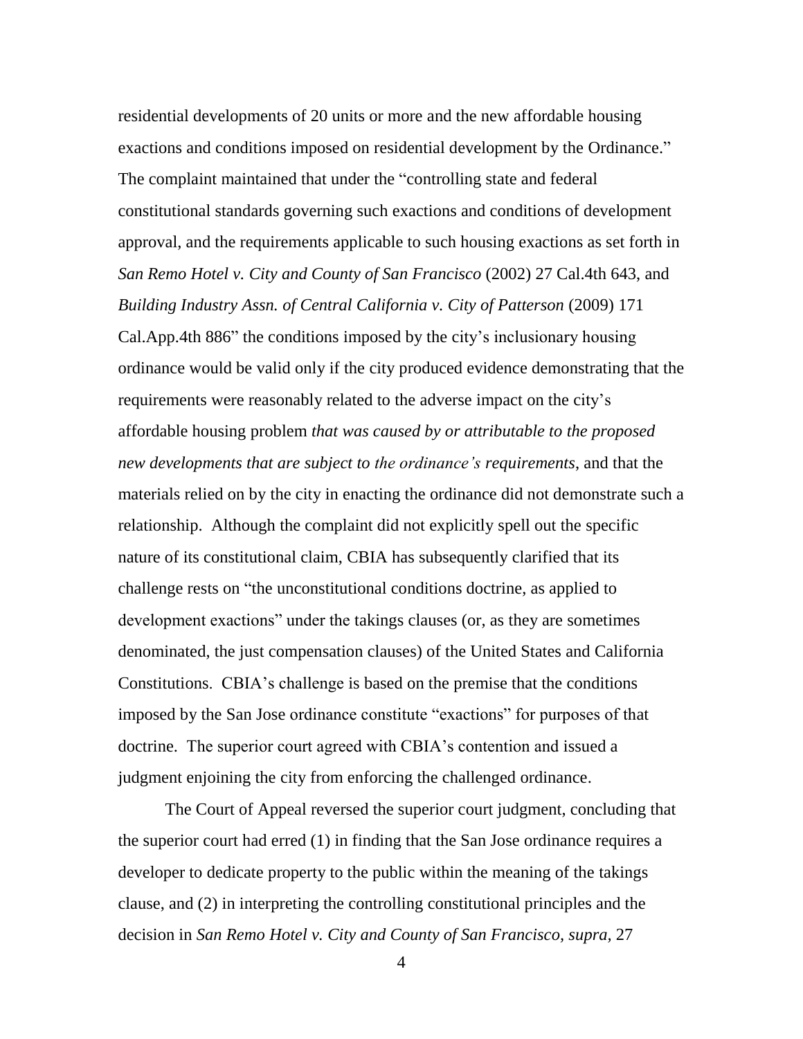residential developments of 20 units or more and the new affordable housing exactions and conditions imposed on residential development by the Ordinance." The complaint maintained that under the "controlling state and federal constitutional standards governing such exactions and conditions of development approval, and the requirements applicable to such housing exactions as set forth in *San Remo Hotel v. City and County of San Francisco* (2002) 27 Cal.4th 643, and *Building Industry Assn. of Central California v. City of Patterson* (2009) 171 Cal.App.4th 886" the conditions imposed by the city's inclusionary housing ordinance would be valid only if the city produced evidence demonstrating that the requirements were reasonably related to the adverse impact on the city's affordable housing problem *that was caused by or attributable to the proposed new developments that are subject to the ordinance's requirements*, and that the materials relied on by the city in enacting the ordinance did not demonstrate such a relationship. Although the complaint did not explicitly spell out the specific nature of its constitutional claim, CBIA has subsequently clarified that its challenge rests on "the unconstitutional conditions doctrine, as applied to development exactions" under the takings clauses (or, as they are sometimes denominated, the just compensation clauses) of the United States and California Constitutions. CBIA's challenge is based on the premise that the conditions imposed by the San Jose ordinance constitute "exactions" for purposes of that doctrine. The superior court agreed with CBIA's contention and issued a judgment enjoining the city from enforcing the challenged ordinance.

The Court of Appeal reversed the superior court judgment, concluding that the superior court had erred (1) in finding that the San Jose ordinance requires a developer to dedicate property to the public within the meaning of the takings clause, and (2) in interpreting the controlling constitutional principles and the decision in *San Remo Hotel v. City and County of San Francisco, supra,* 27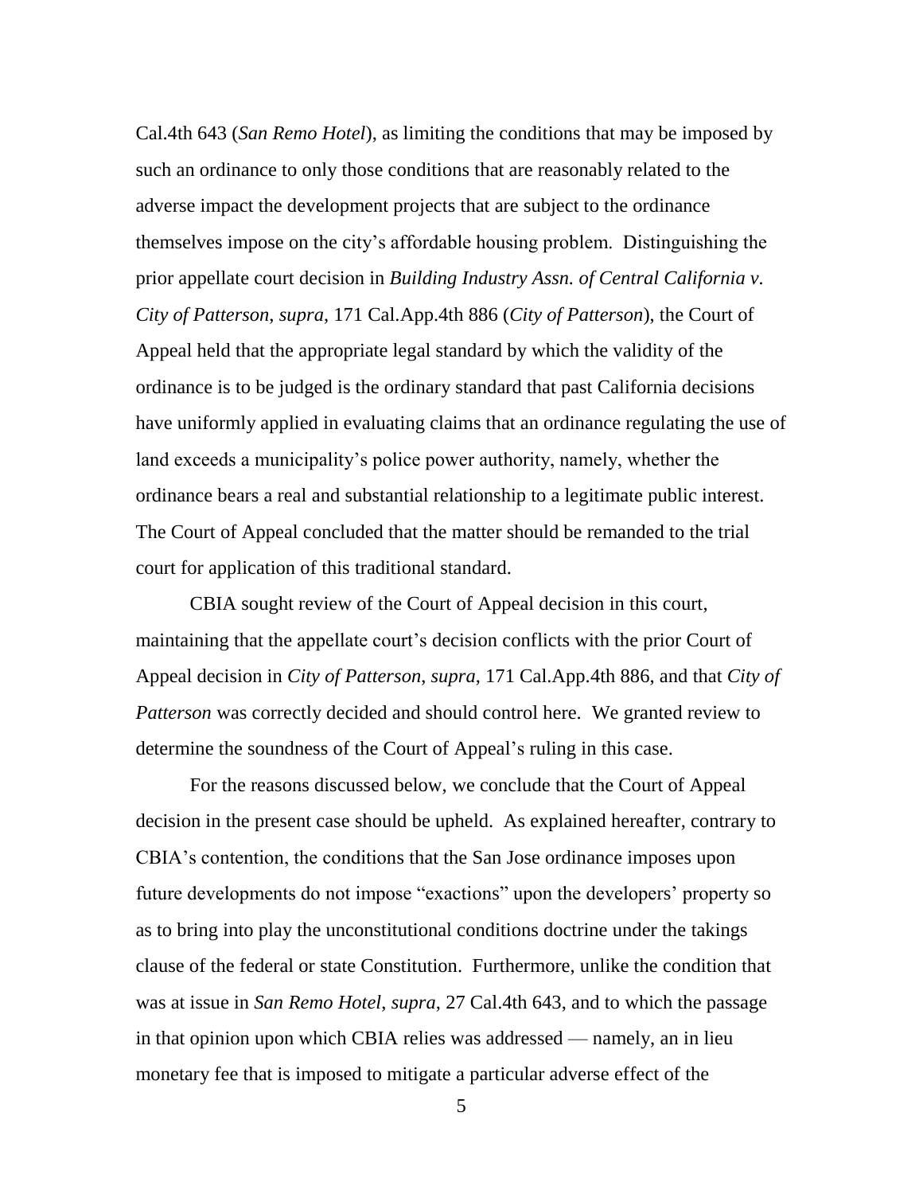Cal.4th 643 (*San Remo Hotel*), as limiting the conditions that may be imposed by such an ordinance to only those conditions that are reasonably related to the adverse impact the development projects that are subject to the ordinance themselves impose on the city's affordable housing problem. Distinguishing the prior appellate court decision in *Building Industry Assn. of Central California v. City of Patterson*, *supra*, 171 Cal.App.4th 886 (*City of Patterson*), the Court of Appeal held that the appropriate legal standard by which the validity of the ordinance is to be judged is the ordinary standard that past California decisions have uniformly applied in evaluating claims that an ordinance regulating the use of land exceeds a municipality's police power authority, namely, whether the ordinance bears a real and substantial relationship to a legitimate public interest. The Court of Appeal concluded that the matter should be remanded to the trial court for application of this traditional standard.

CBIA sought review of the Court of Appeal decision in this court, maintaining that the appellate court's decision conflicts with the prior Court of Appeal decision in *City of Patterson*, *supra*, 171 Cal.App.4th 886, and that *City of Patterson* was correctly decided and should control here. We granted review to determine the soundness of the Court of Appeal's ruling in this case.

For the reasons discussed below, we conclude that the Court of Appeal decision in the present case should be upheld. As explained hereafter, contrary to CBIA's contention, the conditions that the San Jose ordinance imposes upon future developments do not impose "exactions" upon the developers' property so as to bring into play the unconstitutional conditions doctrine under the takings clause of the federal or state Constitution. Furthermore, unlike the condition that was at issue in *San Remo Hotel*, *supra*, 27 Cal.4th 643, and to which the passage in that opinion upon which CBIA relies was addressed — namely, an in lieu monetary fee that is imposed to mitigate a particular adverse effect of the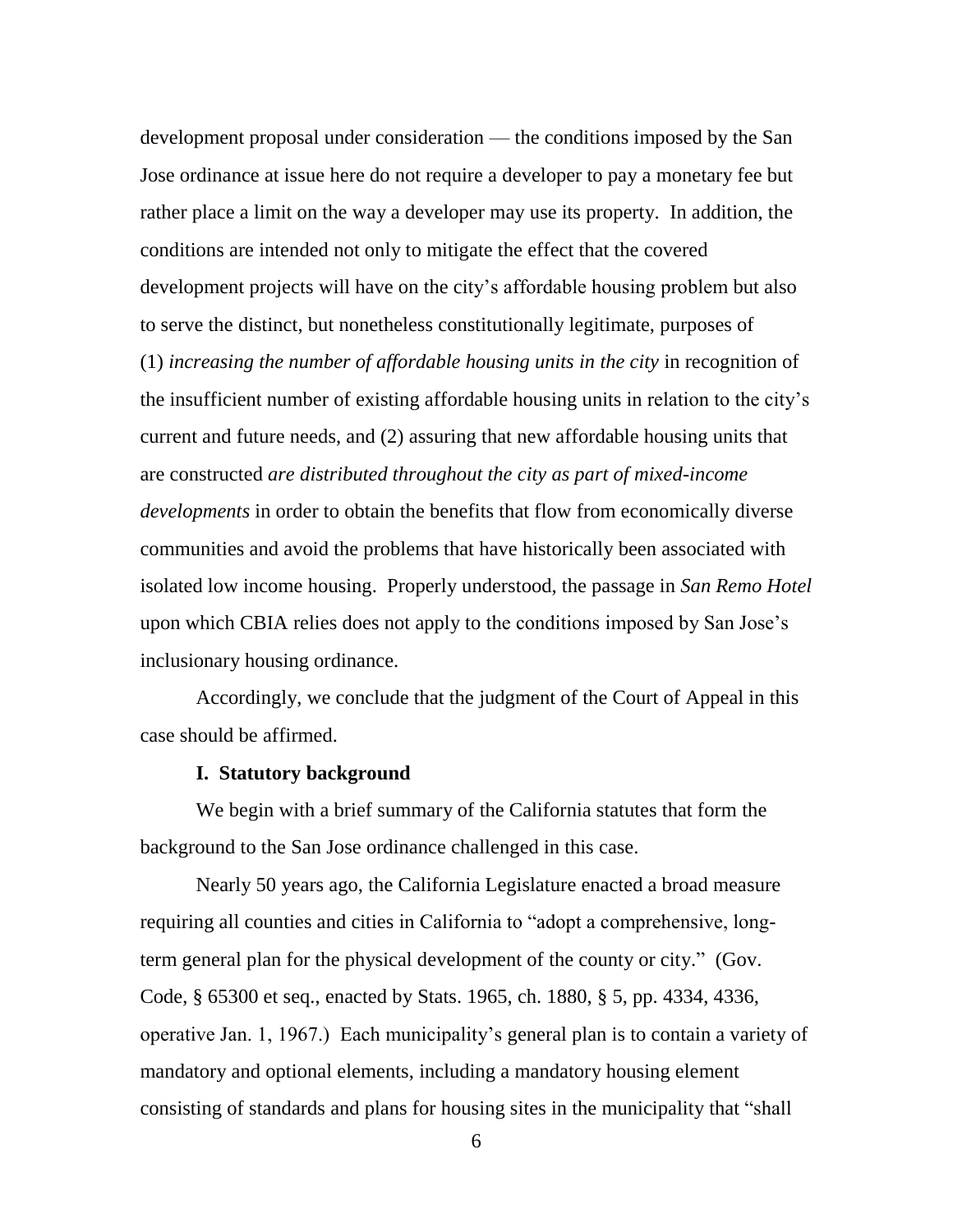development proposal under consideration — the conditions imposed by the San Jose ordinance at issue here do not require a developer to pay a monetary fee but rather place a limit on the way a developer may use its property. In addition, the conditions are intended not only to mitigate the effect that the covered development projects will have on the city's affordable housing problem but also to serve the distinct, but nonetheless constitutionally legitimate, purposes of (1) *increasing the number of affordable housing units in the city* in recognition of the insufficient number of existing affordable housing units in relation to the city's current and future needs, and (2) assuring that new affordable housing units that are constructed *are distributed throughout the city as part of mixed-income developments* in order to obtain the benefits that flow from economically diverse communities and avoid the problems that have historically been associated with isolated low income housing. Properly understood, the passage in *San Remo Hotel* upon which CBIA relies does not apply to the conditions imposed by San Jose's inclusionary housing ordinance.

Accordingly, we conclude that the judgment of the Court of Appeal in this case should be affirmed.

## I. Statutory background

We begin with a brief summary of the California statutes that form the background to the San Jose ordinance challenged in this case.

Nearly 50 years ago, the California Legislature enacted a broad measure requiring all counties and cities in California to "adopt a comprehensive, long-term general plan for the physical development of the county or city." (Gov. Code, § 65300 et seq., enacted by Stats. 1965, ch. 1880, § 5, pp. 4334, 4336, operative Jan. 1, 1967.) Each municipality's general plan is to contain a variety of mandatory and optional elements, including a mandatory housing element consisting of standards and plans for housing sites in the municipality that "shall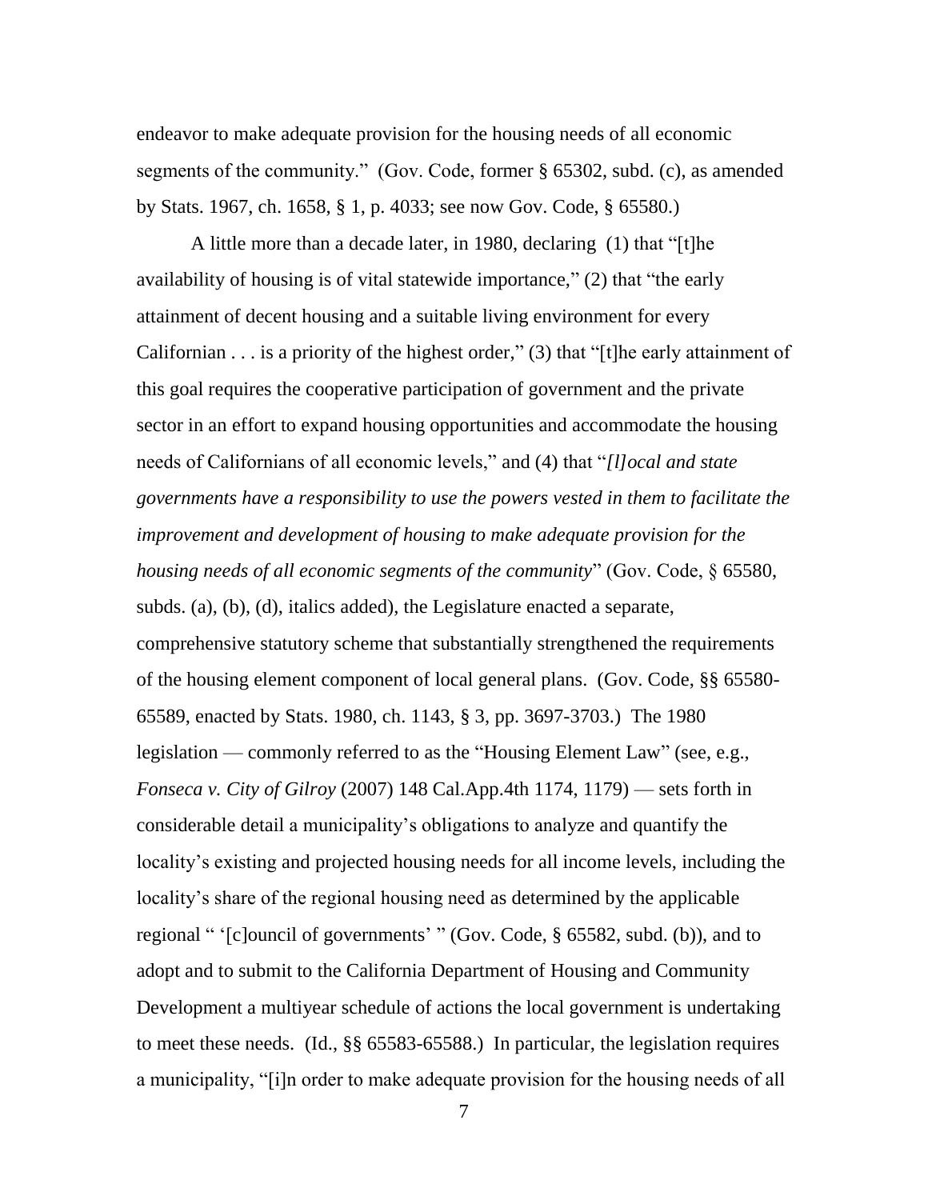endeavor to make adequate provision for the housing needs of all economic segments of the community." (Gov. Code, former § 65302, subd. (c), as amended by Stats. 1967, ch. 1658, § 1, p. 4033; see now Gov. Code, § 65580.)

A little more than a decade later, in 1980, declaring (1) that "[t]he availability of housing is of vital statewide importance," (2) that "the early attainment of decent housing and a suitable living environment for every Californian . . . is a priority of the highest order," (3) that "[t]he early attainment of this goal requires the cooperative participation of government and the private sector in an effort to expand housing opportunities and accommodate the housing needs of Californians of all economic levels," and (4) that "*[l]ocal and state governments have a responsibility to use the powers vested in them to facilitate the improvement and development of housing to make adequate provision for the housing needs of all economic segments of the community*" (Gov. Code, § 65580, subds. (a), (b), (d), italics added), the Legislature enacted a separate, comprehensive statutory scheme that substantially strengthened the requirements of the housing element component of local general plans. (Gov. Code, §§ 65580-65589, enacted by Stats. 1980, ch. 1143, § 3, pp. 3697-3703.) The 1980 legislation — commonly referred to as the "Housing Element Law" (see, e.g., *Fonseca v. City of Gilroy* (2007) 148 Cal.App.4th 1174, 1179) — sets forth in considerable detail a municipality's obligations to analyze and quantify the locality's existing and projected housing needs for all income levels, including the locality's share of the regional housing need as determined by the applicable regional " '[c]ouncil of governments' " (Gov. Code, § 65582, subd. (b)), and to adopt and to submit to the California Department of Housing and Community Development a multiyear schedule of actions the local government is undertaking to meet these needs. (Id., §§ 65583-65588.) In particular, the legislation requires a municipality, "[i]n order to make adequate provision for the housing needs of all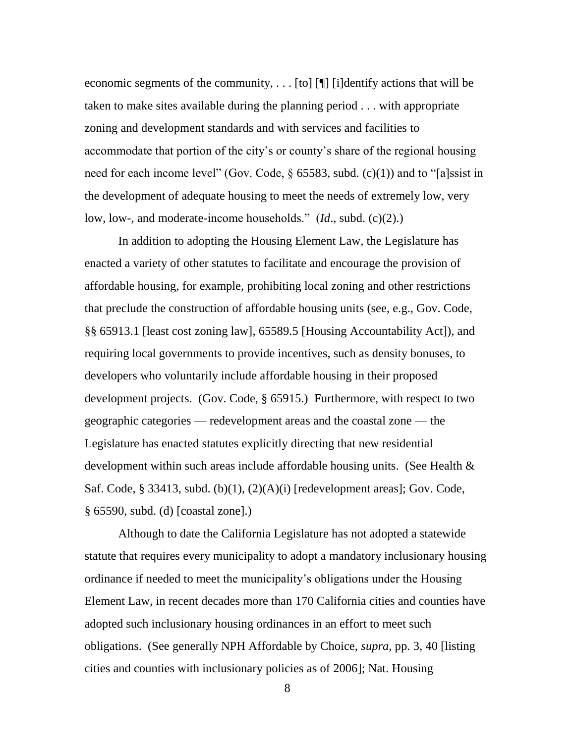economic segments of the community, . . . [to] [¶] [i]dentify actions that will be taken to make sites available during the planning period . . . with appropriate zoning and development standards and with services and facilities to accommodate that portion of the city's or county's share of the regional housing need for each income level" (Gov. Code, § 65583, subd. (c)(1)) and to "[a]ssist in the development of adequate housing to meet the needs of extremely low, very low, low-, and moderate-income households." (*Id*., subd. (c)(2).)

In addition to adopting the Housing Element Law, the Legislature has enacted a variety of other statutes to facilitate and encourage the provision of affordable housing, for example, prohibiting local zoning and other restrictions that preclude the construction of affordable housing units (see, e.g., Gov. Code, §§ 65913.1 [least cost zoning law], 65589.5 [Housing Accountability Act]), and requiring local governments to provide incentives, such as density bonuses, to developers who voluntarily include affordable housing in their proposed development projects. (Gov. Code, § 65915.) Furthermore, with respect to two geographic categories — redevelopment areas and the coastal zone — the Legislature has enacted statutes explicitly directing that new residential development within such areas include affordable housing units. (See Health & Saf. Code, § 33413, subd. (b)(1), (2)(A)(i) [redevelopment areas]; Gov. Code, § 65590, subd. (d) [coastal zone].)

Although to date the California Legislature has not adopted a statewide statute that requires every municipality to adopt a mandatory inclusionary housing ordinance if needed to meet the municipality's obligations under the Housing Element Law, in recent decades more than 170 California cities and counties have adopted such inclusionary housing ordinances in an effort to meet such obligations. (See generally NPH Affordable by Choice, *supra*, pp. 3, 40 [listing cities and counties with inclusionary policies as of 2006]; Nat. Housing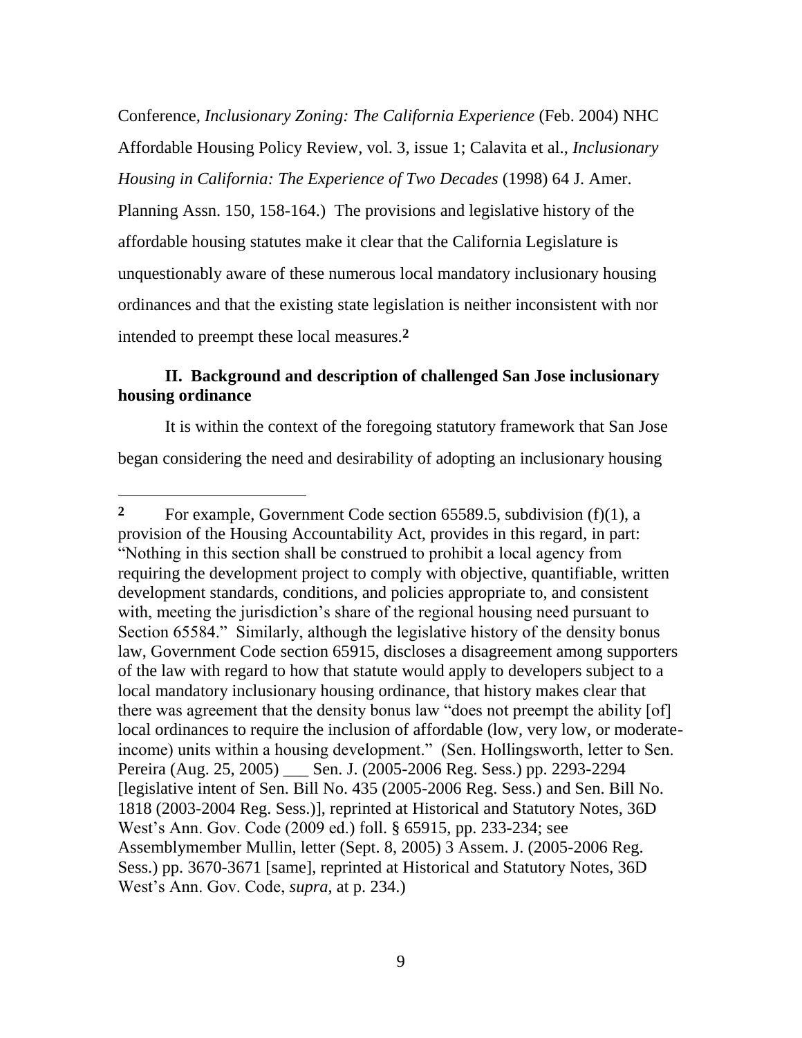Conference, *Inclusionary Zoning: The California Experience* (Feb. 2004) NHC Affordable Housing Policy Review, vol. 3, issue 1; Calavita et al., *Inclusionary Housing in California: The Experience of Two Decades* (1998) 64 J. Amer. Planning Assn. 150, 158-164.) The provisions and legislative history of the affordable housing statutes make it clear that the California Legislature is unquestionably aware of these numerous local mandatory inclusionary housing ordinances and that the existing state legislation is neither inconsistent with nor intended to preempt these local measures.[2]

**II. Background and description of challenged San Jose inclusionary housing ordinance**

It is within the context of the foregoing statutory framework that San Jose began considering the need and desirability of adopting an inclusionary housing

---

[2] For example, Government Code section 65589.5, subdivision (f)(1), a provision of the Housing Accountability Act, provides in this regard, in part: "Nothing in this section shall be construed to prohibit a local agency from requiring the development project to comply with objective, quantifiable, written development standards, conditions, and policies appropriate to, and consistent with, meeting the jurisdiction's share of the regional housing need pursuant to Section 65584." Similarly, although the legislative history of the density bonus law, Government Code section 65915, discloses a disagreement among supporters of the law with regard to how that statute would apply to developers subject to a local mandatory inclusionary housing ordinance, that history makes clear that there was agreement that the density bonus law "does not preempt the ability [of] local ordinances to require the inclusion of affordable (low, very low, or moderate-income) units within a housing development." (Sen. Hollingsworth, letter to Sen. Pereira (Aug. 25, 2005) ___ Sen. J. (2005-2006 Reg. Sess.) pp. 2293-2294 [legislative intent of Sen. Bill No. 435 (2005-2006 Reg. Sess.) and Sen. Bill No. 1818 (2003-2004 Reg. Sess.)], reprinted at Historical and Statutory Notes, 36D West's Ann. Gov. Code (2009 ed.) foll. § 65915, pp. 233-234; see Assemblymember Mullin, letter (Sept. 8, 2005) 3 Assem. J. (2005-2006 Reg. Sess.) pp. 3670-3671 [same], reprinted at Historical and Statutory Notes, 36D West's Ann. Gov. Code, *supra*, at p. 234.)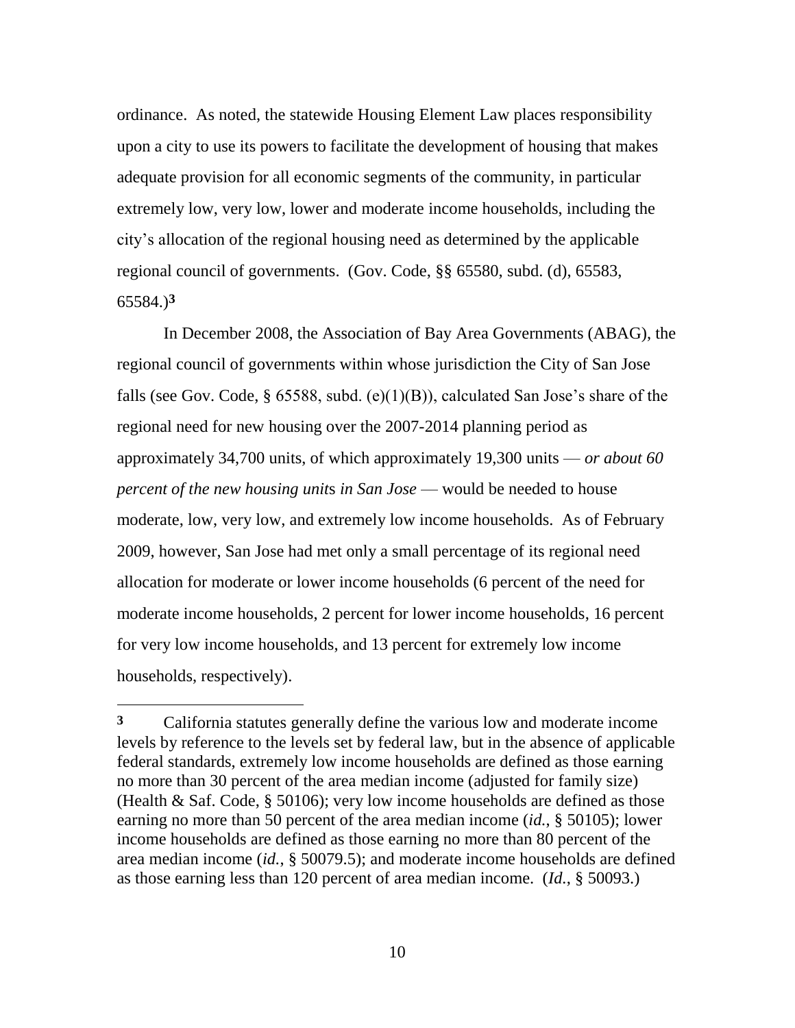ordinance. As noted, the statewide Housing Element Law places responsibility upon a city to use its powers to facilitate the development of housing that makes adequate provision for all economic segments of the community, in particular extremely low, very low, lower and moderate income households, including the city's allocation of the regional housing need as determined by the applicable regional council of governments. (Gov. Code, §§ 65580, subd. (d), 65583, 65584.)[3]

In December 2008, the Association of Bay Area Governments (ABAG), the regional council of governments within whose jurisdiction the City of San Jose falls (see Gov. Code, § 65588, subd. (e)(1)(B)), calculated San Jose's share of the regional need for new housing over the 2007-2014 planning period as approximately 34,700 units, of which approximately 19,300 units — *or about 60 percent of the new housing units in San Jose* — would be needed to house moderate, low, very low, and extremely low income households. As of February 2009, however, San Jose had met only a small percentage of its regional need allocation for moderate or lower income households (6 percent of the need for moderate income households, 2 percent for lower income households, 16 percent for very low income households, and 13 percent for extremely low income households, respectively).

---

**3** California statutes generally define the various low and moderate income levels by reference to the levels set by federal law, but in the absence of applicable federal standards, extremely low income households are defined as those earning no more than 30 percent of the area median income (adjusted for family size) (Health & Saf. Code, § 50106); very low income households are defined as those earning no more than 50 percent of the area median income (*id.*, § 50105); lower income households are defined as those earning no more than 80 percent of the area median income (*id.*, § 50079.5); and moderate income households are defined as those earning less than 120 percent of area median income. (*Id.*, § 50093.)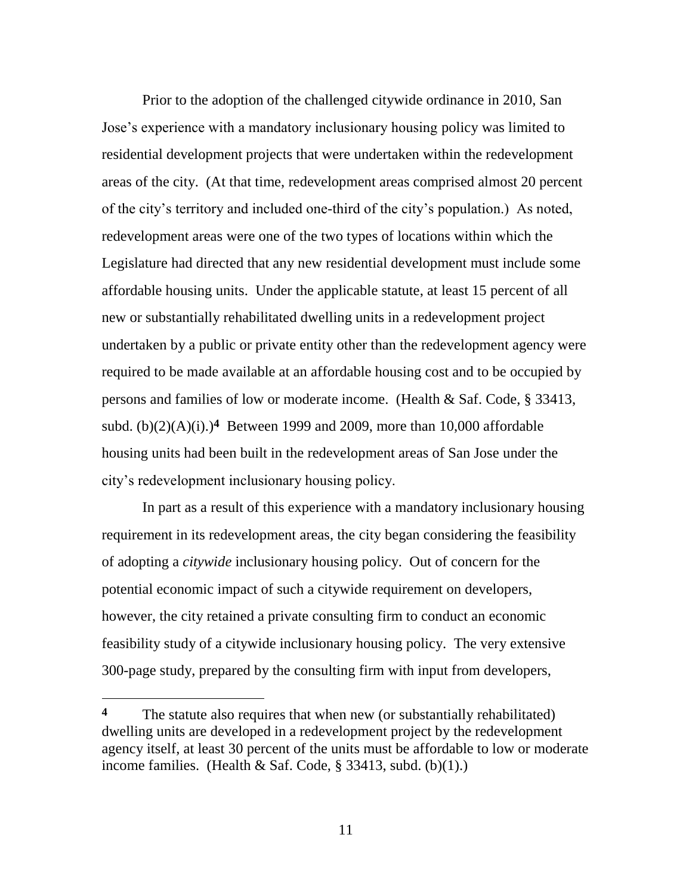Prior to the adoption of the challenged citywide ordinance in 2010, San Jose's experience with a mandatory inclusionary housing policy was limited to residential development projects that were undertaken within the redevelopment areas of the city. (At that time, redevelopment areas comprised almost 20 percent of the city's territory and included one-third of the city's population.) As noted, redevelopment areas were one of the two types of locations within which the Legislature had directed that any new residential development must include some affordable housing units. Under the applicable statute, at least 15 percent of all new or substantially rehabilitated dwelling units in a redevelopment project undertaken by a public or private entity other than the redevelopment agency were required to be made available at an affordable housing cost and to be occupied by persons and families of low or moderate income. (Health & Saf. Code, § 33413, subd. (b)(2)(A)(i).)[4] Between 1999 and 2009, more than 10,000 affordable housing units had been built in the redevelopment areas of San Jose under the city's redevelopment inclusionary housing policy.

In part as a result of this experience with a mandatory inclusionary housing requirement in its redevelopment areas, the city began considering the feasibility of adopting a *citywide* inclusionary housing policy. Out of concern for the potential economic impact of such a citywide requirement on developers, however, the city retained a private consulting firm to conduct an economic feasibility study of a citywide inclusionary housing policy. The very extensive 300-page study, prepared by the consulting firm with input from developers,

---

**4** The statute also requires that when new (or substantially rehabilitated) dwelling units are developed in a redevelopment project by the redevelopment agency itself, at least 30 percent of the units must be affordable to low or moderate income families. (Health & Saf. Code, § 33413, subd. (b)(1).)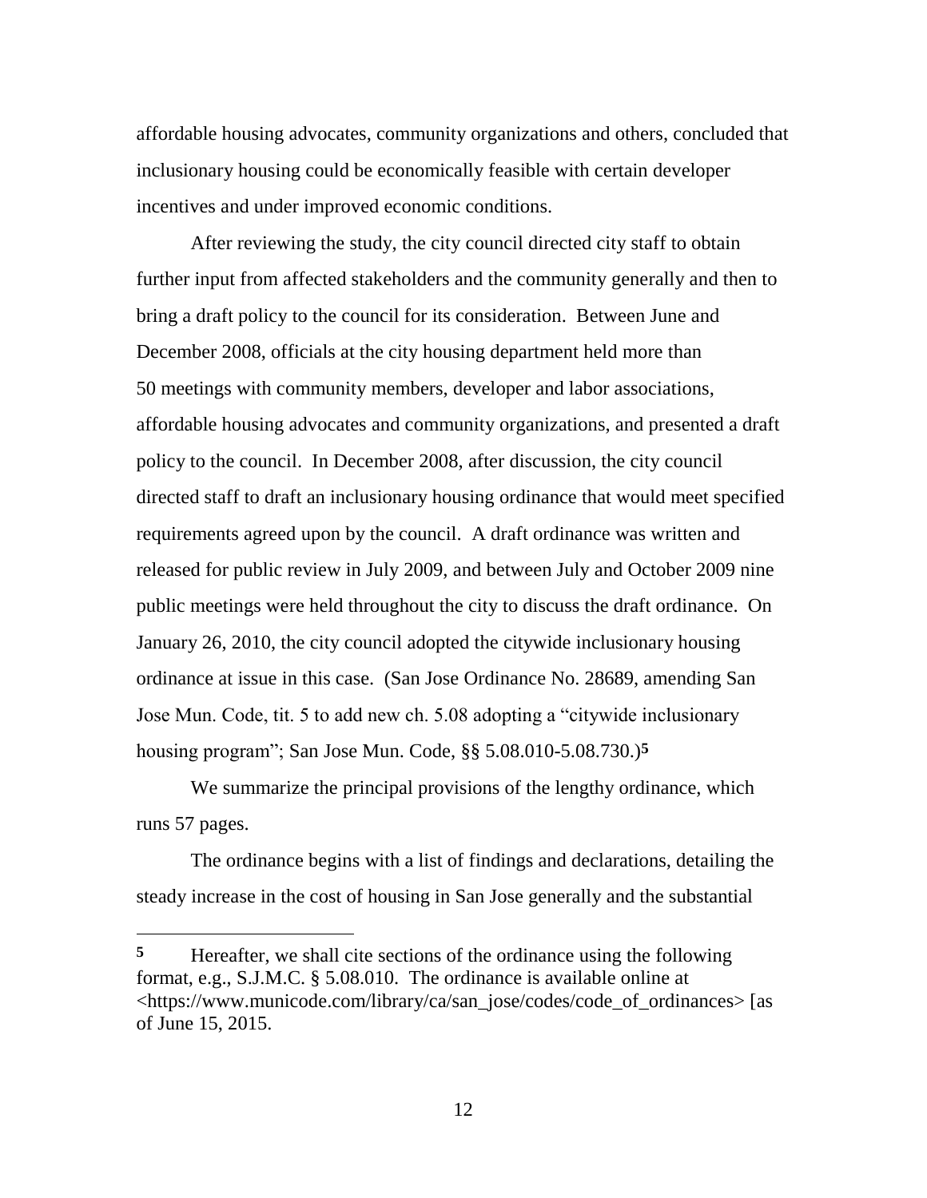affordable housing advocates, community organizations and others, concluded that inclusionary housing could be economically feasible with certain developer incentives and under improved economic conditions.

After reviewing the study, the city council directed city staff to obtain further input from affected stakeholders and the community generally and then to bring a draft policy to the council for its consideration. Between June and December 2008, officials at the city housing department held more than 50 meetings with community members, developer and labor associations, affordable housing advocates and community organizations, and presented a draft policy to the council. In December 2008, after discussion, the city council directed staff to draft an inclusionary housing ordinance that would meet specified requirements agreed upon by the council. A draft ordinance was written and released for public review in July 2009, and between July and October 2009 nine public meetings were held throughout the city to discuss the draft ordinance. On January 26, 2010, the city council adopted the citywide inclusionary housing ordinance at issue in this case. (San Jose Ordinance No. 28689, amending San Jose Mun. Code, tit. 5 to add new ch. 5.08 adopting a "citywide inclusionary housing program"; San Jose Mun. Code, §§ 5.08.010-5.08.730.)[5]

We summarize the principal provisions of the lengthy ordinance, which runs 57 pages.

The ordinance begins with a list of findings and declarations, detailing the steady increase in the cost of housing in San Jose generally and the substantial

---

[5] Hereafter, we shall cite sections of the ordinance using the following format, e.g., S.J.M.C. § 5.08.010. The ordinance is available online at <https://www.municode.com/library/ca/san_jose/codes/code_of_ordinances> [as of June 15, 2015.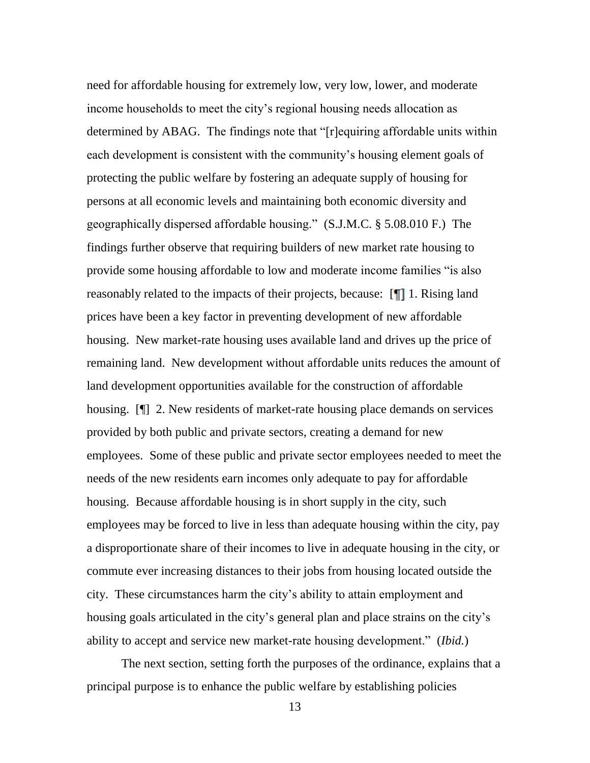need for affordable housing for extremely low, very low, lower, and moderate income households to meet the city's regional housing needs allocation as determined by ABAG. The findings note that "[r]equiring affordable units within each development is consistent with the community's housing element goals of protecting the public welfare by fostering an adequate supply of housing for persons at all economic levels and maintaining both economic diversity and geographically dispersed affordable housing." (S.J.M.C. § 5.08.010 F.) The findings further observe that requiring builders of new market rate housing to provide some housing affordable to low and moderate income families "is also reasonably related to the impacts of their projects, because: [¶] 1. Rising land prices have been a key factor in preventing development of new affordable housing. New market-rate housing uses available land and drives up the price of remaining land. New development without affordable units reduces the amount of land development opportunities available for the construction of affordable housing. [¶] 2. New residents of market-rate housing place demands on services provided by both public and private sectors, creating a demand for new employees. Some of these public and private sector employees needed to meet the needs of the new residents earn incomes only adequate to pay for affordable housing. Because affordable housing is in short supply in the city, such employees may be forced to live in less than adequate housing within the city, pay a disproportionate share of their incomes to live in adequate housing in the city, or commute ever increasing distances to their jobs from housing located outside the city. These circumstances harm the city's ability to attain employment and housing goals articulated in the city's general plan and place strains on the city's ability to accept and service new market-rate housing development." (*Ibid.*)

The next section, setting forth the purposes of the ordinance, explains that a principal purpose is to enhance the public welfare by establishing policies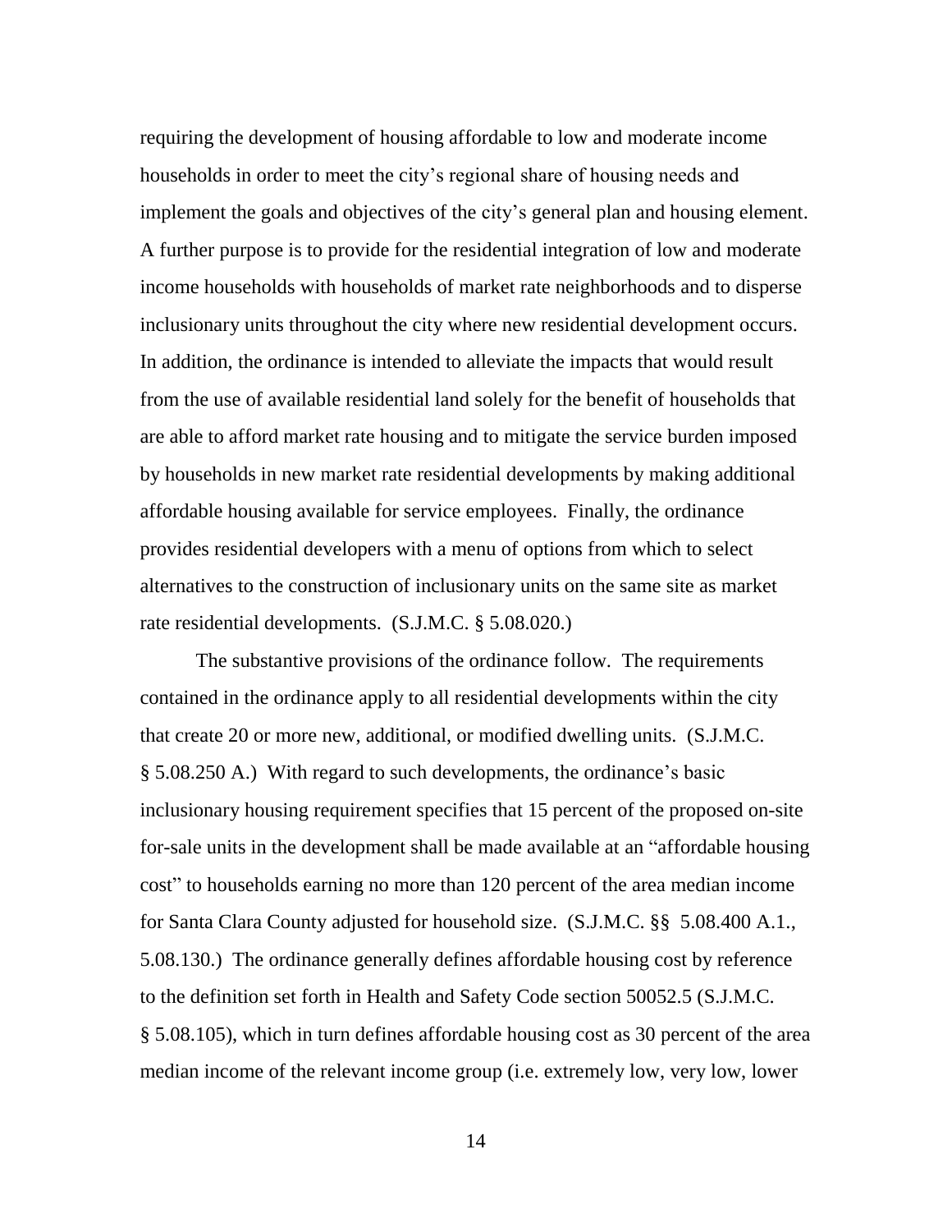requiring the development of housing affordable to low and moderate income households in order to meet the city's regional share of housing needs and implement the goals and objectives of the city's general plan and housing element. A further purpose is to provide for the residential integration of low and moderate income households with households of market rate neighborhoods and to disperse inclusionary units throughout the city where new residential development occurs. In addition, the ordinance is intended to alleviate the impacts that would result from the use of available residential land solely for the benefit of households that are able to afford market rate housing and to mitigate the service burden imposed by households in new market rate residential developments by making additional affordable housing available for service employees. Finally, the ordinance provides residential developers with a menu of options from which to select alternatives to the construction of inclusionary units on the same site as market rate residential developments. (S.J.M.C. § 5.08.020.)

The substantive provisions of the ordinance follow. The requirements contained in the ordinance apply to all residential developments within the city that create 20 or more new, additional, or modified dwelling units. (S.J.M.C. § 5.08.250 A.) With regard to such developments, the ordinance's basic inclusionary housing requirement specifies that 15 percent of the proposed on-site for-sale units in the development shall be made available at an "affordable housing cost" to households earning no more than 120 percent of the area median income for Santa Clara County adjusted for household size. (S.J.M.C. §§ 5.08.400 A.1., 5.08.130.) The ordinance generally defines affordable housing cost by reference to the definition set forth in Health and Safety Code section 50052.5 (S.J.M.C. § 5.08.105), which in turn defines affordable housing cost as 30 percent of the area median income of the relevant income group (i.e. extremely low, very low, lower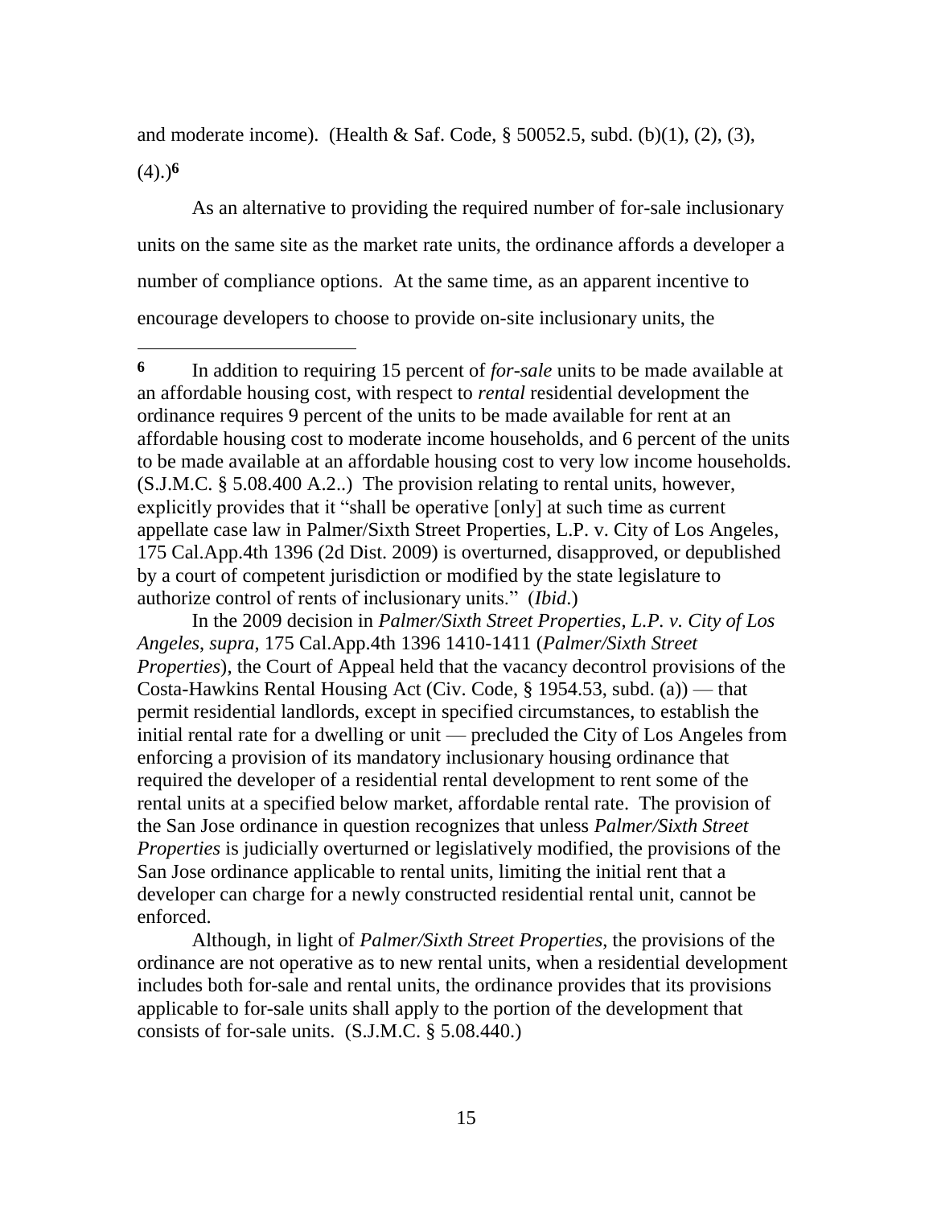and moderate income). (Health & Saf. Code, § 50052.5, subd. (b)(1), (2), (3), (4).)[6]

As an alternative to providing the required number of for-sale inclusionary units on the same site as the market rate units, the ordinance affords a developer a number of compliance options. At the same time, as an apparent incentive to encourage developers to choose to provide on-site inclusionary units, the

---

[6] In addition to requiring 15 percent of *for-sale* units to be made available at an affordable housing cost, with respect to *rental* residential development the ordinance requires 9 percent of the units to be made available for rent at an affordable housing cost to moderate income households, and 6 percent of the units to be made available at an affordable housing cost to very low income households. (S.J.M.C. § 5.08.400 A.2..) The provision relating to rental units, however, explicitly provides that it "shall be operative [only] at such time as current appellate case law in Palmer/Sixth Street Properties, L.P. v. City of Los Angeles, 175 Cal.App.4th 1396 (2d Dist. 2009) is overturned, disapproved, or depublished by a court of competent jurisdiction or modified by the state legislature to authorize control of rents of inclusionary units." (*Ibid*.)

In the 2009 decision in *Palmer/Sixth Street Properties*, *L.P. v. City of Los Angeles*, *supra*, 175 Cal.App.4th 1396 1410-1411 (*Palmer/Sixth Street Properties*), the Court of Appeal held that the vacancy decontrol provisions of the Costa-Hawkins Rental Housing Act (Civ. Code, § 1954.53, subd. (a)) — that permit residential landlords, except in specified circumstances, to establish the initial rental rate for a dwelling or unit — precluded the City of Los Angeles from enforcing a provision of its mandatory inclusionary housing ordinance that required the developer of a residential rental development to rent some of the rental units at a specified below market, affordable rental rate. The provision of the San Jose ordinance in question recognizes that unless *Palmer/Sixth Street Properties* is judicially overturned or legislatively modified, the provisions of the San Jose ordinance applicable to rental units, limiting the initial rent that a developer can charge for a newly constructed residential rental unit, cannot be enforced.

Although, in light of *Palmer/Sixth Street Properties*, the provisions of the ordinance are not operative as to new rental units, when a residential development includes both for-sale and rental units, the ordinance provides that its provisions applicable to for-sale units shall apply to the portion of the development that consists of for-sale units. (S.J.M.C. § 5.08.440.)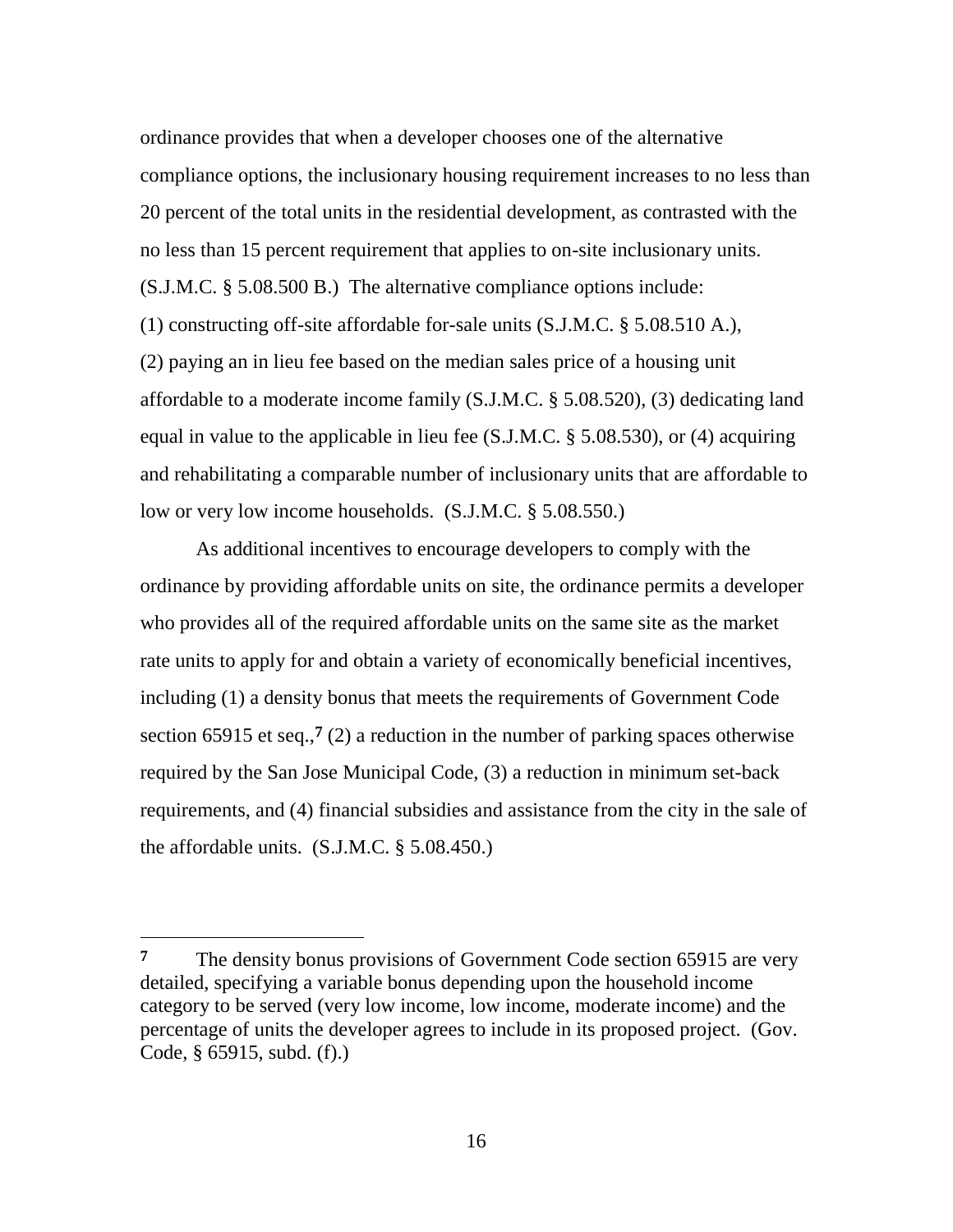ordinance provides that when a developer chooses one of the alternative compliance options, the inclusionary housing requirement increases to no less than 20 percent of the total units in the residential development, as contrasted with the no less than 15 percent requirement that applies to on-site inclusionary units. (S.J.M.C. § 5.08.500 B.) The alternative compliance options include: (1) constructing off-site affordable for-sale units (S.J.M.C. § 5.08.510 A.), (2) paying an in lieu fee based on the median sales price of a housing unit affordable to a moderate income family (S.J.M.C. § 5.08.520), (3) dedicating land equal in value to the applicable in lieu fee (S.J.M.C. § 5.08.530), or (4) acquiring and rehabilitating a comparable number of inclusionary units that are affordable to low or very low income households. (S.J.M.C. § 5.08.550.)

As additional incentives to encourage developers to comply with the ordinance by providing affordable units on site, the ordinance permits a developer who provides all of the required affordable units on the same site as the market rate units to apply for and obtain a variety of economically beneficial incentives, including (1) a density bonus that meets the requirements of Government Code section 65915 et seq.,[7] (2) a reduction in the number of parking spaces otherwise required by the San Jose Municipal Code, (3) a reduction in minimum set-back requirements, and (4) financial subsidies and assistance from the city in the sale of the affordable units. (S.J.M.C. § 5.08.450.)

---

[7] The density bonus provisions of Government Code section 65915 are very detailed, specifying a variable bonus depending upon the household income category to be served (very low income, low income, moderate income) and the percentage of units the developer agrees to include in its proposed project. (Gov. Code, § 65915, subd. (f).)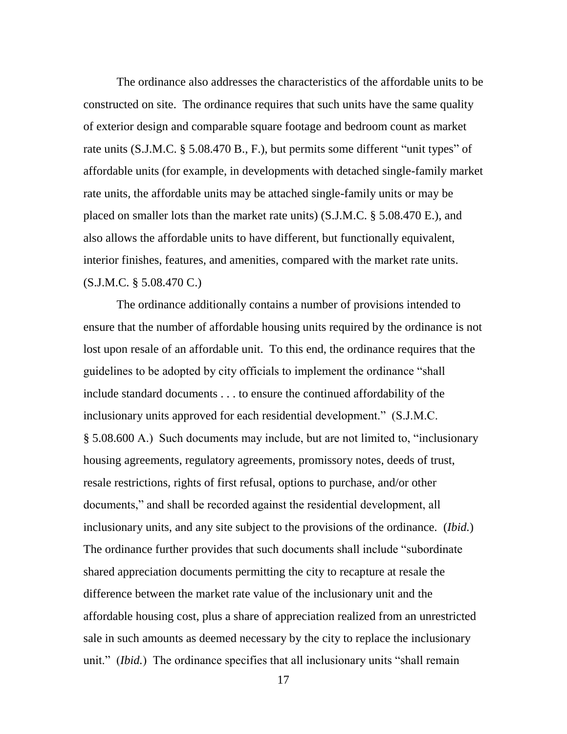The ordinance also addresses the characteristics of the affordable units to be constructed on site. The ordinance requires that such units have the same quality of exterior design and comparable square footage and bedroom count as market rate units (S.J.M.C. § 5.08.470 B., F.), but permits some different "unit types" of affordable units (for example, in developments with detached single-family market rate units, the affordable units may be attached single-family units or may be placed on smaller lots than the market rate units) (S.J.M.C. § 5.08.470 E.), and also allows the affordable units to have different, but functionally equivalent, interior finishes, features, and amenities, compared with the market rate units. (S.J.M.C. § 5.08.470 C.)

The ordinance additionally contains a number of provisions intended to ensure that the number of affordable housing units required by the ordinance is not lost upon resale of an affordable unit. To this end, the ordinance requires that the guidelines to be adopted by city officials to implement the ordinance "shall include standard documents . . . to ensure the continued affordability of the inclusionary units approved for each residential development." (S.J.M.C. § 5.08.600 A.) Such documents may include, but are not limited to, "inclusionary housing agreements, regulatory agreements, promissory notes, deeds of trust, resale restrictions, rights of first refusal, options to purchase, and/or other documents," and shall be recorded against the residential development, all inclusionary units, and any site subject to the provisions of the ordinance. (*Ibid.*) The ordinance further provides that such documents shall include "subordinate shared appreciation documents permitting the city to recapture at resale the difference between the market rate value of the inclusionary unit and the affordable housing cost, plus a share of appreciation realized from an unrestricted sale in such amounts as deemed necessary by the city to replace the inclusionary unit." (*Ibid.*) The ordinance specifies that all inclusionary units "shall remain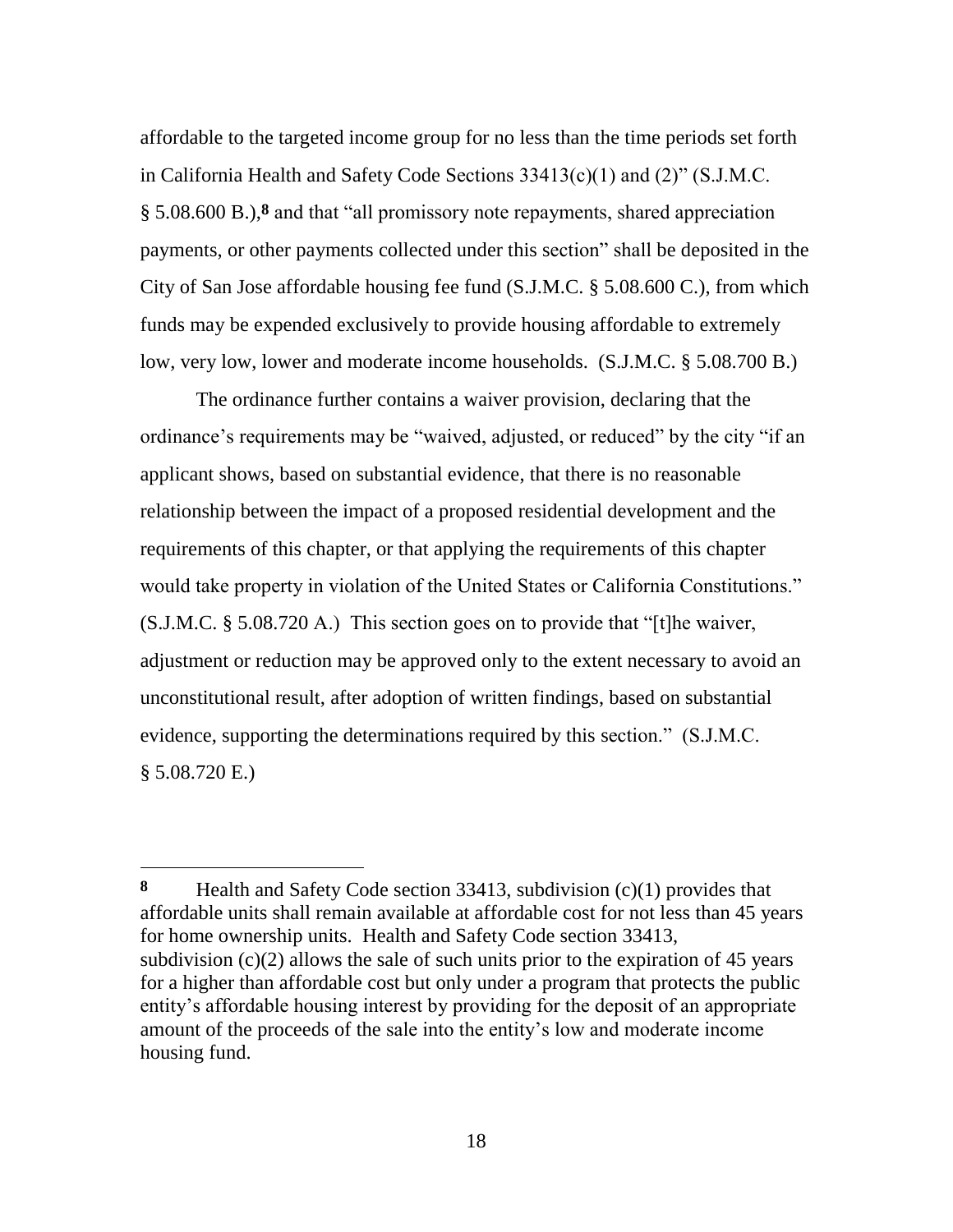affordable to the targeted income group for no less than the time periods set forth in California Health and Safety Code Sections 33413(c)(1) and (2)" (S.J.M.C. § 5.08.600 B.),[8] and that "all promissory note repayments, shared appreciation payments, or other payments collected under this section" shall be deposited in the City of San Jose affordable housing fee fund (S.J.M.C. § 5.08.600 C.), from which funds may be expended exclusively to provide housing affordable to extremely low, very low, lower and moderate income households. (S.J.M.C. § 5.08.700 B.)

The ordinance further contains a waiver provision, declaring that the ordinance's requirements may be "waived, adjusted, or reduced" by the city "if an applicant shows, based on substantial evidence, that there is no reasonable relationship between the impact of a proposed residential development and the requirements of this chapter, or that applying the requirements of this chapter would take property in violation of the United States or California Constitutions." (S.J.M.C. § 5.08.720 A.) This section goes on to provide that "[t]he waiver, adjustment or reduction may be approved only to the extent necessary to avoid an unconstitutional result, after adoption of written findings, based on substantial evidence, supporting the determinations required by this section." (S.J.M.C. § 5.08.720 E.)

---

**8** Health and Safety Code section 33413, subdivision (c)(1) provides that affordable units shall remain available at affordable cost for not less than 45 years for home ownership units. Health and Safety Code section 33413, subdivision (c)(2) allows the sale of such units prior to the expiration of 45 years for a higher than affordable cost but only under a program that protects the public entity's affordable housing interest by providing for the deposit of an appropriate amount of the proceeds of the sale into the entity's low and moderate income housing fund.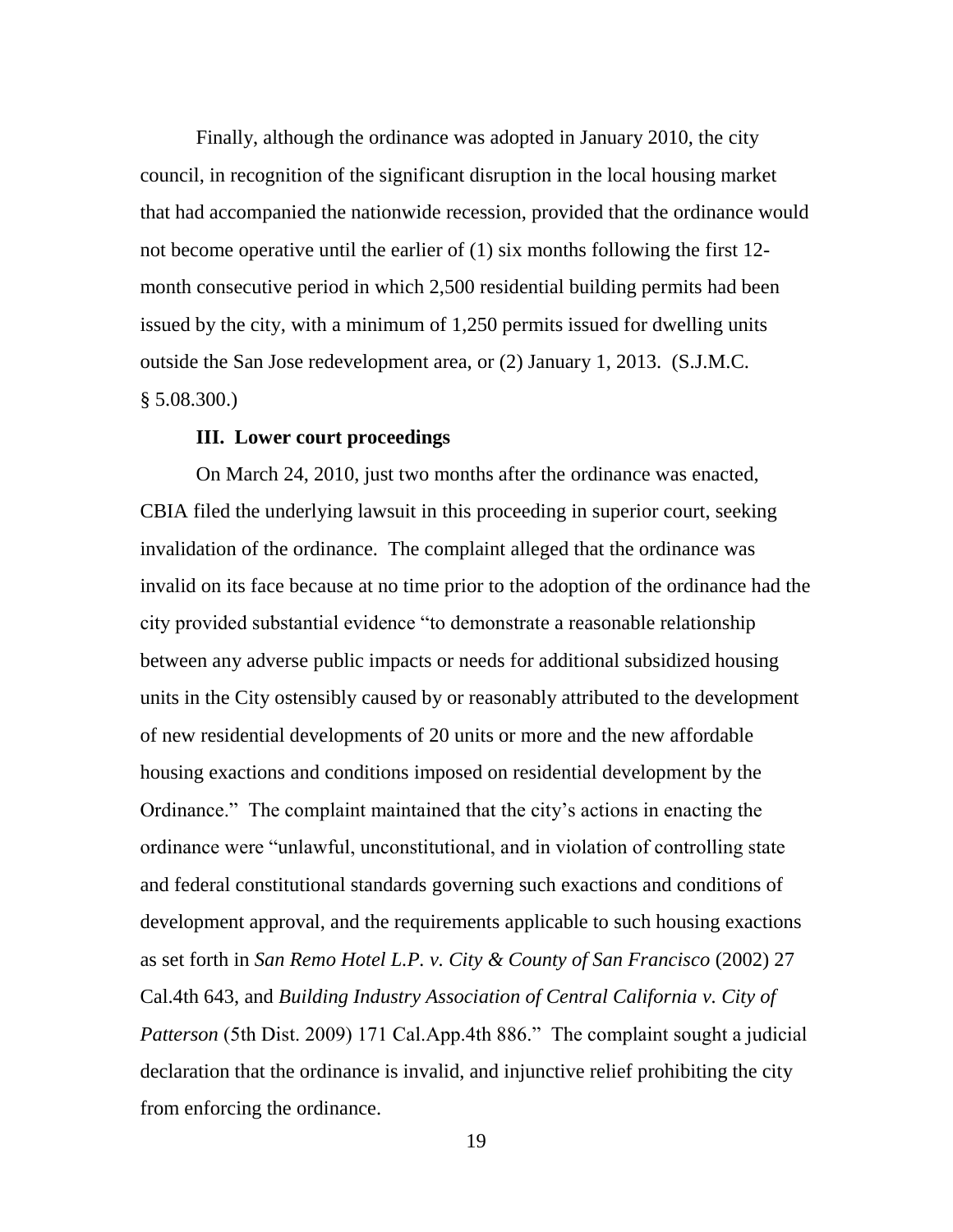Finally, although the ordinance was adopted in January 2010, the city council, in recognition of the significant disruption in the local housing market that had accompanied the nationwide recession, provided that the ordinance would not become operative until the earlier of (1) six months following the first 12-month consecutive period in which 2,500 residential building permits had been issued by the city, with a minimum of 1,250 permits issued for dwelling units outside the San Jose redevelopment area, or (2) January 1, 2013. (S.J.M.C. § 5.08.300.)

### III. Lower court proceedings

On March 24, 2010, just two months after the ordinance was enacted, CBIA filed the underlying lawsuit in this proceeding in superior court, seeking invalidation of the ordinance. The complaint alleged that the ordinance was invalid on its face because at no time prior to the adoption of the ordinance had the city provided substantial evidence "to demonstrate a reasonable relationship between any adverse public impacts or needs for additional subsidized housing units in the City ostensibly caused by or reasonably attributed to the development of new residential developments of 20 units or more and the new affordable housing exactions and conditions imposed on residential development by the Ordinance." The complaint maintained that the city's actions in enacting the ordinance were "unlawful, unconstitutional, and in violation of controlling state and federal constitutional standards governing such exactions and conditions of development approval, and the requirements applicable to such housing exactions as set forth in *San Remo Hotel L.P. v. City & County of San Francisco* (2002) 27 Cal.4th 643, and *Building Industry Association of Central California v. City of Patterson* (5th Dist. 2009) 171 Cal.App.4th 886." The complaint sought a judicial declaration that the ordinance is invalid, and injunctive relief prohibiting the city from enforcing the ordinance.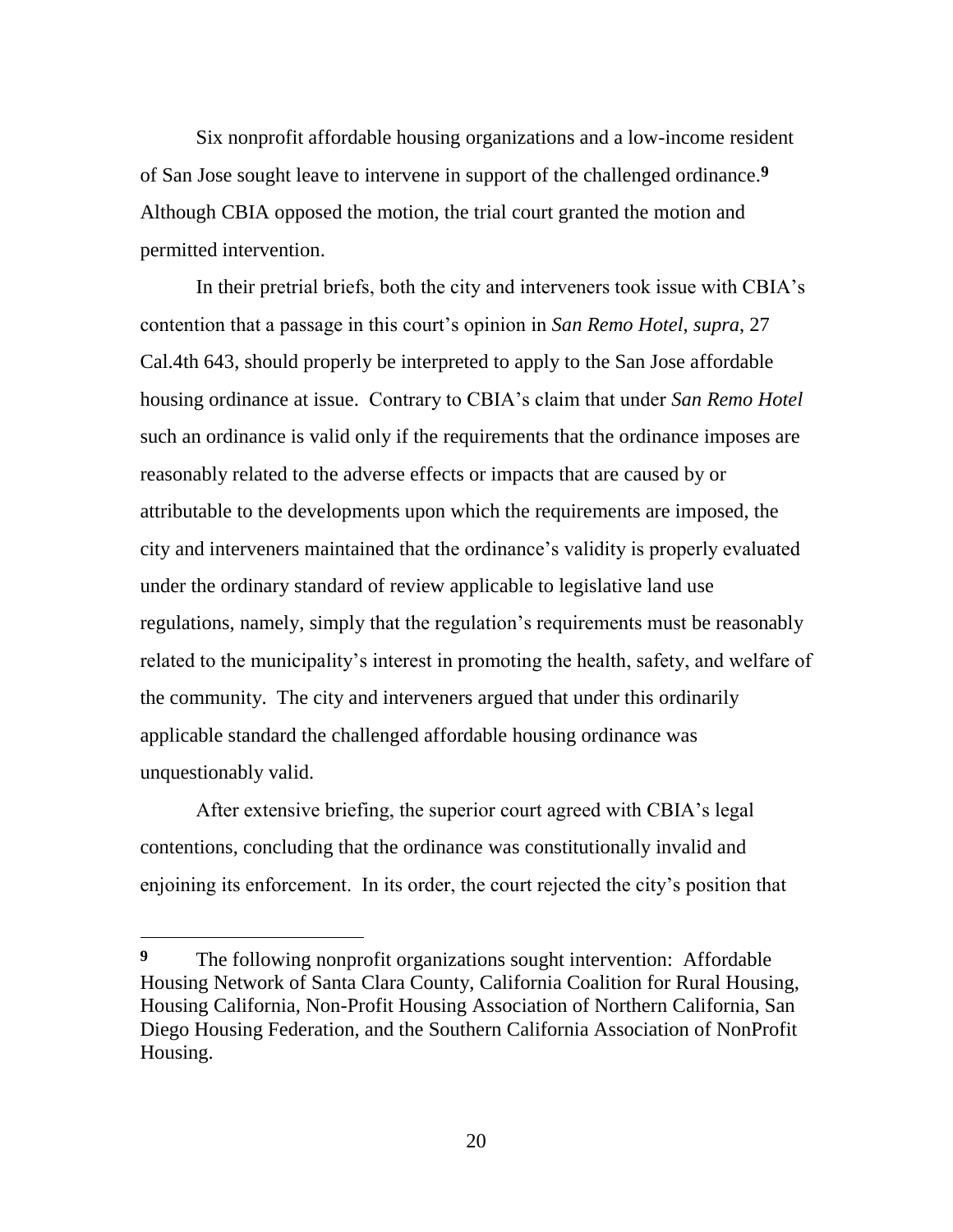Six nonprofit affordable housing organizations and a low-income resident of San Jose sought leave to intervene in support of the challenged ordinance.[9] Although CBIA opposed the motion, the trial court granted the motion and permitted intervention.

In their pretrial briefs, both the city and interveners took issue with CBIA's contention that a passage in this court's opinion in *San Remo Hotel*, *supra*, 27 Cal.4th 643, should properly be interpreted to apply to the San Jose affordable housing ordinance at issue. Contrary to CBIA's claim that under *San Remo Hotel* such an ordinance is valid only if the requirements that the ordinance imposes are reasonably related to the adverse effects or impacts that are caused by or attributable to the developments upon which the requirements are imposed, the city and interveners maintained that the ordinance's validity is properly evaluated under the ordinary standard of review applicable to legislative land use regulations, namely, simply that the regulation's requirements must be reasonably related to the municipality's interest in promoting the health, safety, and welfare of the community. The city and interveners argued that under this ordinarily applicable standard the challenged affordable housing ordinance was unquestionably valid.

After extensive briefing, the superior court agreed with CBIA's legal contentions, concluding that the ordinance was constitutionally invalid and enjoining its enforcement. In its order, the court rejected the city's position that

---

[9] The following nonprofit organizations sought intervention: Affordable Housing Network of Santa Clara County, California Coalition for Rural Housing, Housing California, Non-Profit Housing Association of Northern California, San Diego Housing Federation, and the Southern California Association of NonProfit Housing.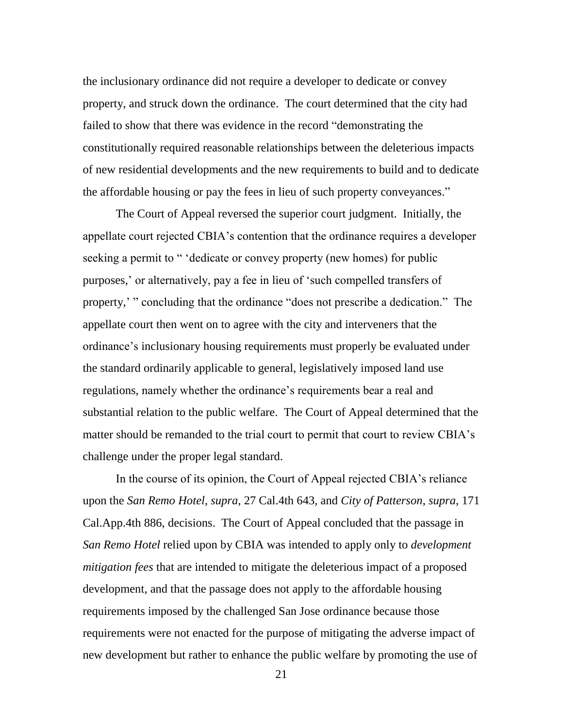the inclusionary ordinance did not require a developer to dedicate or convey property, and struck down the ordinance. The court determined that the city had failed to show that there was evidence in the record "demonstrating the constitutionally required reasonable relationships between the deleterious impacts of new residential developments and the new requirements to build and to dedicate the affordable housing or pay the fees in lieu of such property conveyances."

The Court of Appeal reversed the superior court judgment. Initially, the appellate court rejected CBIA's contention that the ordinance requires a developer seeking a permit to " 'dedicate or convey property (new homes) for public purposes,' or alternatively, pay a fee in lieu of 'such compelled transfers of property,' " concluding that the ordinance "does not prescribe a dedication." The appellate court then went on to agree with the city and interveners that the ordinance's inclusionary housing requirements must properly be evaluated under the standard ordinarily applicable to general, legislatively imposed land use regulations, namely whether the ordinance's requirements bear a real and substantial relation to the public welfare. The Court of Appeal determined that the matter should be remanded to the trial court to permit that court to review CBIA's challenge under the proper legal standard.

In the course of its opinion, the Court of Appeal rejected CBIA's reliance upon the *San Remo Hotel*, *supra*, 27 Cal.4th 643, and *City of Patterson*, *supra*, 171 Cal.App.4th 886, decisions. The Court of Appeal concluded that the passage in *San Remo Hotel* relied upon by CBIA was intended to apply only to *development mitigation fees* that are intended to mitigate the deleterious impact of a proposed development, and that the passage does not apply to the affordable housing requirements imposed by the challenged San Jose ordinance because those requirements were not enacted for the purpose of mitigating the adverse impact of new development but rather to enhance the public welfare by promoting the use of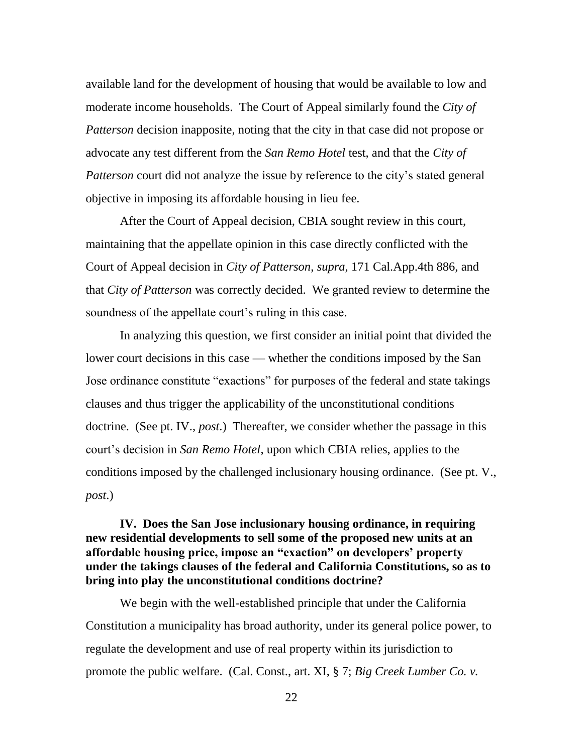available land for the development of housing that would be available to low and moderate income households. The Court of Appeal similarly found the *City of Patterson* decision inapposite, noting that the city in that case did not propose or advocate any test different from the *San Remo Hotel* test, and that the *City of Patterson* court did not analyze the issue by reference to the city's stated general objective in imposing its affordable housing in lieu fee.

After the Court of Appeal decision, CBIA sought review in this court, maintaining that the appellate opinion in this case directly conflicted with the Court of Appeal decision in *City of Patterson*, *supra*, 171 Cal.App.4th 886, and that *City of Patterson* was correctly decided. We granted review to determine the soundness of the appellate court's ruling in this case.

In analyzing this question, we first consider an initial point that divided the lower court decisions in this case — whether the conditions imposed by the San Jose ordinance constitute "exactions" for purposes of the federal and state takings clauses and thus trigger the applicability of the unconstitutional conditions doctrine. (See pt. IV., *post*.) Thereafter, we consider whether the passage in this court's decision in *San Remo Hotel*, upon which CBIA relies, applies to the conditions imposed by the challenged inclusionary housing ordinance. (See pt. V., *post*.)

**IV. Does the San Jose inclusionary housing ordinance, in requiring new residential developments to sell some of the proposed new units at an affordable housing price, impose an "exaction" on developers' property under the takings clauses of the federal and California Constitutions, so as to bring into play the unconstitutional conditions doctrine?**

We begin with the well-established principle that under the California Constitution a municipality has broad authority, under its general police power, to regulate the development and use of real property within its jurisdiction to promote the public welfare. (Cal. Const., art. XI, § 7; *Big Creek Lumber Co. v.*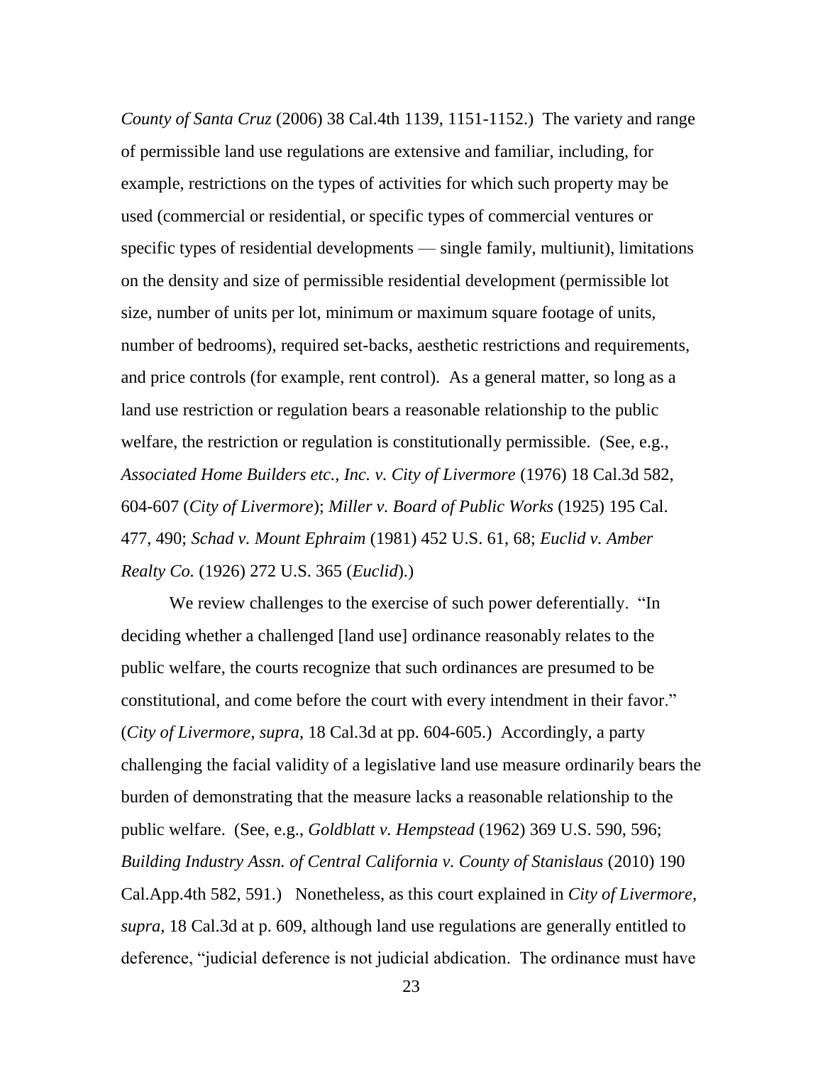*County of Santa Cruz* (2006) 38 Cal.4th 1139, 1151-1152.) The variety and range of permissible land use regulations are extensive and familiar, including, for example, restrictions on the types of activities for which such property may be used (commercial or residential, or specific types of commercial ventures or specific types of residential developments — single family, multiunit), limitations on the density and size of permissible residential development (permissible lot size, number of units per lot, minimum or maximum square footage of units, number of bedrooms), required set-backs, aesthetic restrictions and requirements, and price controls (for example, rent control). As a general matter, so long as a land use restriction or regulation bears a reasonable relationship to the public welfare, the restriction or regulation is constitutionally permissible. (See, e.g., *Associated Home Builders etc., Inc. v. City of Livermore* (1976) 18 Cal.3d 582, 604-607 (*City of Livermore*); *Miller v. Board of Public Works* (1925) 195 Cal. 477, 490; *Schad v. Mount Ephraim* (1981) 452 U.S. 61, 68; *Euclid v. Amber Realty Co.* (1926) 272 U.S. 365 (*Euclid*).)

We review challenges to the exercise of such power deferentially. "In deciding whether a challenged [land use] ordinance reasonably relates to the public welfare, the courts recognize that such ordinances are presumed to be constitutional, and come before the court with every intendment in their favor." (*City of Livermore*, *supra*, 18 Cal.3d at pp. 604-605.) Accordingly, a party challenging the facial validity of a legislative land use measure ordinarily bears the burden of demonstrating that the measure lacks a reasonable relationship to the public welfare. (See, e.g., *Goldblatt v. Hempstead* (1962) 369 U.S. 590, 596; *Building Industry Assn. of Central California v. County of Stanislaus* (2010) 190 Cal.App.4th 582, 591.) Nonetheless, as this court explained in *City of Livermore*, *supra*, 18 Cal.3d at p. 609, although land use regulations are generally entitled to deference, "judicial deference is not judicial abdication. The ordinance must have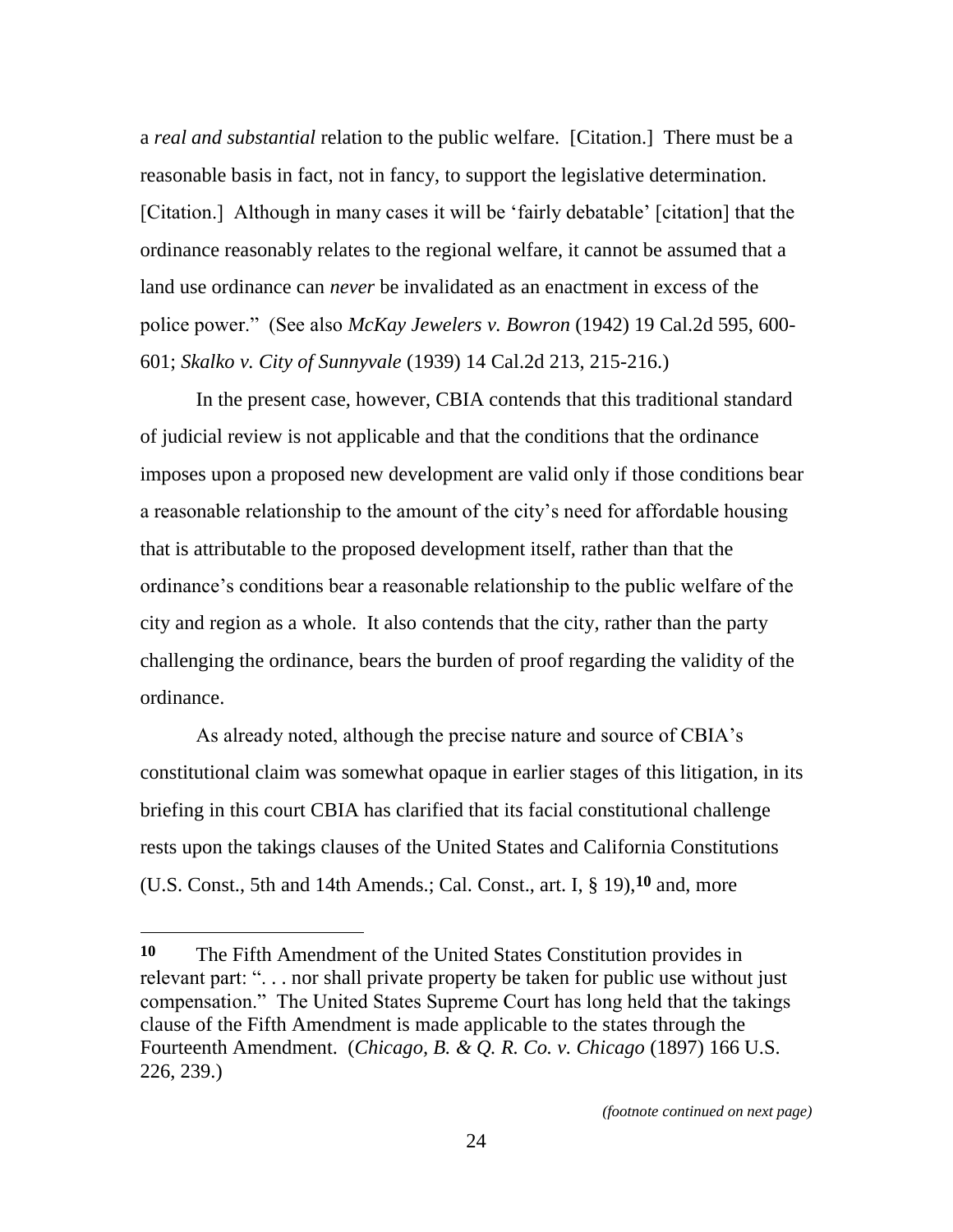a *real and substantial* relation to the public welfare. [Citation.] There must be a reasonable basis in fact, not in fancy, to support the legislative determination. [Citation.] Although in many cases it will be 'fairly debatable' [citation] that the ordinance reasonably relates to the regional welfare, it cannot be assumed that a land use ordinance can *never* be invalidated as an enactment in excess of the police power." (See also *McKay Jewelers v. Bowron* (1942) 19 Cal.2d 595, 600-601; *Skalko v. City of Sunnyvale* (1939) 14 Cal.2d 213, 215-216.)

In the present case, however, CBIA contends that this traditional standard of judicial review is not applicable and that the conditions that the ordinance imposes upon a proposed new development are valid only if those conditions bear a reasonable relationship to the amount of the city's need for affordable housing that is attributable to the proposed development itself, rather than that the ordinance's conditions bear a reasonable relationship to the public welfare of the city and region as a whole. It also contends that the city, rather than the party challenging the ordinance, bears the burden of proof regarding the validity of the ordinance.

As already noted, although the precise nature and source of CBIA's constitutional claim was somewhat opaque in earlier stages of this litigation, in its briefing in this court CBIA has clarified that its facial constitutional challenge rests upon the takings clauses of the United States and California Constitutions (U.S. Const., 5th and 14th Amends.; Cal. Const., art. I, § 19),[10] and, more

---

**10** The Fifth Amendment of the United States Constitution provides in relevant part: ". . . nor shall private property be taken for public use without just compensation." The United States Supreme Court has long held that the takings clause of the Fifth Amendment is made applicable to the states through the Fourteenth Amendment. (*Chicago, B. & Q. R. Co. v. Chicago* (1897) 166 U.S. 226, 239.)

*(footnote continued on next page)*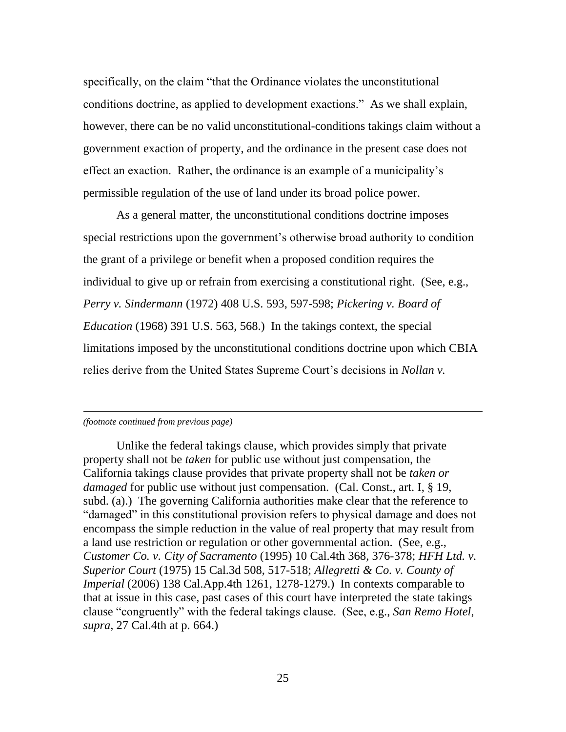specifically, on the claim "that the Ordinance violates the unconstitutional conditions doctrine, as applied to development exactions." As we shall explain, however, there can be no valid unconstitutional-conditions takings claim without a government exaction of property, and the ordinance in the present case does not effect an exaction. Rather, the ordinance is an example of a municipality's permissible regulation of the use of land under its broad police power.

As a general matter, the unconstitutional conditions doctrine imposes special restrictions upon the government's otherwise broad authority to condition the grant of a privilege or benefit when a proposed condition requires the individual to give up or refrain from exercising a constitutional right. (See, e.g., *Perry v. Sindermann* (1972) 408 U.S. 593, 597-598; *Pickering v. Board of Education* (1968) 391 U.S. 563, 568.) In the takings context, the special limitations imposed by the unconstitutional conditions doctrine upon which CBIA relies derive from the United States Supreme Court's decisions in *Nollan v.*

---

*(footnote continued from previous page)*

Unlike the federal takings clause, which provides simply that private property shall not be *taken* for public use without just compensation, the California takings clause provides that private property shall not be *taken or damaged* for public use without just compensation. (Cal. Const., art. I, § 19, subd. (a).) The governing California authorities make clear that the reference to "damaged" in this constitutional provision refers to physical damage and does not encompass the simple reduction in the value of real property that may result from a land use restriction or regulation or other governmental action. (See, e.g., *Customer Co. v. City of Sacramento* (1995) 10 Cal.4th 368, 376-378; *HFH Ltd. v. Superior Court* (1975) 15 Cal.3d 508, 517-518; *Allegretti & Co. v. County of Imperial* (2006) 138 Cal.App.4th 1261, 1278-1279.) In contexts comparable to that at issue in this case, past cases of this court have interpreted the state takings clause "congruently" with the federal takings clause. (See, e.g., *San Remo Hotel*, *supra*, 27 Cal.4th at p. 664.)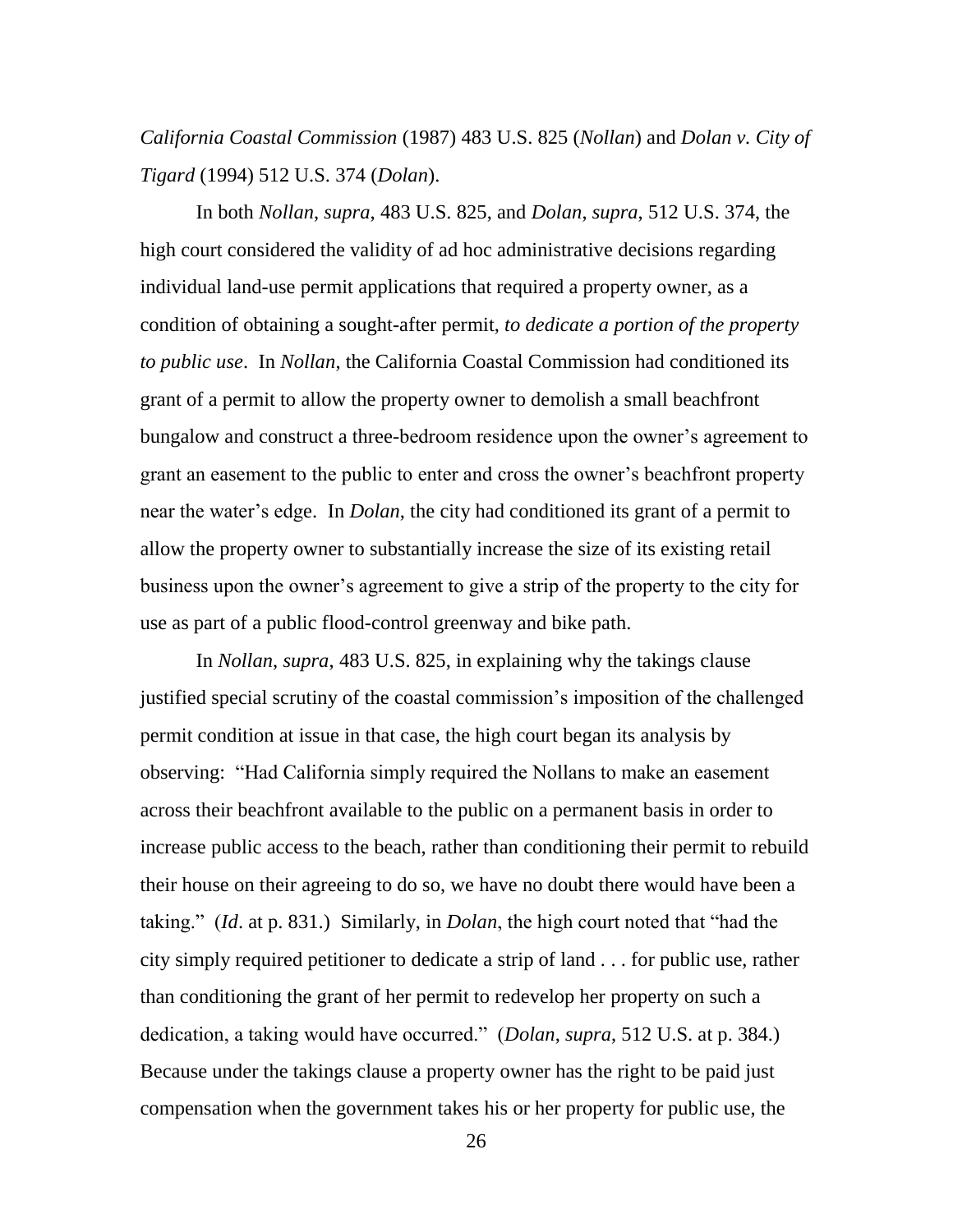*California Coastal Commission* (1987) 483 U.S. 825 (*Nollan*) and *Dolan v. City of Tigard* (1994) 512 U.S. 374 (*Dolan*).

In both *Nollan*, *supra*, 483 U.S. 825, and *Dolan*, *supra*, 512 U.S. 374, the high court considered the validity of ad hoc administrative decisions regarding individual land-use permit applications that required a property owner, as a condition of obtaining a sought-after permit, *to dedicate a portion of the property to public use*. In *Nollan*, the California Coastal Commission had conditioned its grant of a permit to allow the property owner to demolish a small beachfront bungalow and construct a three-bedroom residence upon the owner's agreement to grant an easement to the public to enter and cross the owner's beachfront property near the water's edge. In *Dolan*, the city had conditioned its grant of a permit to allow the property owner to substantially increase the size of its existing retail business upon the owner's agreement to give a strip of the property to the city for use as part of a public flood-control greenway and bike path.

In *Nollan*, *supra*, 483 U.S. 825, in explaining why the takings clause justified special scrutiny of the coastal commission's imposition of the challenged permit condition at issue in that case, the high court began its analysis by observing: "Had California simply required the Nollans to make an easement across their beachfront available to the public on a permanent basis in order to increase public access to the beach, rather than conditioning their permit to rebuild their house on their agreeing to do so, we have no doubt there would have been a taking." (*Id*. at p. 831.) Similarly, in *Dolan*, the high court noted that "had the city simply required petitioner to dedicate a strip of land . . . for public use, rather than conditioning the grant of her permit to redevelop her property on such a dedication, a taking would have occurred." (*Dolan*, *supra*, 512 U.S. at p. 384.) Because under the takings clause a property owner has the right to be paid just compensation when the government takes his or her property for public use, the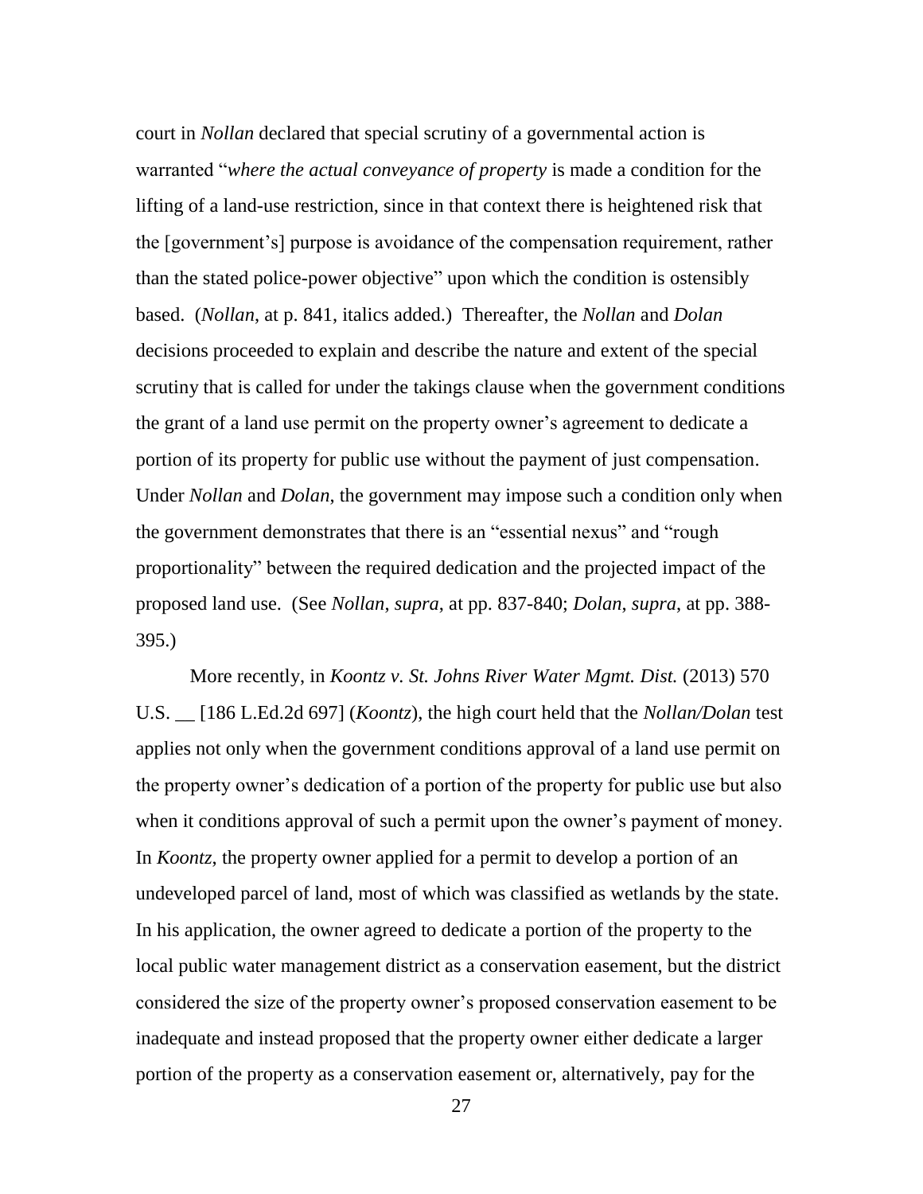court in *Nollan* declared that special scrutiny of a governmental action is warranted "*where the actual conveyance of property* is made a condition for the lifting of a land-use restriction, since in that context there is heightened risk that the [government's] purpose is avoidance of the compensation requirement, rather than the stated police-power objective" upon which the condition is ostensibly based. (*Nollan*, at p. 841, italics added.) Thereafter, the *Nollan* and *Dolan* decisions proceeded to explain and describe the nature and extent of the special scrutiny that is called for under the takings clause when the government conditions the grant of a land use permit on the property owner's agreement to dedicate a portion of its property for public use without the payment of just compensation. Under *Nollan* and *Dolan*, the government may impose such a condition only when the government demonstrates that there is an "essential nexus" and "rough proportionality" between the required dedication and the projected impact of the proposed land use. (See *Nollan*, *supra*, at pp. 837-840; *Dolan*, *supra*, at pp. 388-395.)

More recently, in *Koontz v. St. Johns River Water Mgmt. Dist.* (2013) 570 U.S. __ [186 L.Ed.2d 697] (*Koontz*), the high court held that the *Nollan/Dolan* test applies not only when the government conditions approval of a land use permit on the property owner's dedication of a portion of the property for public use but also when it conditions approval of such a permit upon the owner's payment of money. In *Koontz*, the property owner applied for a permit to develop a portion of an undeveloped parcel of land, most of which was classified as wetlands by the state. In his application, the owner agreed to dedicate a portion of the property to the local public water management district as a conservation easement, but the district considered the size of the property owner's proposed conservation easement to be inadequate and instead proposed that the property owner either dedicate a larger portion of the property as a conservation easement or, alternatively, pay for the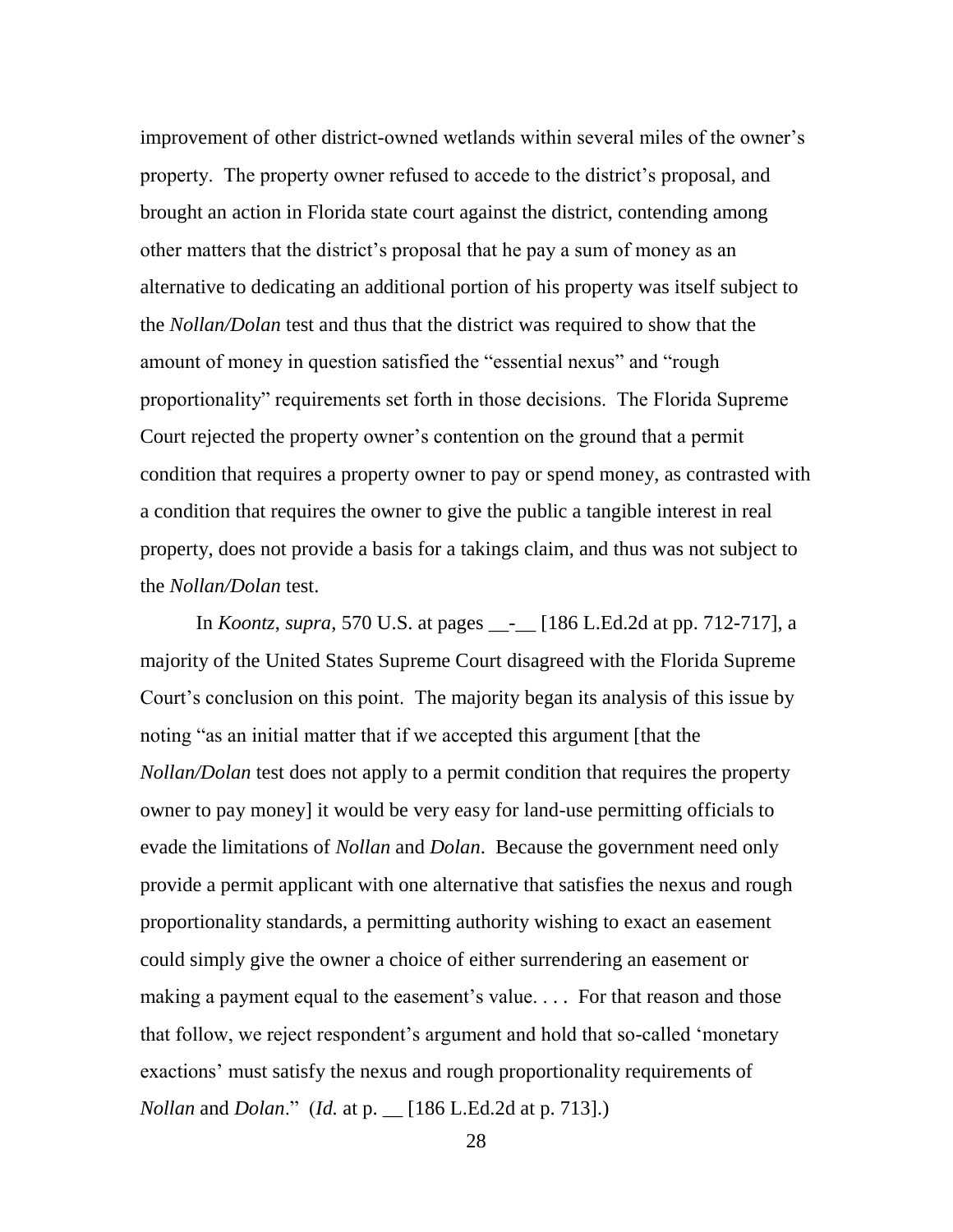improvement of other district-owned wetlands within several miles of the owner's property. The property owner refused to accede to the district's proposal, and brought an action in Florida state court against the district, contending among other matters that the district's proposal that he pay a sum of money as an alternative to dedicating an additional portion of his property was itself subject to the *Nollan/Dolan* test and thus that the district was required to show that the amount of money in question satisfied the "essential nexus" and "rough proportionality" requirements set forth in those decisions. The Florida Supreme Court rejected the property owner's contention on the ground that a permit condition that requires a property owner to pay or spend money, as contrasted with a condition that requires the owner to give the public a tangible interest in real property, does not provide a basis for a takings claim, and thus was not subject to the *Nollan/Dolan* test.

In *Koontz*, *supra*, 570 U.S. at pages __-__ [186 L.Ed.2d at pp. 712-717], a majority of the United States Supreme Court disagreed with the Florida Supreme Court's conclusion on this point. The majority began its analysis of this issue by noting "as an initial matter that if we accepted this argument [that the *Nollan/Dolan* test does not apply to a permit condition that requires the property owner to pay money] it would be very easy for land-use permitting officials to evade the limitations of *Nollan* and *Dolan*. Because the government need only provide a permit applicant with one alternative that satisfies the nexus and rough proportionality standards, a permitting authority wishing to exact an easement could simply give the owner a choice of either surrendering an easement or making a payment equal to the easement's value. . . . For that reason and those that follow, we reject respondent's argument and hold that so-called 'monetary exactions' must satisfy the nexus and rough proportionality requirements of *Nollan* and *Dolan*." (*Id.* at p. __ [186 L.Ed.2d at p. 713].)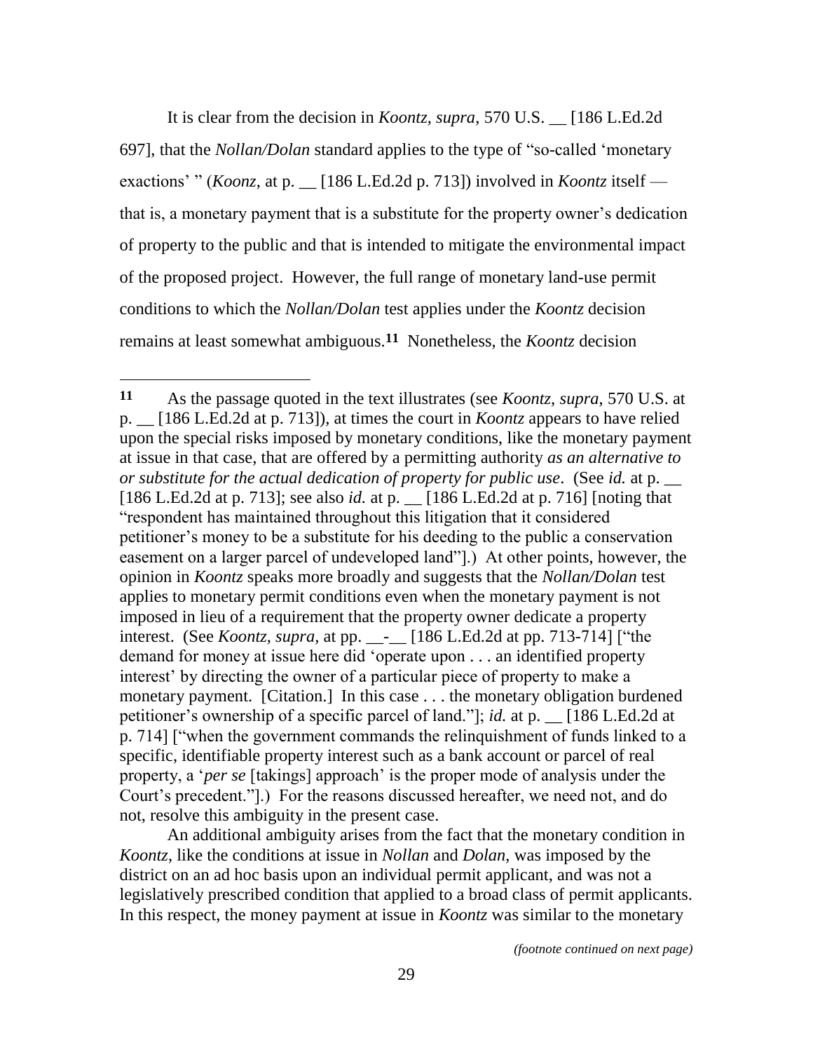It is clear from the decision in *Koontz*, *supra*, 570 U.S. __ [186 L.Ed.2d 697], that the *Nollan/Dolan* standard applies to the type of "so-called 'monetary exactions' " (*Koonz*, at p. __ [186 L.Ed.2d p. 713]) involved in *Koontz* itself — that is, a monetary payment that is a substitute for the property owner's dedication of property to the public and that is intended to mitigate the environmental impact of the proposed project. However, the full range of monetary land-use permit conditions to which the *Nollan/Dolan* test applies under the *Koontz* decision remains at least somewhat ambiguous.[11] Nonetheless, the *Koontz* decision

---

**11** As the passage quoted in the text illustrates (see *Koontz*, *supra*, 570 U.S. at p. __ [186 L.Ed.2d at p. 713]), at times the court in *Koontz* appears to have relied upon the special risks imposed by monetary conditions, like the monetary payment at issue in that case, that are offered by a permitting authority *as an alternative to or substitute for the actual dedication of property for public use*. (See *id.* at p. __ [186 L.Ed.2d at p. 713]; see also *id.* at p. __ [186 L.Ed.2d at p. 716] [noting that "respondent has maintained throughout this litigation that it considered petitioner's money to be a substitute for his deeding to the public a conservation easement on a larger parcel of undeveloped land"].) At other points, however, the opinion in *Koontz* speaks more broadly and suggests that the *Nollan/Dolan* test applies to monetary permit conditions even when the monetary payment is not imposed in lieu of a requirement that the property owner dedicate a property interest. (See *Koontz*, *supra*, at pp. __-__ [186 L.Ed.2d at pp. 713-714] ["the demand for money at issue here did 'operate upon . . . an identified property interest' by directing the owner of a particular piece of property to make a monetary payment. [Citation.] In this case . . . the monetary obligation burdened petitioner's ownership of a specific parcel of land."]; *id.* at p. __ [186 L.Ed.2d at p. 714] ["when the government commands the relinquishment of funds linked to a specific, identifiable property interest such as a bank account or parcel of real property, a '*per se* [takings] approach' is the proper mode of analysis under the Court's precedent."].) For the reasons discussed hereafter, we need not, and do not, resolve this ambiguity in the present case.

An additional ambiguity arises from the fact that the monetary condition in *Koontz*, like the conditions at issue in *Nollan* and *Dolan*, was imposed by the district on an ad hoc basis upon an individual permit applicant, and was not a legislatively prescribed condition that applied to a broad class of permit applicants. In this respect, the money payment at issue in *Koontz* was similar to the monetary

*(footnote continued on next page)*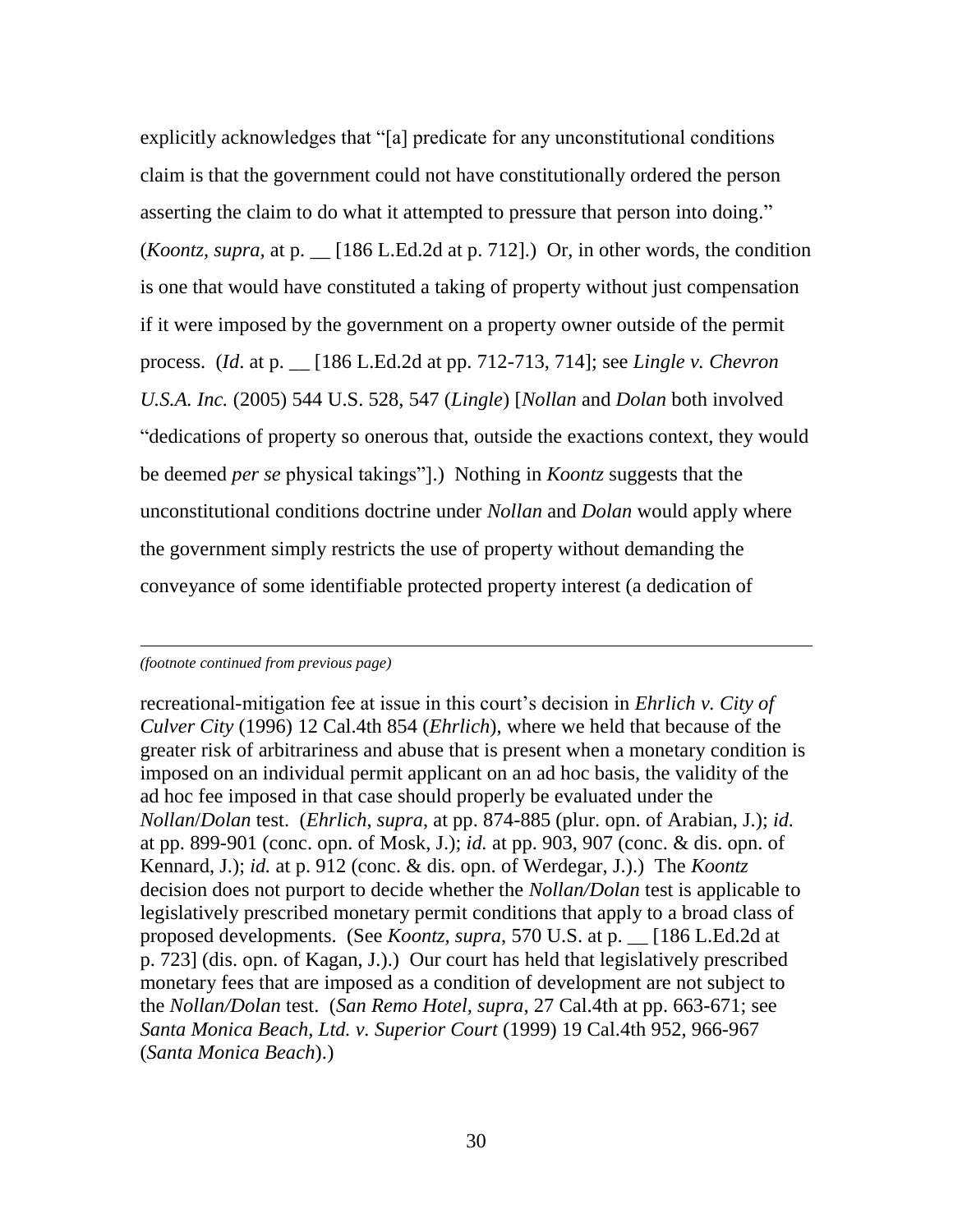explicitly acknowledges that "[a] predicate for any unconstitutional conditions claim is that the government could not have constitutionally ordered the person asserting the claim to do what it attempted to pressure that person into doing." (*Koontz*, *supra*, at p. __ [186 L.Ed.2d at p. 712].) Or, in other words, the condition is one that would have constituted a taking of property without just compensation if it were imposed by the government on a property owner outside of the permit process. (*Id*. at p. __ [186 L.Ed.2d at pp. 712-713, 714]; see *Lingle v. Chevron U.S.A. Inc.* (2005) 544 U.S. 528, 547 (*Lingle*) [*Nollan* and *Dolan* both involved "dedications of property so onerous that, outside the exactions context, they would be deemed *per se* physical takings"].) Nothing in *Koontz* suggests that the unconstitutional conditions doctrine under *Nollan* and *Dolan* would apply where the government simply restricts the use of property without demanding the conveyance of some identifiable protected property interest (a dedication of

---

*(footnote continued from previous page)*

recreational-mitigation fee at issue in this court's decision in *Ehrlich v. City of Culver City* (1996) 12 Cal.4th 854 (*Ehrlich*), where we held that because of the greater risk of arbitrariness and abuse that is present when a monetary condition is imposed on an individual permit applicant on an ad hoc basis, the validity of the ad hoc fee imposed in that case should properly be evaluated under the *Nollan*/*Dolan* test. (*Ehrlich*, *supra*, at pp. 874-885 (plur. opn. of Arabian, J.); *id.* at pp. 899-901 (conc. opn. of Mosk, J.); *id.* at pp. 903, 907 (conc. & dis. opn. of Kennard, J.); *id.* at p. 912 (conc. & dis. opn. of Werdegar, J.).) The *Koontz* decision does not purport to decide whether the *Nollan/Dolan* test is applicable to legislatively prescribed monetary permit conditions that apply to a broad class of proposed developments. (See *Koontz*, *supra*, 570 U.S. at p. __ [186 L.Ed.2d at p. 723] (dis. opn. of Kagan, J.).) Our court has held that legislatively prescribed monetary fees that are imposed as a condition of development are not subject to the *Nollan/Dolan* test. (*San Remo Hotel*, *supra*, 27 Cal.4th at pp. 663-671; see *Santa Monica Beach, Ltd. v. Superior Court* (1999) 19 Cal.4th 952, 966-967 (*Santa Monica Beach*).)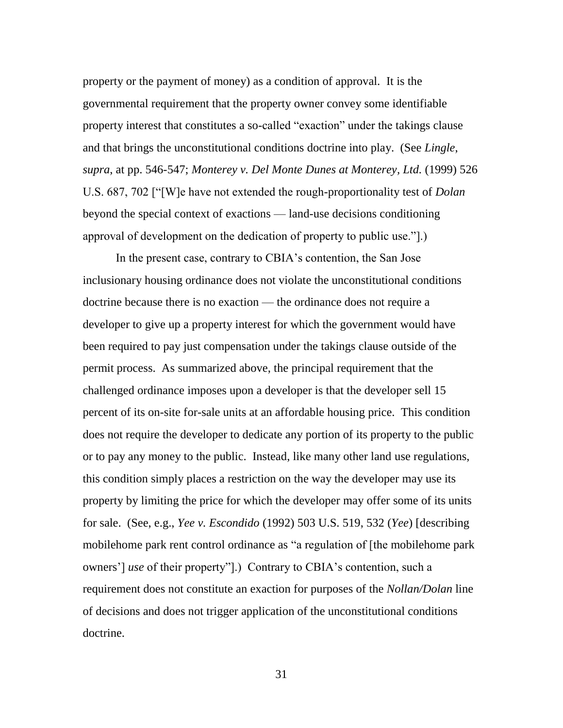property or the payment of money) as a condition of approval. It is the governmental requirement that the property owner convey some identifiable property interest that constitutes a so-called "exaction" under the takings clause and that brings the unconstitutional conditions doctrine into play. (See *Lingle*, *supra*, at pp. 546-547; *Monterey v. Del Monte Dunes at Monterey, Ltd.* (1999) 526 U.S. 687, 702 ["[W]e have not extended the rough-proportionality test of *Dolan* beyond the special context of exactions — land-use decisions conditioning approval of development on the dedication of property to public use."].)

In the present case, contrary to CBIA's contention, the San Jose inclusionary housing ordinance does not violate the unconstitutional conditions doctrine because there is no exaction — the ordinance does not require a developer to give up a property interest for which the government would have been required to pay just compensation under the takings clause outside of the permit process. As summarized above, the principal requirement that the challenged ordinance imposes upon a developer is that the developer sell 15 percent of its on-site for-sale units at an affordable housing price. This condition does not require the developer to dedicate any portion of its property to the public or to pay any money to the public. Instead, like many other land use regulations, this condition simply places a restriction on the way the developer may use its property by limiting the price for which the developer may offer some of its units for sale. (See, e.g., *Yee v. Escondido* (1992) 503 U.S. 519, 532 (*Yee*) [describing mobilehome park rent control ordinance as "a regulation of [the mobilehome park owners'] *use* of their property"].) Contrary to CBIA's contention, such a requirement does not constitute an exaction for purposes of the *Nollan/Dolan* line of decisions and does not trigger application of the unconstitutional conditions doctrine.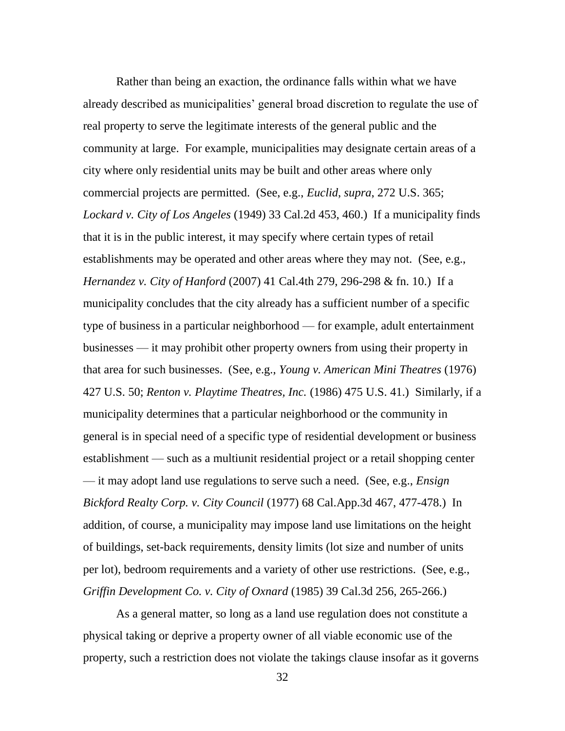Rather than being an exaction, the ordinance falls within what we have already described as municipalities' general broad discretion to regulate the use of real property to serve the legitimate interests of the general public and the community at large. For example, municipalities may designate certain areas of a city where only residential units may be built and other areas where only commercial projects are permitted. (See, e.g., *Euclid*, *supra*, 272 U.S. 365; *Lockard v. City of Los Angeles* (1949) 33 Cal.2d 453, 460.) If a municipality finds that it is in the public interest, it may specify where certain types of retail establishments may be operated and other areas where they may not. (See, e.g., *Hernandez v. City of Hanford* (2007) 41 Cal.4th 279, 296-298 & fn. 10.) If a municipality concludes that the city already has a sufficient number of a specific type of business in a particular neighborhood — for example, adult entertainment businesses — it may prohibit other property owners from using their property in that area for such businesses. (See, e.g., *Young v. American Mini Theatres* (1976) 427 U.S. 50; *Renton v. Playtime Theatres, Inc.* (1986) 475 U.S. 41.) Similarly, if a municipality determines that a particular neighborhood or the community in general is in special need of a specific type of residential development or business establishment — such as a multiunit residential project or a retail shopping center — it may adopt land use regulations to serve such a need. (See, e.g., *Ensign Bickford Realty Corp. v. City Council* (1977) 68 Cal.App.3d 467, 477-478.) In addition, of course, a municipality may impose land use limitations on the height of buildings, set-back requirements, density limits (lot size and number of units per lot), bedroom requirements and a variety of other use restrictions. (See, e.g., *Griffin Development Co. v. City of Oxnard* (1985) 39 Cal.3d 256, 265-266.)

As a general matter, so long as a land use regulation does not constitute a physical taking or deprive a property owner of all viable economic use of the property, such a restriction does not violate the takings clause insofar as it governs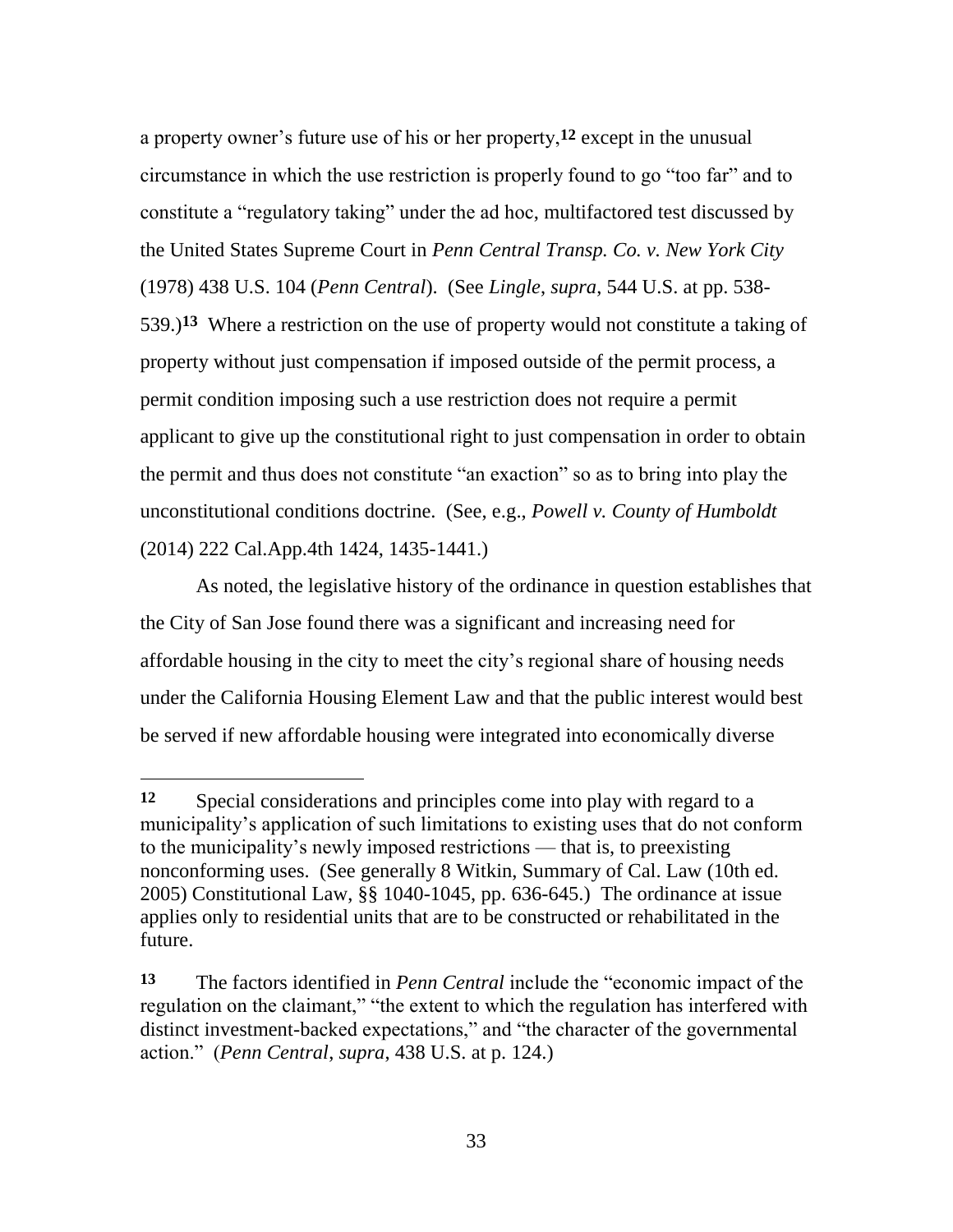a property owner's future use of his or her property,[12] except in the unusual circumstance in which the use restriction is properly found to go "too far" and to constitute a "regulatory taking" under the ad hoc, multifactored test discussed by the United States Supreme Court in *Penn Central Transp. Co. v. New York City* (1978) 438 U.S. 104 (*Penn Central*). (See *Lingle*, *supra*, 544 U.S. at pp. 538-539.)[13] Where a restriction on the use of property would not constitute a taking of property without just compensation if imposed outside of the permit process, a permit condition imposing such a use restriction does not require a permit applicant to give up the constitutional right to just compensation in order to obtain the permit and thus does not constitute "an exaction" so as to bring into play the unconstitutional conditions doctrine. (See, e.g., *Powell v. County of Humboldt* (2014) 222 Cal.App.4th 1424, 1435-1441.)

As noted, the legislative history of the ordinance in question establishes that the City of San Jose found there was a significant and increasing need for affordable housing in the city to meet the city's regional share of housing needs under the California Housing Element Law and that the public interest would best be served if new affordable housing were integrated into economically diverse

---

**12** Special considerations and principles come into play with regard to a municipality's application of such limitations to existing uses that do not conform to the municipality's newly imposed restrictions — that is, to preexisting nonconforming uses. (See generally 8 Witkin, Summary of Cal. Law (10th ed. 2005) Constitutional Law, §§ 1040-1045, pp. 636-645.) The ordinance at issue applies only to residential units that are to be constructed or rehabilitated in the future.

**13** The factors identified in *Penn Central* include the "economic impact of the regulation on the claimant," "the extent to which the regulation has interfered with distinct investment-backed expectations," and "the character of the governmental action." (*Penn Central*, *supra*, 438 U.S. at p. 124.)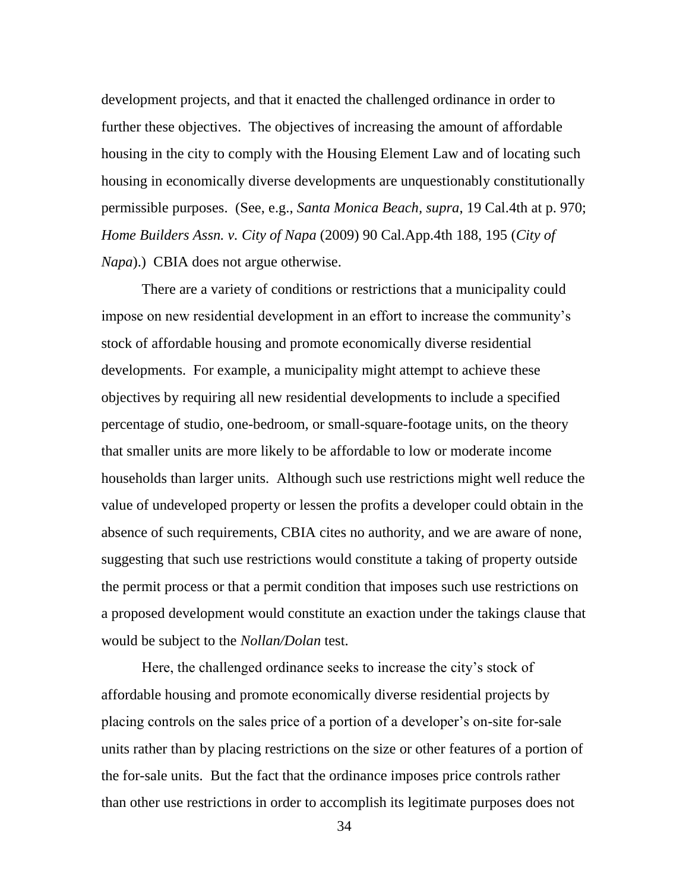development projects, and that it enacted the challenged ordinance in order to further these objectives. The objectives of increasing the amount of affordable housing in the city to comply with the Housing Element Law and of locating such housing in economically diverse developments are unquestionably constitutionally permissible purposes. (See, e.g., *Santa Monica Beach*, *supra*, 19 Cal.4th at p. 970; *Home Builders Assn. v. City of Napa* (2009) 90 Cal.App.4th 188, 195 (*City of Napa*).) CBIA does not argue otherwise.

There are a variety of conditions or restrictions that a municipality could impose on new residential development in an effort to increase the community's stock of affordable housing and promote economically diverse residential developments. For example, a municipality might attempt to achieve these objectives by requiring all new residential developments to include a specified percentage of studio, one-bedroom, or small-square-footage units, on the theory that smaller units are more likely to be affordable to low or moderate income households than larger units. Although such use restrictions might well reduce the value of undeveloped property or lessen the profits a developer could obtain in the absence of such requirements, CBIA cites no authority, and we are aware of none, suggesting that such use restrictions would constitute a taking of property outside the permit process or that a permit condition that imposes such use restrictions on a proposed development would constitute an exaction under the takings clause that would be subject to the *Nollan/Dolan* test.

Here, the challenged ordinance seeks to increase the city's stock of affordable housing and promote economically diverse residential projects by placing controls on the sales price of a portion of a developer's on-site for-sale units rather than by placing restrictions on the size or other features of a portion of the for-sale units. But the fact that the ordinance imposes price controls rather than other use restrictions in order to accomplish its legitimate purposes does not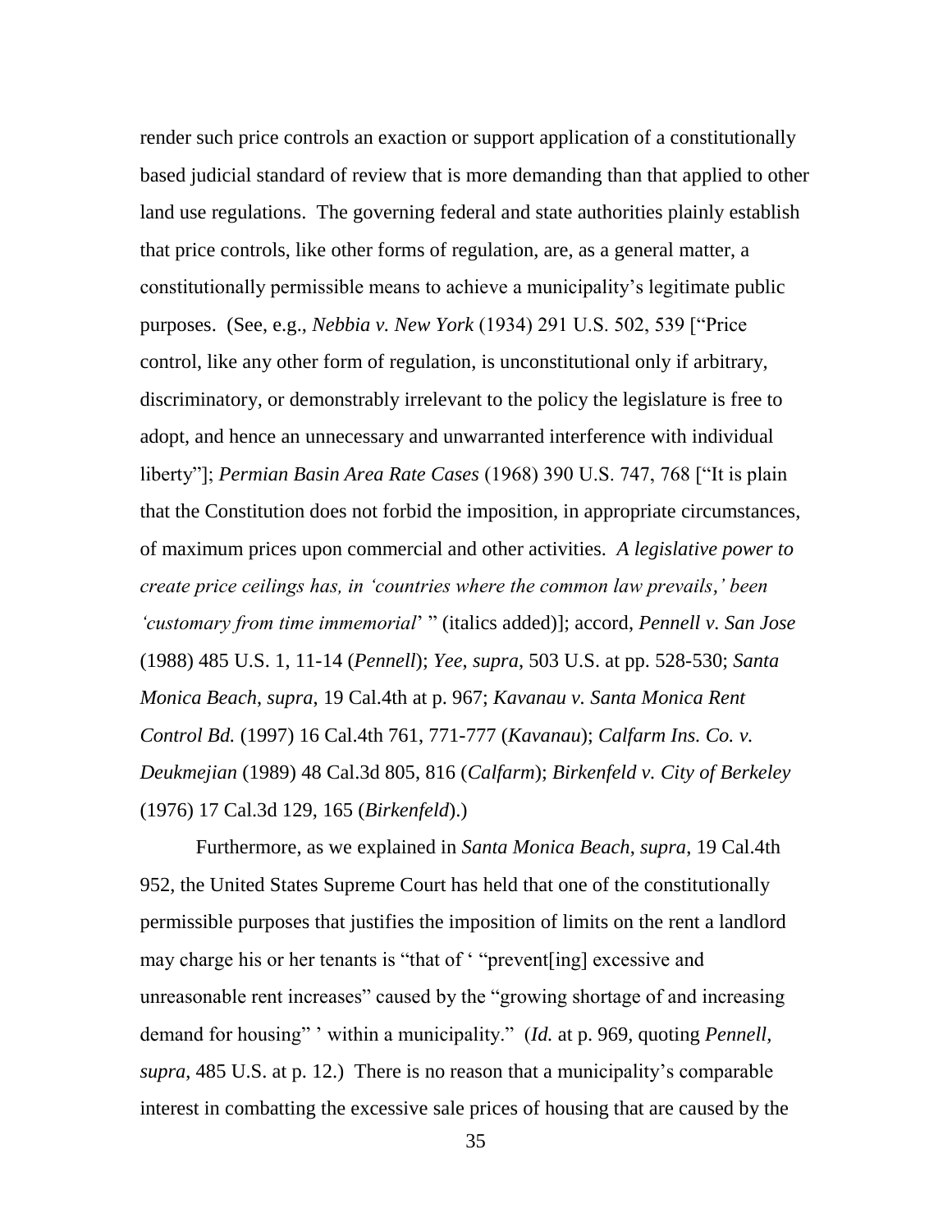render such price controls an exaction or support application of a constitutionally based judicial standard of review that is more demanding than that applied to other land use regulations. The governing federal and state authorities plainly establish that price controls, like other forms of regulation, are, as a general matter, a constitutionally permissible means to achieve a municipality's legitimate public purposes. (See, e.g., *Nebbia v. New York* (1934) 291 U.S. 502, 539 ["Price control, like any other form of regulation, is unconstitutional only if arbitrary, discriminatory, or demonstrably irrelevant to the policy the legislature is free to adopt, and hence an unnecessary and unwarranted interference with individual liberty"]; *Permian Basin Area Rate Cases* (1968) 390 U.S. 747, 768 ["It is plain that the Constitution does not forbid the imposition, in appropriate circumstances, of maximum prices upon commercial and other activities. *A legislative power to create price ceilings has, in 'countries where the common law prevails,' been 'customary from time immemorial'* " (italics added)]; accord, *Pennell v. San Jose* (1988) 485 U.S. 1, 11-14 (*Pennell*); *Yee*, *supra*, 503 U.S. at pp. 528-530; *Santa Monica Beach*, *supra*, 19 Cal.4th at p. 967; *Kavanau v. Santa Monica Rent Control Bd.* (1997) 16 Cal.4th 761, 771-777 (*Kavanau*); *Calfarm Ins. Co. v. Deukmejian* (1989) 48 Cal.3d 805, 816 (*Calfarm*); *Birkenfeld v. City of Berkeley* (1976) 17 Cal.3d 129, 165 (*Birkenfeld*).)

Furthermore, as we explained in *Santa Monica Beach*, *supra*, 19 Cal.4th 952, the United States Supreme Court has held that one of the constitutionally permissible purposes that justifies the imposition of limits on the rent a landlord may charge his or her tenants is "that of ' "prevent[ing] excessive and unreasonable rent increases" caused by the "growing shortage of and increasing demand for housing" ' within a municipality." (*Id.* at p. 969, quoting *Pennell*, *supra*, 485 U.S. at p. 12.) There is no reason that a municipality's comparable interest in combatting the excessive sale prices of housing that are caused by the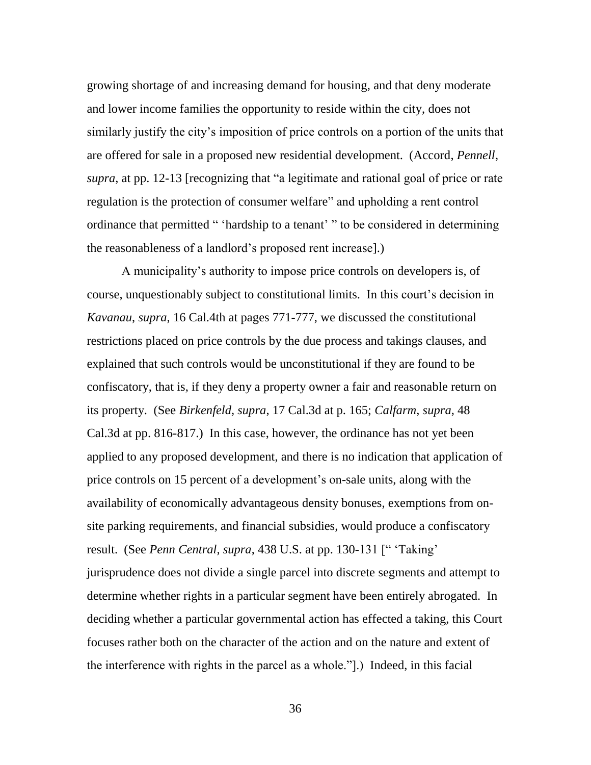growing shortage of and increasing demand for housing, and that deny moderate and lower income families the opportunity to reside within the city, does not similarly justify the city's imposition of price controls on a portion of the units that are offered for sale in a proposed new residential development. (Accord, *Pennell*, *supra*, at pp. 12-13 [recognizing that "a legitimate and rational goal of price or rate regulation is the protection of consumer welfare" and upholding a rent control ordinance that permitted " 'hardship to a tenant' " to be considered in determining the reasonableness of a landlord's proposed rent increase].)

A municipality's authority to impose price controls on developers is, of course, unquestionably subject to constitutional limits. In this court's decision in *Kavanau, supra*, 16 Cal.4th at pages 771-777, we discussed the constitutional restrictions placed on price controls by the due process and takings clauses, and explained that such controls would be unconstitutional if they are found to be confiscatory, that is, if they deny a property owner a fair and reasonable return on its property. (See *Birkenfeld, supra*, 17 Cal.3d at p. 165; *Calfarm, supra*, 48 Cal.3d at pp. 816-817.) In this case, however, the ordinance has not yet been applied to any proposed development, and there is no indication that application of price controls on 15 percent of a development's on-sale units, along with the availability of economically advantageous density bonuses, exemptions from on-site parking requirements, and financial subsidies, would produce a confiscatory result. (See *Penn Central*, *supra*, 438 U.S. at pp. 130-131 [" 'Taking' jurisprudence does not divide a single parcel into discrete segments and attempt to determine whether rights in a particular segment have been entirely abrogated. In deciding whether a particular governmental action has effected a taking, this Court focuses rather both on the character of the action and on the nature and extent of the interference with rights in the parcel as a whole."].) Indeed, in this facial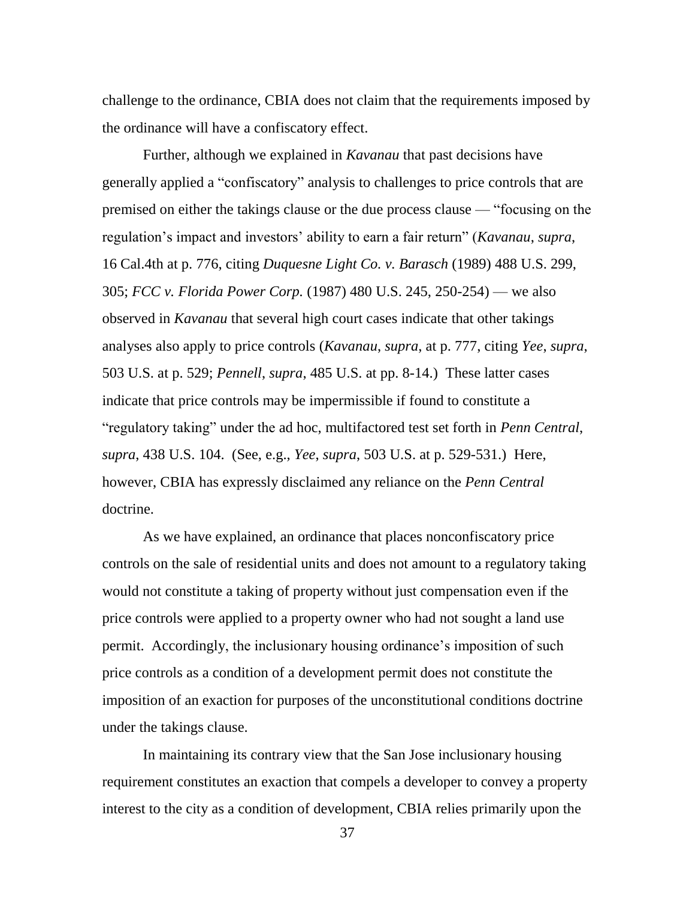challenge to the ordinance, CBIA does not claim that the requirements imposed by the ordinance will have a confiscatory effect.

Further, although we explained in *Kavanau* that past decisions have generally applied a "confiscatory" analysis to challenges to price controls that are premised on either the takings clause or the due process clause — "focusing on the regulation's impact and investors' ability to earn a fair return" (*Kavanau*, *supra*, 16 Cal.4th at p. 776, citing *Duquesne Light Co. v. Barasch* (1989) 488 U.S. 299, 305; *FCC v. Florida Power Corp.* (1987) 480 U.S. 245, 250-254) — we also observed in *Kavanau* that several high court cases indicate that other takings analyses also apply to price controls (*Kavanau*, *supra*, at p. 777, citing *Yee*, *supra*, 503 U.S. at p. 529; *Pennell*, *supra*, 485 U.S. at pp. 8-14.) These latter cases indicate that price controls may be impermissible if found to constitute a "regulatory taking" under the ad hoc, multifactored test set forth in *Penn Central*, *supra*, 438 U.S. 104. (See, e.g., *Yee*, *supra*, 503 U.S. at p. 529-531.) Here, however, CBIA has expressly disclaimed any reliance on the *Penn Central* doctrine.

As we have explained, an ordinance that places nonconfiscatory price controls on the sale of residential units and does not amount to a regulatory taking would not constitute a taking of property without just compensation even if the price controls were applied to a property owner who had not sought a land use permit. Accordingly, the inclusionary housing ordinance's imposition of such price controls as a condition of a development permit does not constitute the imposition of an exaction for purposes of the unconstitutional conditions doctrine under the takings clause.

In maintaining its contrary view that the San Jose inclusionary housing requirement constitutes an exaction that compels a developer to convey a property interest to the city as a condition of development, CBIA relies primarily upon the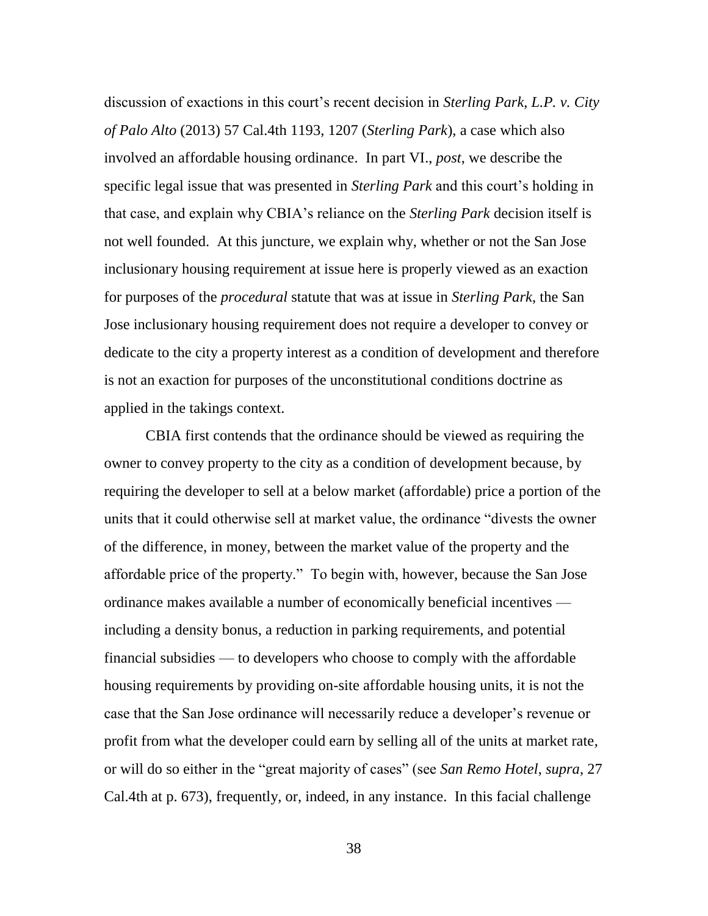discussion of exactions in this court's recent decision in *Sterling Park, L.P. v. City of Palo Alto* (2013) 57 Cal.4th 1193, 1207 (*Sterling Park*), a case which also involved an affordable housing ordinance. In part VI., *post*, we describe the specific legal issue that was presented in *Sterling Park* and this court's holding in that case, and explain why CBIA's reliance on the *Sterling Park* decision itself is not well founded. At this juncture, we explain why, whether or not the San Jose inclusionary housing requirement at issue here is properly viewed as an exaction for purposes of the *procedural* statute that was at issue in *Sterling Park*, the San Jose inclusionary housing requirement does not require a developer to convey or dedicate to the city a property interest as a condition of development and therefore is not an exaction for purposes of the unconstitutional conditions doctrine as applied in the takings context.

CBIA first contends that the ordinance should be viewed as requiring the owner to convey property to the city as a condition of development because, by requiring the developer to sell at a below market (affordable) price a portion of the units that it could otherwise sell at market value, the ordinance "divests the owner of the difference, in money, between the market value of the property and the affordable price of the property." To begin with, however, because the San Jose ordinance makes available a number of economically beneficial incentives — including a density bonus, a reduction in parking requirements, and potential financial subsidies — to developers who choose to comply with the affordable housing requirements by providing on-site affordable housing units, it is not the case that the San Jose ordinance will necessarily reduce a developer's revenue or profit from what the developer could earn by selling all of the units at market rate, or will do so either in the "great majority of cases" (see *San Remo Hotel*, *supra*, 27 Cal.4th at p. 673), frequently, or, indeed, in any instance. In this facial challenge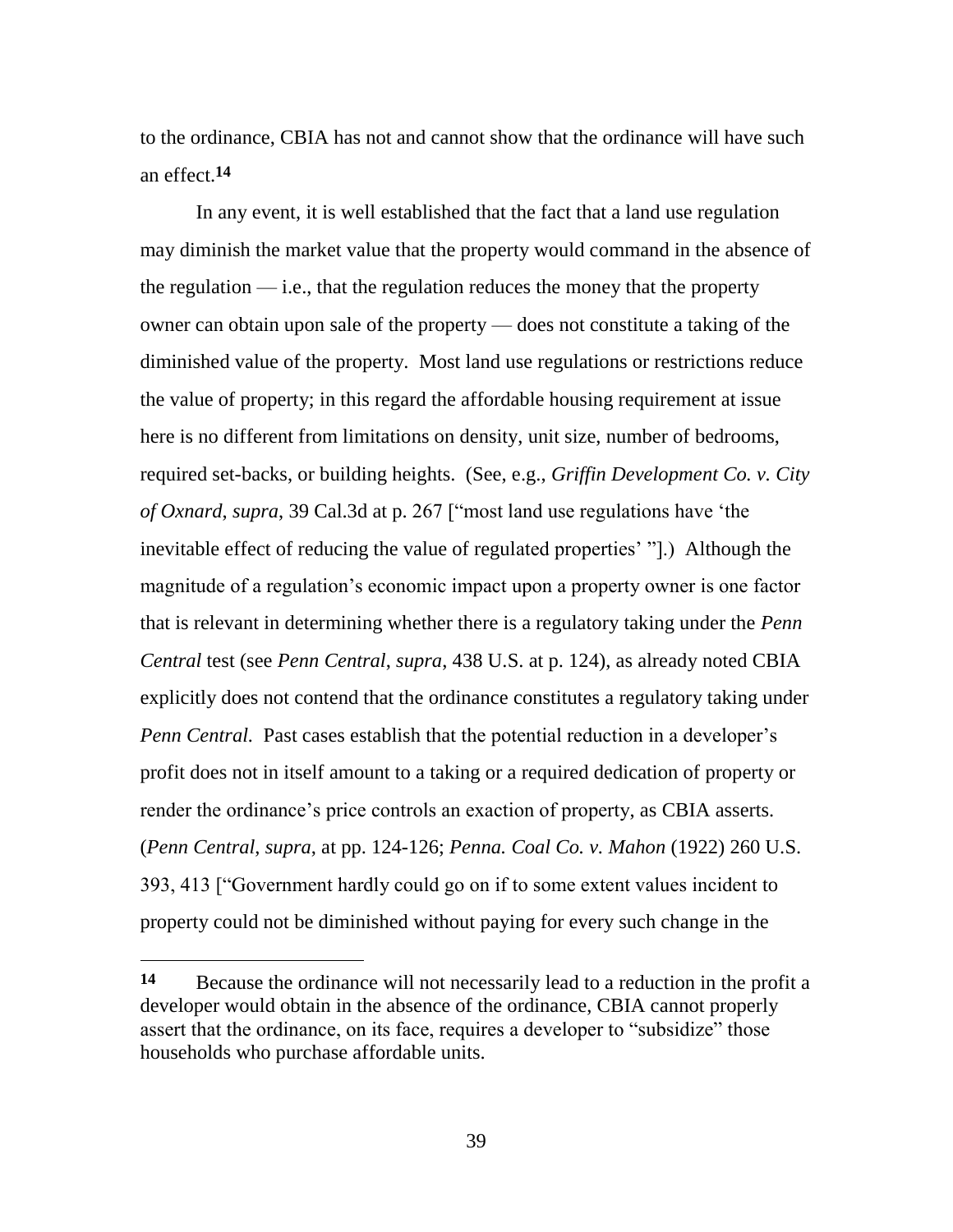to the ordinance, CBIA has not and cannot show that the ordinance will have such an effect.[14]

In any event, it is well established that the fact that a land use regulation may diminish the market value that the property would command in the absence of the regulation — i.e., that the regulation reduces the money that the property owner can obtain upon sale of the property — does not constitute a taking of the diminished value of the property. Most land use regulations or restrictions reduce the value of property; in this regard the affordable housing requirement at issue here is no different from limitations on density, unit size, number of bedrooms, required set-backs, or building heights. (See, e.g., *Griffin Development Co. v. City of Oxnard, supra*, 39 Cal.3d at p. 267 ["most land use regulations have 'the inevitable effect of reducing the value of regulated properties' "].) Although the magnitude of a regulation's economic impact upon a property owner is one factor that is relevant in determining whether there is a regulatory taking under the *Penn Central* test (see *Penn Central, supra,* 438 U.S. at p. 124), as already noted CBIA explicitly does not contend that the ordinance constitutes a regulatory taking under *Penn Central.* Past cases establish that the potential reduction in a developer's profit does not in itself amount to a taking or a required dedication of property or render the ordinance's price controls an exaction of property, as CBIA asserts. (*Penn Central*, *supra*, at pp. 124-126; *Penna. Coal Co. v. Mahon* (1922) 260 U.S. 393, 413 ["Government hardly could go on if to some extent values incident to property could not be diminished without paying for every such change in the

---

[14] Because the ordinance will not necessarily lead to a reduction in the profit a developer would obtain in the absence of the ordinance, CBIA cannot properly assert that the ordinance, on its face, requires a developer to "subsidize" those households who purchase affordable units.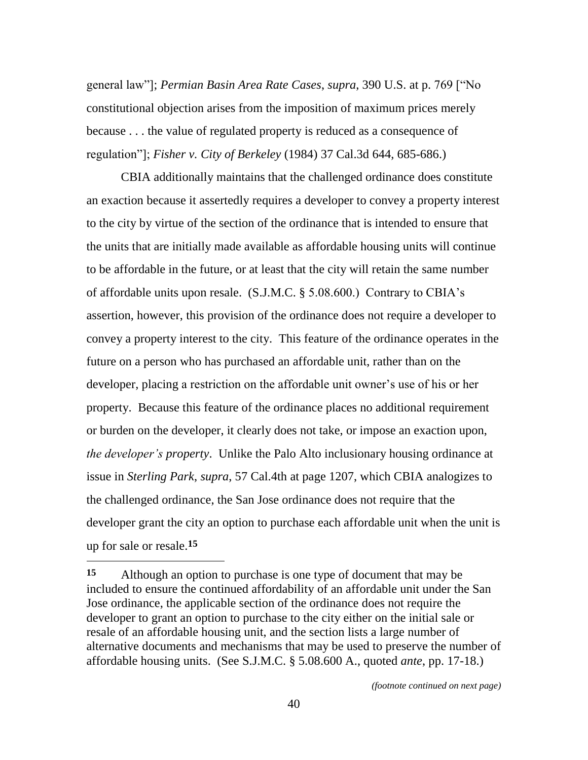general law"]; *Permian Basin Area Rate Cases*, *supra*, 390 U.S. at p. 769 ["No constitutional objection arises from the imposition of maximum prices merely because . . . the value of regulated property is reduced as a consequence of regulation"]; *Fisher v. City of Berkeley* (1984) 37 Cal.3d 644, 685-686.)

CBIA additionally maintains that the challenged ordinance does constitute an exaction because it assertedly requires a developer to convey a property interest to the city by virtue of the section of the ordinance that is intended to ensure that the units that are initially made available as affordable housing units will continue to be affordable in the future, or at least that the city will retain the same number of affordable units upon resale. (S.J.M.C. § 5.08.600.) Contrary to CBIA's assertion, however, this provision of the ordinance does not require a developer to convey a property interest to the city. This feature of the ordinance operates in the future on a person who has purchased an affordable unit, rather than on the developer, placing a restriction on the affordable unit owner's use of his or her property. Because this feature of the ordinance places no additional requirement or burden on the developer, it clearly does not take, or impose an exaction upon, *the developer's property*. Unlike the Palo Alto inclusionary housing ordinance at issue in *Sterling Park*, *supra*, 57 Cal.4th at page 1207, which CBIA analogizes to the challenged ordinance, the San Jose ordinance does not require that the developer grant the city an option to purchase each affordable unit when the unit is up for sale or resale.[15]

---

**15** Although an option to purchase is one type of document that may be included to ensure the continued affordability of an affordable unit under the San Jose ordinance, the applicable section of the ordinance does not require the developer to grant an option to purchase to the city either on the initial sale or resale of an affordable housing unit, and the section lists a large number of alternative documents and mechanisms that may be used to preserve the number of affordable housing units. (See S.J.M.C. § 5.08.600 A., quoted *ante*, pp. 17-18.)

*(footnote continued on next page)*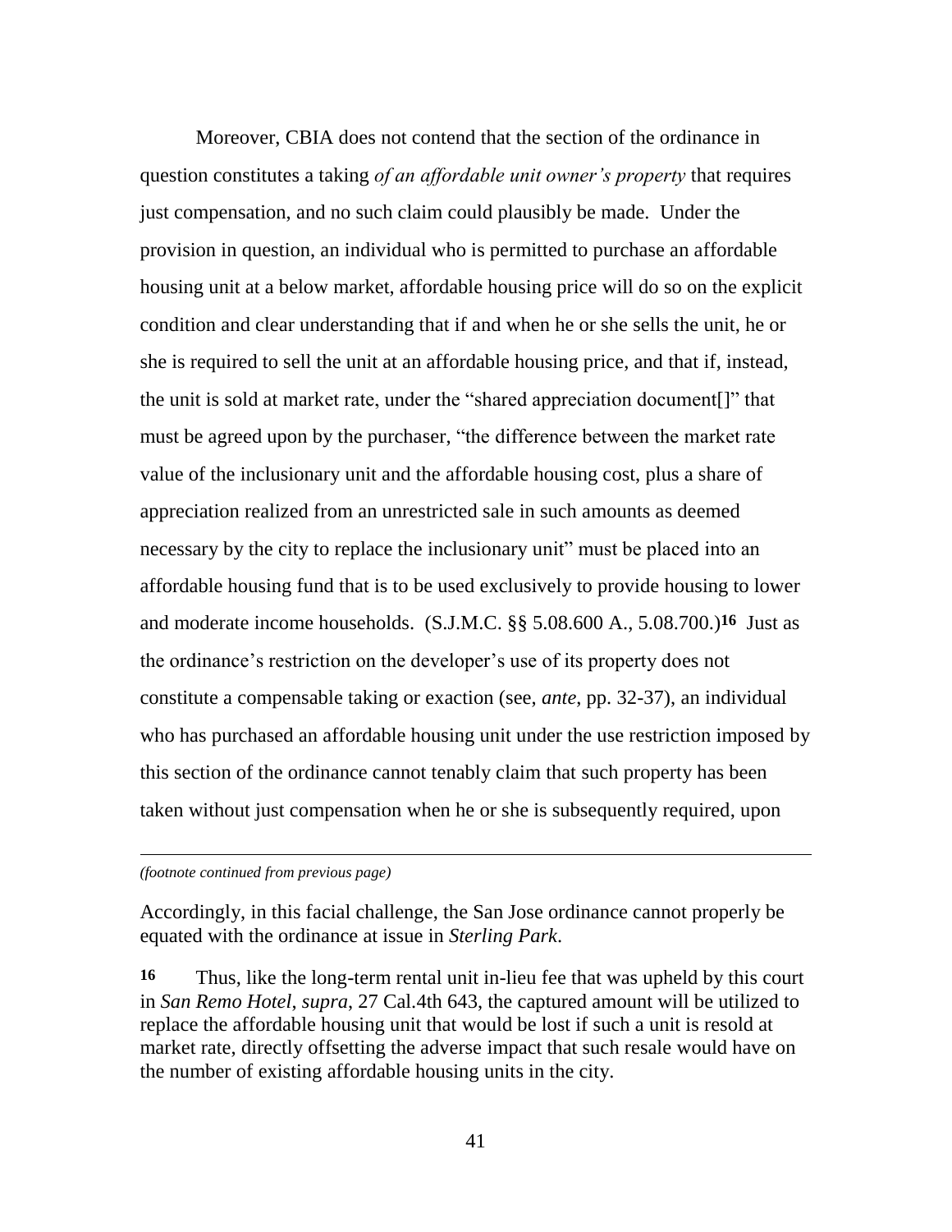Moreover, CBIA does not contend that the section of the ordinance in question constitutes a taking *of an affordable unit owner's property* that requires just compensation, and no such claim could plausibly be made. Under the provision in question, an individual who is permitted to purchase an affordable housing unit at a below market, affordable housing price will do so on the explicit condition and clear understanding that if and when he or she sells the unit, he or she is required to sell the unit at an affordable housing price, and that if, instead, the unit is sold at market rate, under the "shared appreciation document[]" that must be agreed upon by the purchaser, "the difference between the market rate value of the inclusionary unit and the affordable housing cost, plus a share of appreciation realized from an unrestricted sale in such amounts as deemed necessary by the city to replace the inclusionary unit" must be placed into an affordable housing fund that is to be used exclusively to provide housing to lower and moderate income households. (S.J.M.C. §§ 5.08.600 A., 5.08.700.)[16] Just as the ordinance's restriction on the developer's use of its property does not constitute a compensable taking or exaction (see, *ante*, pp. 32-37), an individual who has purchased an affordable housing unit under the use restriction imposed by this section of the ordinance cannot tenably claim that such property has been taken without just compensation when he or she is subsequently required, upon

---

*(footnote continued from previous page)*

Accordingly, in this facial challenge, the San Jose ordinance cannot properly be equated with the ordinance at issue in *Sterling Park*.

**16** Thus, like the long-term rental unit in-lieu fee that was upheld by this court in *San Remo Hotel*, *supra*, 27 Cal.4th 643, the captured amount will be utilized to replace the affordable housing unit that would be lost if such a unit is resold at market rate, directly offsetting the adverse impact that such resale would have on the number of existing affordable housing units in the city.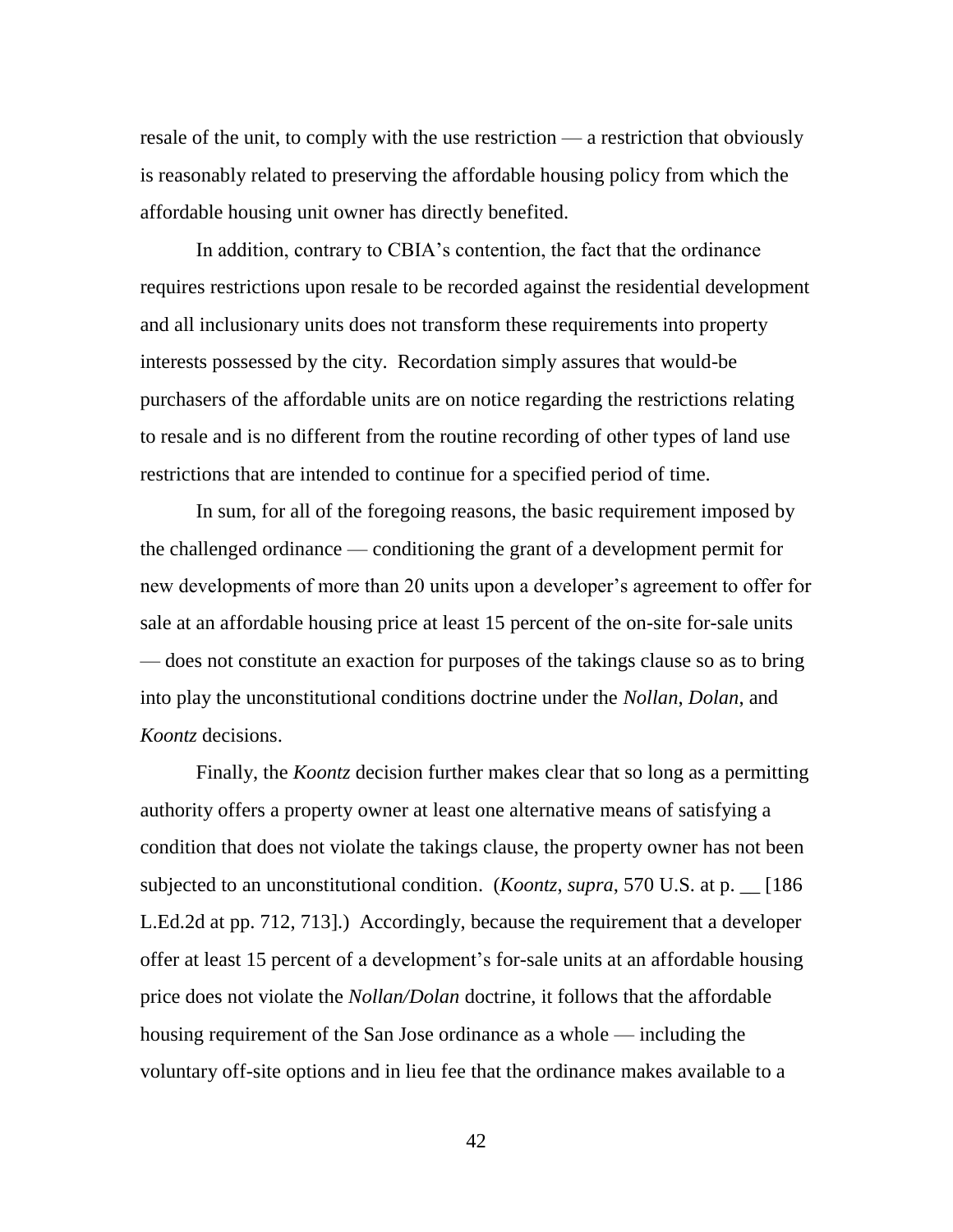resale of the unit, to comply with the use restriction — a restriction that obviously is reasonably related to preserving the affordable housing policy from which the affordable housing unit owner has directly benefited.

In addition, contrary to CBIA's contention, the fact that the ordinance requires restrictions upon resale to be recorded against the residential development and all inclusionary units does not transform these requirements into property interests possessed by the city. Recordation simply assures that would-be purchasers of the affordable units are on notice regarding the restrictions relating to resale and is no different from the routine recording of other types of land use restrictions that are intended to continue for a specified period of time.

In sum, for all of the foregoing reasons, the basic requirement imposed by the challenged ordinance — conditioning the grant of a development permit for new developments of more than 20 units upon a developer's agreement to offer for sale at an affordable housing price at least 15 percent of the on-site for-sale units — does not constitute an exaction for purposes of the takings clause so as to bring into play the unconstitutional conditions doctrine under the *Nollan*, *Dolan*, and *Koontz* decisions.

Finally, the *Koontz* decision further makes clear that so long as a permitting authority offers a property owner at least one alternative means of satisfying a condition that does not violate the takings clause, the property owner has not been subjected to an unconstitutional condition. (*Koontz*, *supra*, 570 U.S. at p. __ [186 L.Ed.2d at pp. 712, 713].) Accordingly, because the requirement that a developer offer at least 15 percent of a development's for-sale units at an affordable housing price does not violate the *Nollan/Dolan* doctrine, it follows that the affordable housing requirement of the San Jose ordinance as a whole — including the voluntary off-site options and in lieu fee that the ordinance makes available to a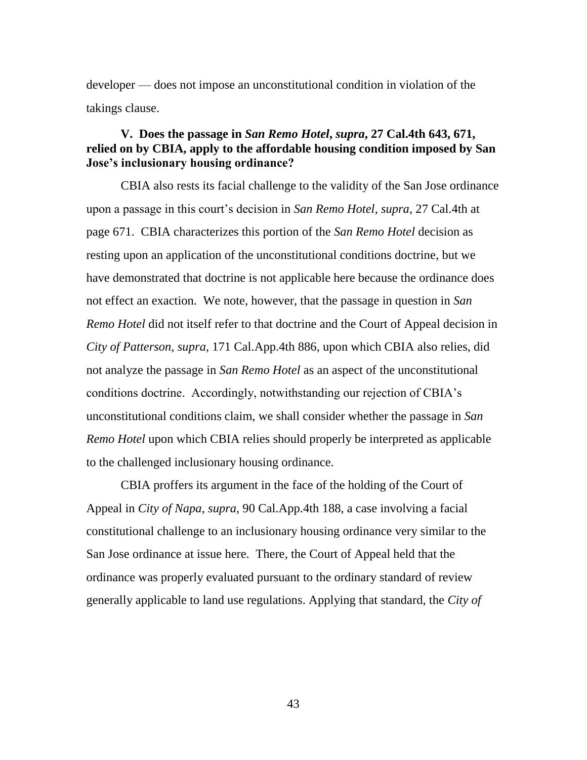developer — does not impose an unconstitutional condition in violation of the takings clause.

### V. Does the passage in *San Remo Hotel*, *supra*, 27 Cal.4th 643, 671, relied on by CBIA, apply to the affordable housing condition imposed by San Jose's inclusionary housing ordinance?

CBIA also rests its facial challenge to the validity of the San Jose ordinance upon a passage in this court's decision in *San Remo Hotel*, *supra*, 27 Cal.4th at page 671. CBIA characterizes this portion of the *San Remo Hotel* decision as resting upon an application of the unconstitutional conditions doctrine, but we have demonstrated that doctrine is not applicable here because the ordinance does not effect an exaction. We note, however, that the passage in question in *San Remo Hotel* did not itself refer to that doctrine and the Court of Appeal decision in *City of Patterson*, *supra*, 171 Cal.App.4th 886, upon which CBIA also relies, did not analyze the passage in *San Remo Hotel* as an aspect of the unconstitutional conditions doctrine. Accordingly, notwithstanding our rejection of CBIA's unconstitutional conditions claim, we shall consider whether the passage in *San Remo Hotel* upon which CBIA relies should properly be interpreted as applicable to the challenged inclusionary housing ordinance.

CBIA proffers its argument in the face of the holding of the Court of Appeal in *City of Napa*, *supra*, 90 Cal.App.4th 188, a case involving a facial constitutional challenge to an inclusionary housing ordinance very similar to the San Jose ordinance at issue here. There, the Court of Appeal held that the ordinance was properly evaluated pursuant to the ordinary standard of review generally applicable to land use regulations. Applying that standard, the *City of*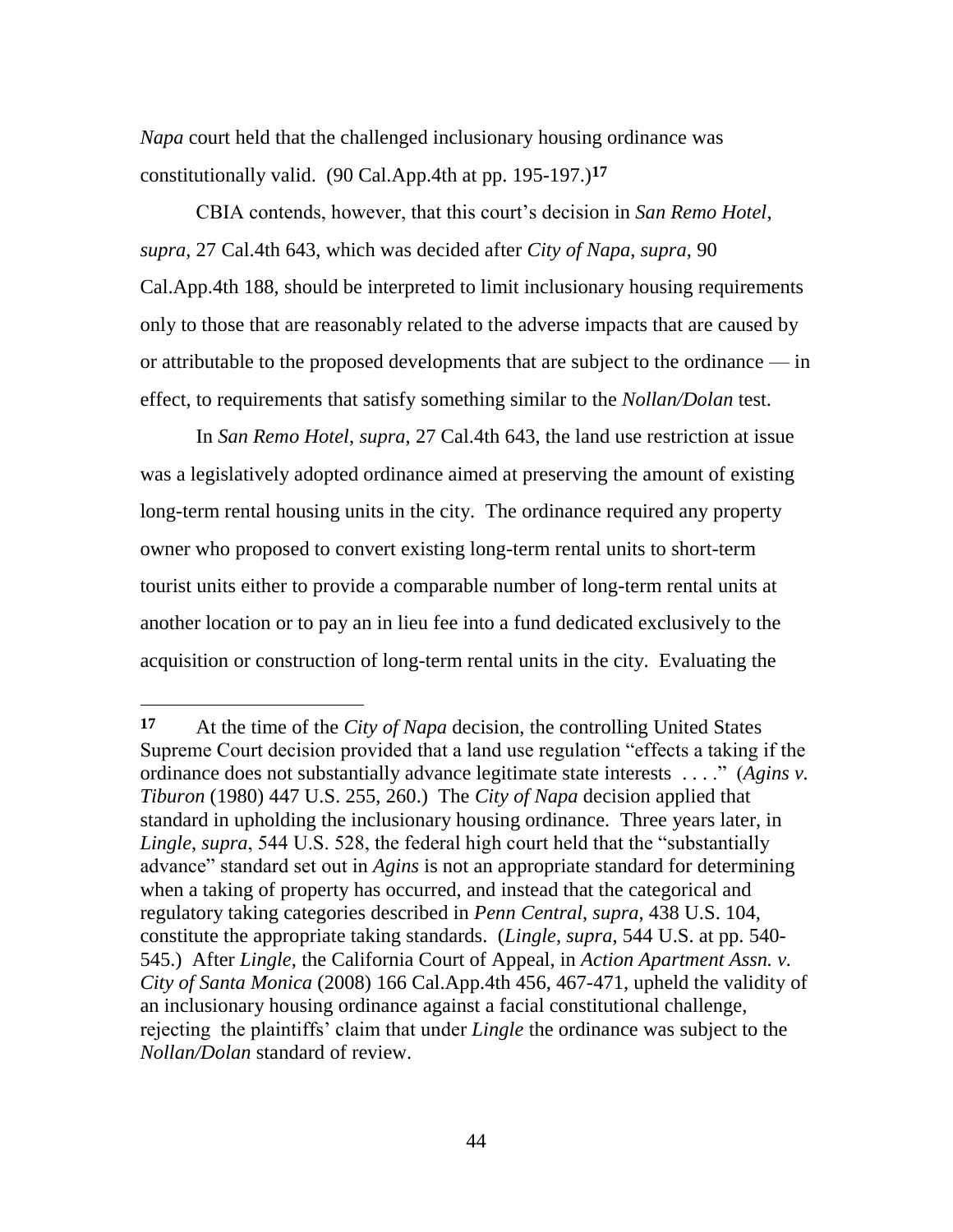*Napa* court held that the challenged inclusionary housing ordinance was constitutionally valid. (90 Cal.App.4th at pp. 195-197.)[17]

CBIA contends, however, that this court's decision in *San Remo Hotel*, *supra*, 27 Cal.4th 643, which was decided after *City of Napa*, *supra*, 90 Cal.App.4th 188, should be interpreted to limit inclusionary housing requirements only to those that are reasonably related to the adverse impacts that are caused by or attributable to the proposed developments that are subject to the ordinance — in effect, to requirements that satisfy something similar to the *Nollan/Dolan* test.

In *San Remo Hotel*, *supra*, 27 Cal.4th 643, the land use restriction at issue was a legislatively adopted ordinance aimed at preserving the amount of existing long-term rental housing units in the city. The ordinance required any property owner who proposed to convert existing long-term rental units to short-term tourist units either to provide a comparable number of long-term rental units at another location or to pay an in lieu fee into a fund dedicated exclusively to the acquisition or construction of long-term rental units in the city. Evaluating the

---

**17** At the time of the *City of Napa* decision, the controlling United States Supreme Court decision provided that a land use regulation "effects a taking if the ordinance does not substantially advance legitimate state interests . . . ." (*Agins v. Tiburon* (1980) 447 U.S. 255, 260.) The *City of Napa* decision applied that standard in upholding the inclusionary housing ordinance. Three years later, in *Lingle*, *supra*, 544 U.S. 528, the federal high court held that the "substantially advance" standard set out in *Agins* is not an appropriate standard for determining when a taking of property has occurred, and instead that the categorical and regulatory taking categories described in *Penn Central*, *supra*, 438 U.S. 104, constitute the appropriate taking standards. (*Lingle*, *supra*, 544 U.S. at pp. 540-545.) After *Lingle*, the California Court of Appeal, in *Action Apartment Assn. v. City of Santa Monica* (2008) 166 Cal.App.4th 456, 467-471, upheld the validity of an inclusionary housing ordinance against a facial constitutional challenge, rejecting the plaintiffs' claim that under *Lingle* the ordinance was subject to the *Nollan/Dolan* standard of review.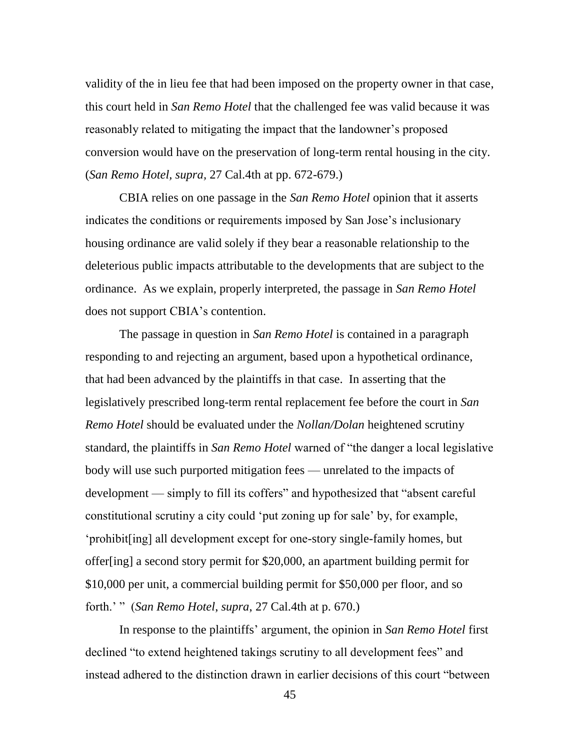validity of the in lieu fee that had been imposed on the property owner in that case, this court held in *San Remo Hotel* that the challenged fee was valid because it was reasonably related to mitigating the impact that the landowner's proposed conversion would have on the preservation of long-term rental housing in the city. (*San Remo Hotel*, *supra*, 27 Cal.4th at pp. 672-679.)

CBIA relies on one passage in the *San Remo Hotel* opinion that it asserts indicates the conditions or requirements imposed by San Jose's inclusionary housing ordinance are valid solely if they bear a reasonable relationship to the deleterious public impacts attributable to the developments that are subject to the ordinance. As we explain, properly interpreted, the passage in *San Remo Hotel* does not support CBIA's contention.

The passage in question in *San Remo Hotel* is contained in a paragraph responding to and rejecting an argument, based upon a hypothetical ordinance, that had been advanced by the plaintiffs in that case. In asserting that the legislatively prescribed long-term rental replacement fee before the court in *San Remo Hotel* should be evaluated under the *Nollan/Dolan* heightened scrutiny standard, the plaintiffs in *San Remo Hotel* warned of "the danger a local legislative body will use such purported mitigation fees — unrelated to the impacts of development — simply to fill its coffers" and hypothesized that "absent careful constitutional scrutiny a city could 'put zoning up for sale' by, for example, 'prohibit[ing] all development except for one-story single-family homes, but offer[ing] a second story permit for $20,000, an apartment building permit for $10,000 per unit, a commercial building permit for $50,000 per floor, and so forth.' " (*San Remo Hotel*, *supra*, 27 Cal.4th at p. 670.)

In response to the plaintiffs' argument, the opinion in *San Remo Hotel* first declined "to extend heightened takings scrutiny to all development fees" and instead adhered to the distinction drawn in earlier decisions of this court "between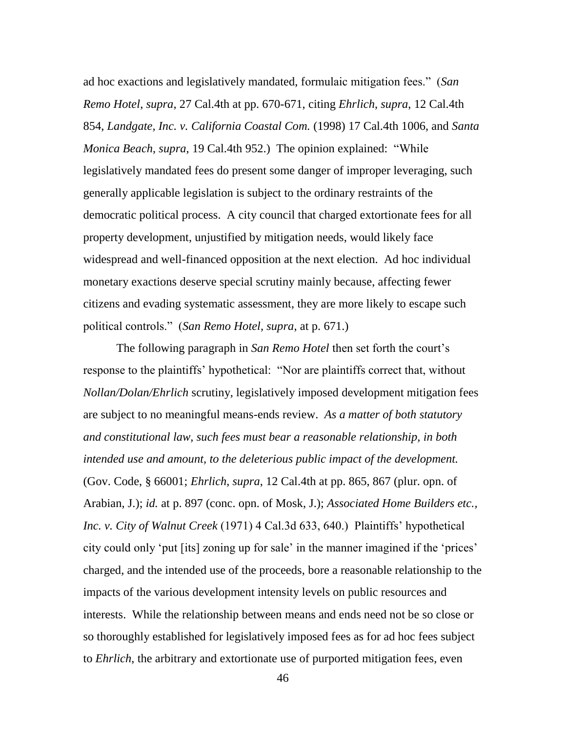ad hoc exactions and legislatively mandated, formulaic mitigation fees." (*San Remo Hotel*, *supra*, 27 Cal.4th at pp. 670-671, citing *Ehrlich*, *supra*, 12 Cal.4th 854, *Landgate, Inc. v. California Coastal Com.* (1998) 17 Cal.4th 1006, and *Santa Monica Beach*, *supra*, 19 Cal.4th 952.) The opinion explained: "While legislatively mandated fees do present some danger of improper leveraging, such generally applicable legislation is subject to the ordinary restraints of the democratic political process. A city council that charged extortionate fees for all property development, unjustified by mitigation needs, would likely face widespread and well-financed opposition at the next election. Ad hoc individual monetary exactions deserve special scrutiny mainly because, affecting fewer citizens and evading systematic assessment, they are more likely to escape such political controls." (*San Remo Hotel*, *supra*, at p. 671.)

The following paragraph in *San Remo Hotel* then set forth the court's response to the plaintiffs' hypothetical: "Nor are plaintiffs correct that, without *Nollan/Dolan/Ehrlich* scrutiny, legislatively imposed development mitigation fees are subject to no meaningful means-ends review. *As a matter of both statutory and constitutional law, such fees must bear a reasonable relationship, in both intended use and amount, to the deleterious public impact of the development.* (Gov. Code, § 66001; *Ehrlich*, *supra*, 12 Cal.4th at pp. 865, 867 (plur. opn. of Arabian, J.); *id.* at p. 897 (conc. opn. of Mosk, J.); *Associated Home Builders etc., Inc. v. City of Walnut Creek* (1971) 4 Cal.3d 633, 640.) Plaintiffs' hypothetical city could only 'put [its] zoning up for sale' in the manner imagined if the 'prices' charged, and the intended use of the proceeds, bore a reasonable relationship to the impacts of the various development intensity levels on public resources and interests. While the relationship between means and ends need not be so close or so thoroughly established for legislatively imposed fees as for ad hoc fees subject to *Ehrlich*, the arbitrary and extortionate use of purported mitigation fees, even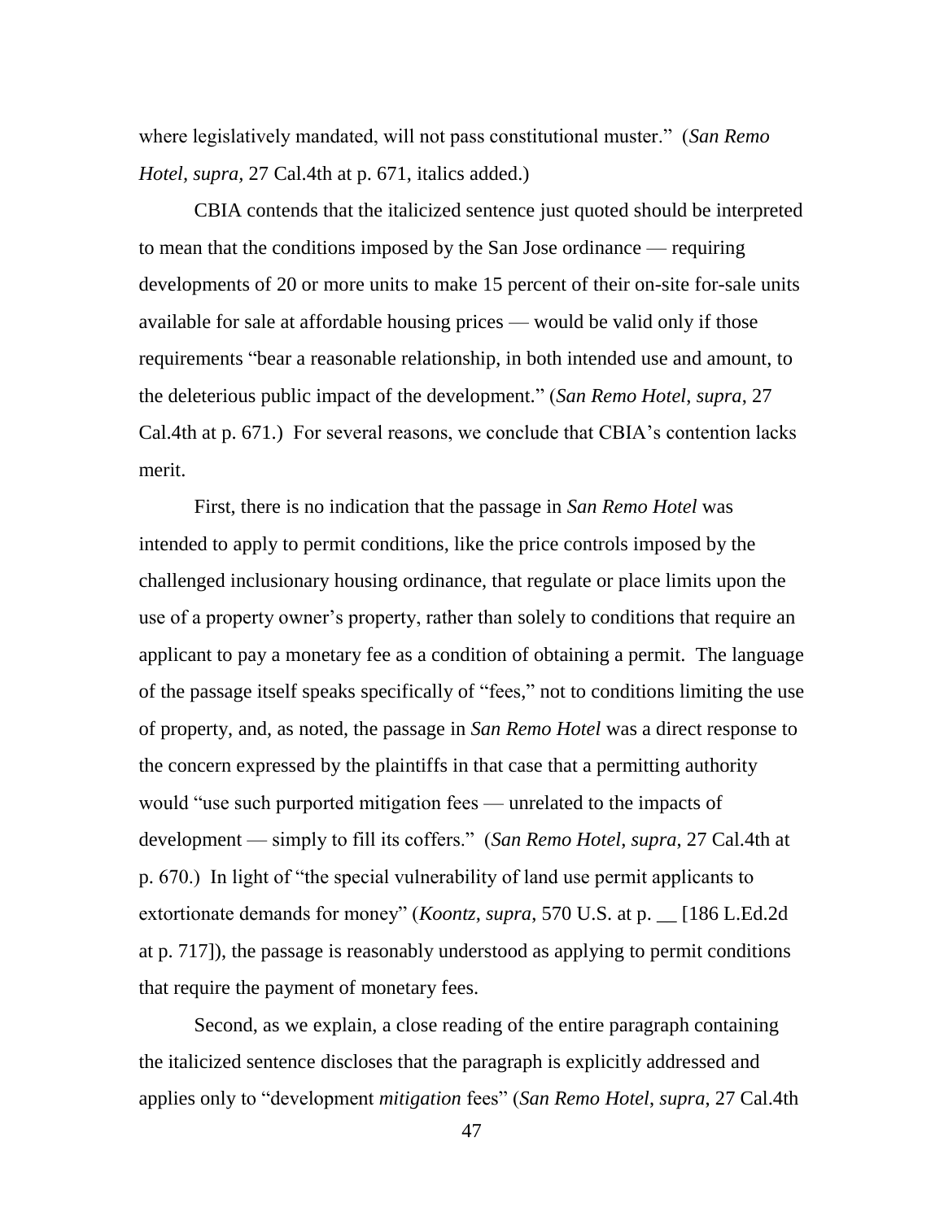where legislatively mandated, will not pass constitutional muster." (*San Remo Hotel*, *supra*, 27 Cal.4th at p. 671, italics added.)

CBIA contends that the italicized sentence just quoted should be interpreted to mean that the conditions imposed by the San Jose ordinance — requiring developments of 20 or more units to make 15 percent of their on-site for-sale units available for sale at affordable housing prices — would be valid only if those requirements "bear a reasonable relationship, in both intended use and amount, to the deleterious public impact of the development." (*San Remo Hotel*, *supra*, 27 Cal.4th at p. 671.) For several reasons, we conclude that CBIA's contention lacks merit.

First, there is no indication that the passage in *San Remo Hotel* was intended to apply to permit conditions, like the price controls imposed by the challenged inclusionary housing ordinance, that regulate or place limits upon the use of a property owner's property, rather than solely to conditions that require an applicant to pay a monetary fee as a condition of obtaining a permit. The language of the passage itself speaks specifically of "fees," not to conditions limiting the use of property, and, as noted, the passage in *San Remo Hotel* was a direct response to the concern expressed by the plaintiffs in that case that a permitting authority would "use such purported mitigation fees — unrelated to the impacts of development — simply to fill its coffers." (*San Remo Hotel*, *supra*, 27 Cal.4th at p. 670.) In light of "the special vulnerability of land use permit applicants to extortionate demands for money" (*Koontz*, *supra*, 570 U.S. at p. __ [186 L.Ed.2d at p. 717]), the passage is reasonably understood as applying to permit conditions that require the payment of monetary fees.

Second, as we explain, a close reading of the entire paragraph containing the italicized sentence discloses that the paragraph is explicitly addressed and applies only to "development *mitigation* fees" (*San Remo Hotel*, *supra*, 27 Cal.4th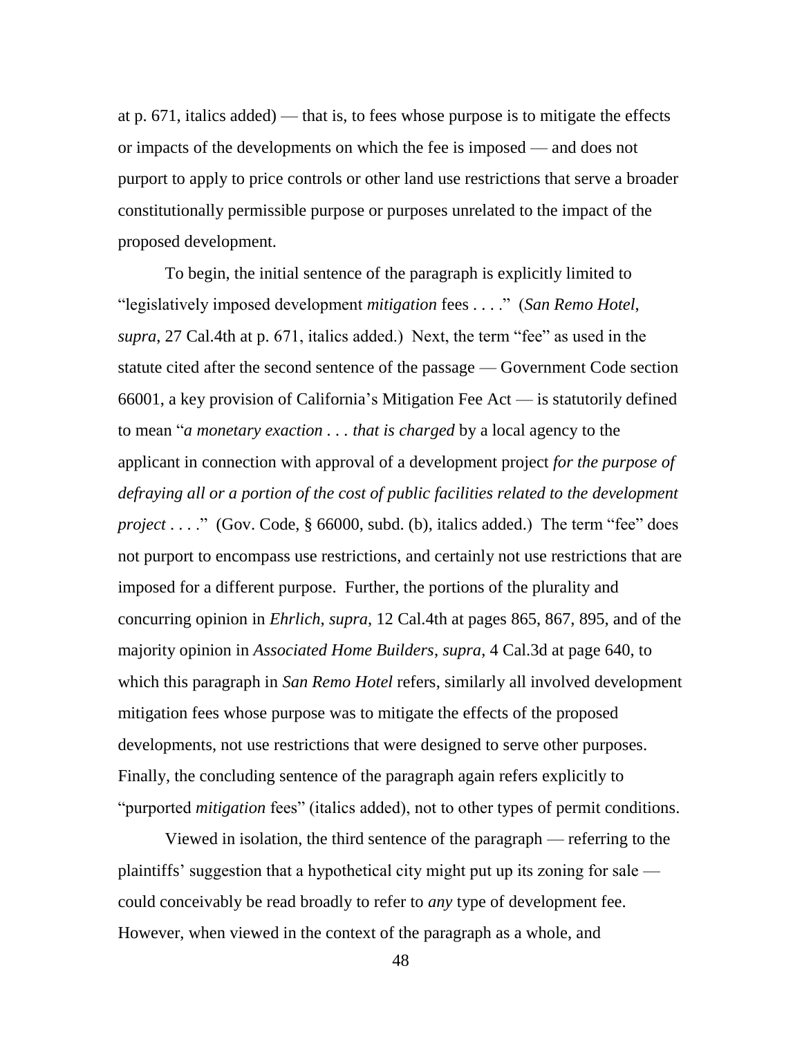at p. 671, italics added) — that is, to fees whose purpose is to mitigate the effects or impacts of the developments on which the fee is imposed — and does not purport to apply to price controls or other land use restrictions that serve a broader constitutionally permissible purpose or purposes unrelated to the impact of the proposed development.

To begin, the initial sentence of the paragraph is explicitly limited to "legislatively imposed development *mitigation* fees . . . ." (*San Remo Hotel*, *supra*, 27 Cal.4th at p. 671, italics added.) Next, the term "fee" as used in the statute cited after the second sentence of the passage — Government Code section 66001, a key provision of California's Mitigation Fee Act — is statutorily defined to mean "*a monetary exaction . . . that is charged* by a local agency to the applicant in connection with approval of a development project *for the purpose of defraying all or a portion of the cost of public facilities related to the development project* . . . ." (Gov. Code, § 66000, subd. (b), italics added.) The term "fee" does not purport to encompass use restrictions, and certainly not use restrictions that are imposed for a different purpose. Further, the portions of the plurality and concurring opinion in *Ehrlich*, *supra*, 12 Cal.4th at pages 865, 867, 895, and of the majority opinion in *Associated Home Builders*, *supra*, 4 Cal.3d at page 640, to which this paragraph in *San Remo Hotel* refers, similarly all involved development mitigation fees whose purpose was to mitigate the effects of the proposed developments, not use restrictions that were designed to serve other purposes. Finally, the concluding sentence of the paragraph again refers explicitly to "purported *mitigation* fees" (italics added), not to other types of permit conditions.

Viewed in isolation, the third sentence of the paragraph — referring to the plaintiffs' suggestion that a hypothetical city might put up its zoning for sale — could conceivably be read broadly to refer to *any* type of development fee. However, when viewed in the context of the paragraph as a whole, and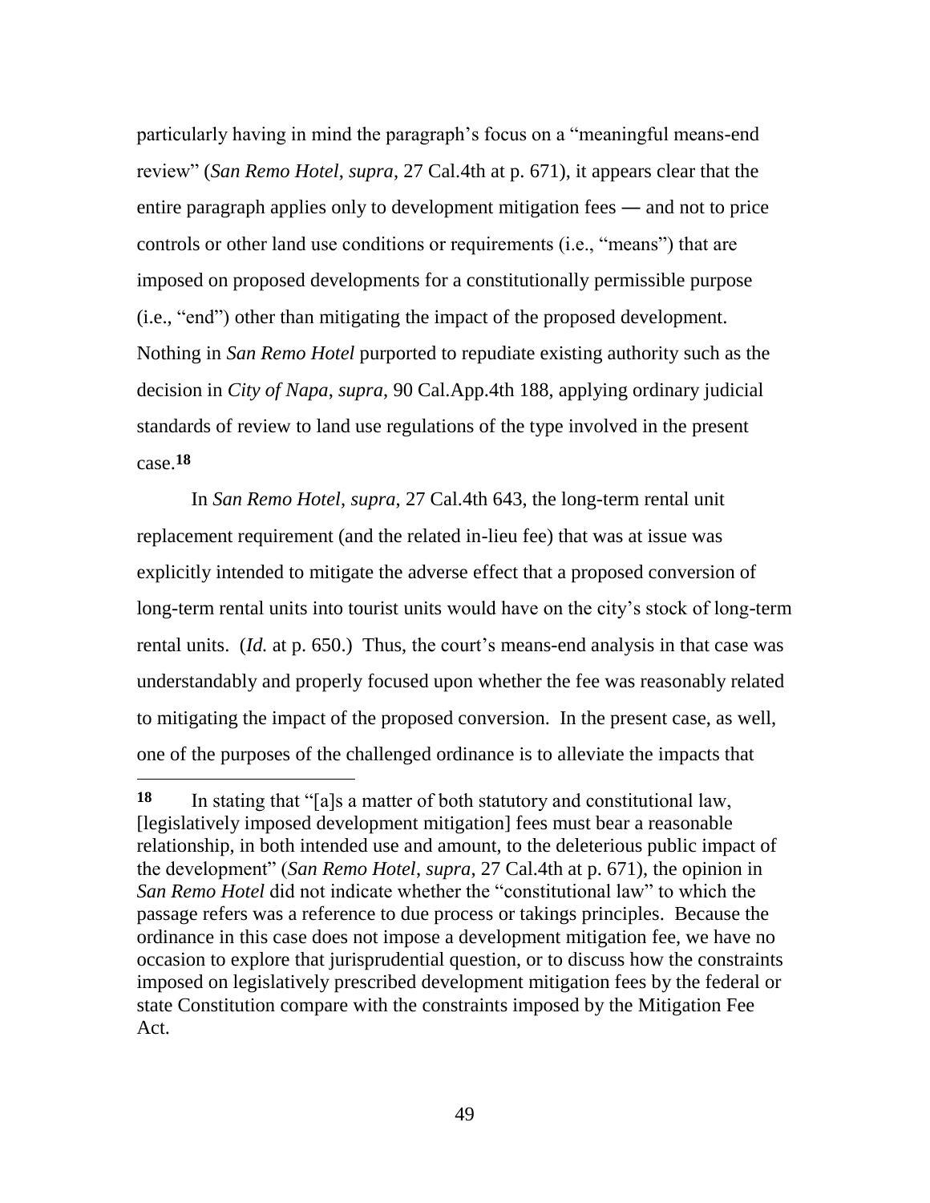particularly having in mind the paragraph's focus on a "meaningful means-end review" (*San Remo Hotel*, *supra*, 27 Cal.4th at p. 671), it appears clear that the entire paragraph applies only to development mitigation fees — and not to price controls or other land use conditions or requirements (i.e., "means") that are imposed on proposed developments for a constitutionally permissible purpose (i.e., "end") other than mitigating the impact of the proposed development. Nothing in *San Remo Hotel* purported to repudiate existing authority such as the decision in *City of Napa*, *supra*, 90 Cal.App.4th 188, applying ordinary judicial standards of review to land use regulations of the type involved in the present case.[18]

In *San Remo Hotel*, *supra*, 27 Cal.4th 643, the long-term rental unit replacement requirement (and the related in-lieu fee) that was at issue was explicitly intended to mitigate the adverse effect that a proposed conversion of long-term rental units into tourist units would have on the city's stock of long-term rental units. (*Id.* at p. 650.) Thus, the court's means-end analysis in that case was understandably and properly focused upon whether the fee was reasonably related to mitigating the impact of the proposed conversion. In the present case, as well, one of the purposes of the challenged ordinance is to alleviate the impacts that

---

**18** In stating that "[a]s a matter of both statutory and constitutional law, [legislatively imposed development mitigation] fees must bear a reasonable relationship, in both intended use and amount, to the deleterious public impact of the development" (*San Remo Hotel*, *supra*, 27 Cal.4th at p. 671), the opinion in *San Remo Hotel* did not indicate whether the "constitutional law" to which the passage refers was a reference to due process or takings principles. Because the ordinance in this case does not impose a development mitigation fee, we have no occasion to explore that jurisprudential question, or to discuss how the constraints imposed on legislatively prescribed development mitigation fees by the federal or state Constitution compare with the constraints imposed by the Mitigation Fee Act.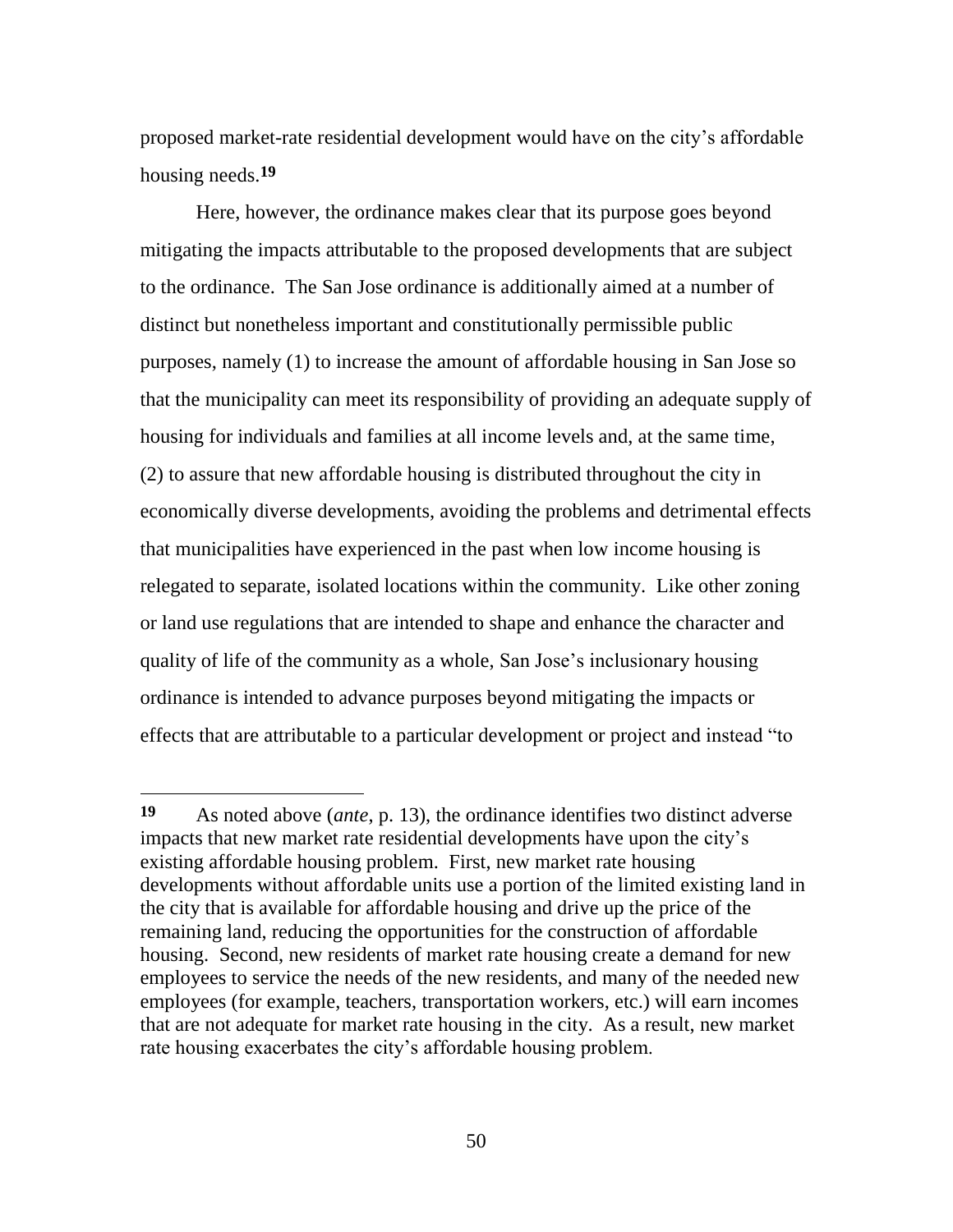proposed market-rate residential development would have on the city's affordable housing needs.[19]

Here, however, the ordinance makes clear that its purpose goes beyond mitigating the impacts attributable to the proposed developments that are subject to the ordinance. The San Jose ordinance is additionally aimed at a number of distinct but nonetheless important and constitutionally permissible public purposes, namely (1) to increase the amount of affordable housing in San Jose so that the municipality can meet its responsibility of providing an adequate supply of housing for individuals and families at all income levels and, at the same time, (2) to assure that new affordable housing is distributed throughout the city in economically diverse developments, avoiding the problems and detrimental effects that municipalities have experienced in the past when low income housing is relegated to separate, isolated locations within the community. Like other zoning or land use regulations that are intended to shape and enhance the character and quality of life of the community as a whole, San Jose's inclusionary housing ordinance is intended to advance purposes beyond mitigating the impacts or effects that are attributable to a particular development or project and instead "to

---

**19** As noted above (*ante*, p. 13), the ordinance identifies two distinct adverse impacts that new market rate residential developments have upon the city's existing affordable housing problem. First, new market rate housing developments without affordable units use a portion of the limited existing land in the city that is available for affordable housing and drive up the price of the remaining land, reducing the opportunities for the construction of affordable housing. Second, new residents of market rate housing create a demand for new employees to service the needs of the new residents, and many of the needed new employees (for example, teachers, transportation workers, etc.) will earn incomes that are not adequate for market rate housing in the city. As a result, new market rate housing exacerbates the city's affordable housing problem.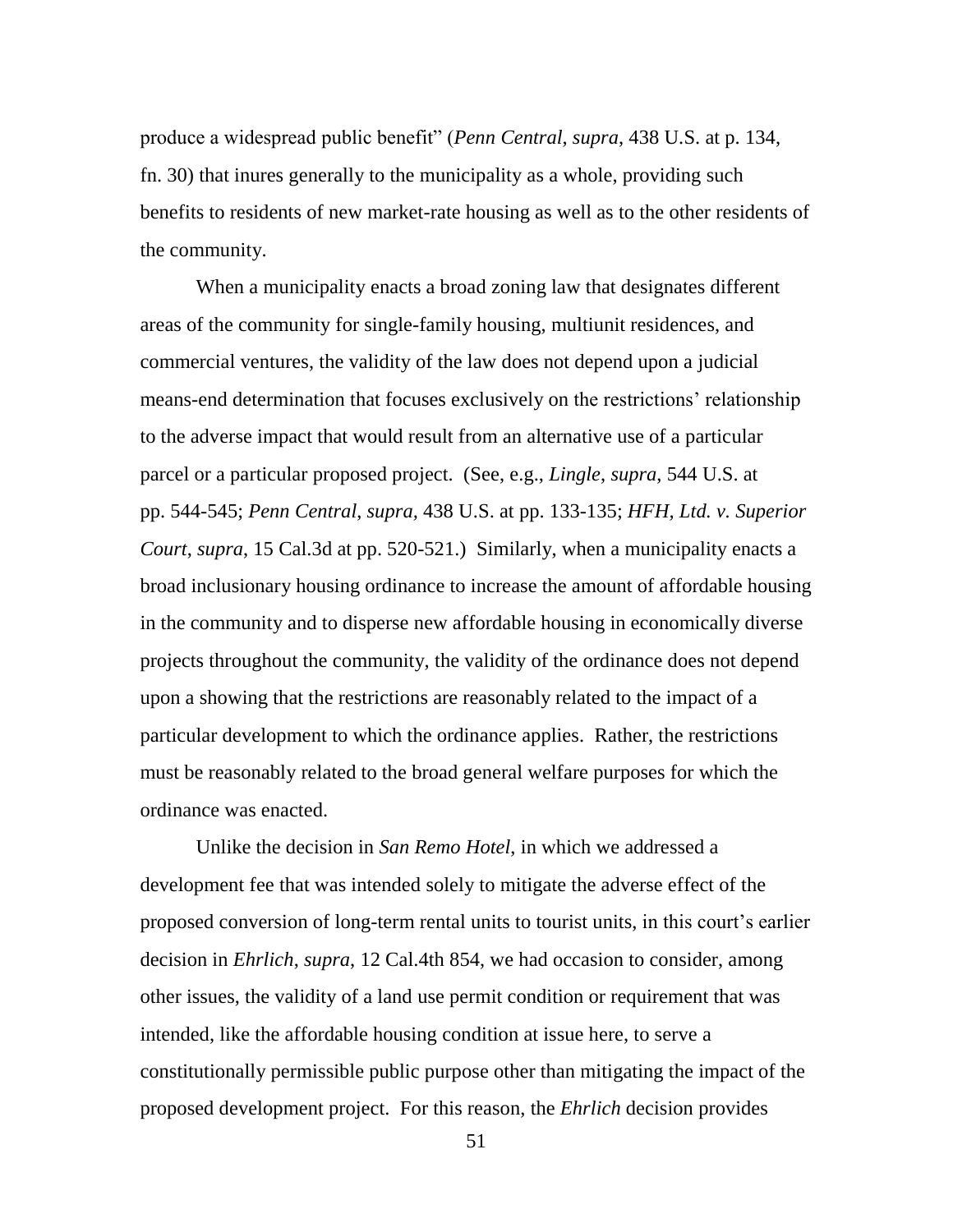produce a widespread public benefit" (*Penn Central*, *supra*, 438 U.S. at p. 134, fn. 30) that inures generally to the municipality as a whole, providing such benefits to residents of new market-rate housing as well as to the other residents of the community.

When a municipality enacts a broad zoning law that designates different areas of the community for single-family housing, multiunit residences, and commercial ventures, the validity of the law does not depend upon a judicial means-end determination that focuses exclusively on the restrictions' relationship to the adverse impact that would result from an alternative use of a particular parcel or a particular proposed project. (See, e.g., *Lingle*, *supra*, 544 U.S. at pp. 544-545; *Penn Central*, *supra*, 438 U.S. at pp. 133-135; *HFH, Ltd. v. Superior Court*, *supra*, 15 Cal.3d at pp. 520-521.) Similarly, when a municipality enacts a broad inclusionary housing ordinance to increase the amount of affordable housing in the community and to disperse new affordable housing in economically diverse projects throughout the community, the validity of the ordinance does not depend upon a showing that the restrictions are reasonably related to the impact of a particular development to which the ordinance applies. Rather, the restrictions must be reasonably related to the broad general welfare purposes for which the ordinance was enacted.

Unlike the decision in *San Remo Hotel*, in which we addressed a development fee that was intended solely to mitigate the adverse effect of the proposed conversion of long-term rental units to tourist units, in this court's earlier decision in *Ehrlich*, *supra*, 12 Cal.4th 854, we had occasion to consider, among other issues, the validity of a land use permit condition or requirement that was intended, like the affordable housing condition at issue here, to serve a constitutionally permissible public purpose other than mitigating the impact of the proposed development project. For this reason, the *Ehrlich* decision provides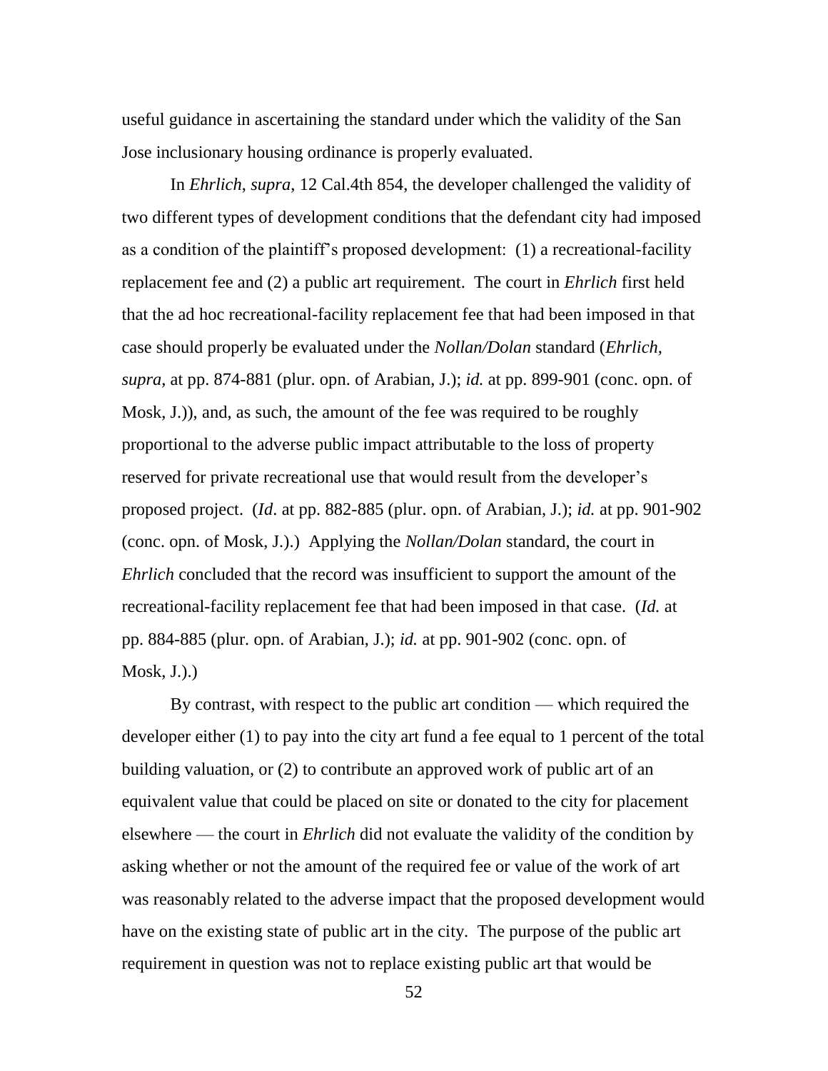useful guidance in ascertaining the standard under which the validity of the San Jose inclusionary housing ordinance is properly evaluated.

In *Ehrlich*, *supra*, 12 Cal.4th 854, the developer challenged the validity of two different types of development conditions that the defendant city had imposed as a condition of the plaintiff's proposed development: (1) a recreational-facility replacement fee and (2) a public art requirement. The court in *Ehrlich* first held that the ad hoc recreational-facility replacement fee that had been imposed in that case should properly be evaluated under the *Nollan/Dolan* standard (*Ehrlich*, *supra*, at pp. 874-881 (plur. opn. of Arabian, J.); *id.* at pp. 899-901 (conc. opn. of Mosk, J.)), and, as such, the amount of the fee was required to be roughly proportional to the adverse public impact attributable to the loss of property reserved for private recreational use that would result from the developer's proposed project. (*Id*. at pp. 882-885 (plur. opn. of Arabian, J.); *id.* at pp. 901-902 (conc. opn. of Mosk, J.).) Applying the *Nollan/Dolan* standard, the court in *Ehrlich* concluded that the record was insufficient to support the amount of the recreational-facility replacement fee that had been imposed in that case. (*Id.* at pp. 884-885 (plur. opn. of Arabian, J.); *id.* at pp. 901-902 (conc. opn. of Mosk, J.).)

By contrast, with respect to the public art condition — which required the developer either (1) to pay into the city art fund a fee equal to 1 percent of the total building valuation, or (2) to contribute an approved work of public art of an equivalent value that could be placed on site or donated to the city for placement elsewhere — the court in *Ehrlich* did not evaluate the validity of the condition by asking whether or not the amount of the required fee or value of the work of art was reasonably related to the adverse impact that the proposed development would have on the existing state of public art in the city. The purpose of the public art requirement in question was not to replace existing public art that would be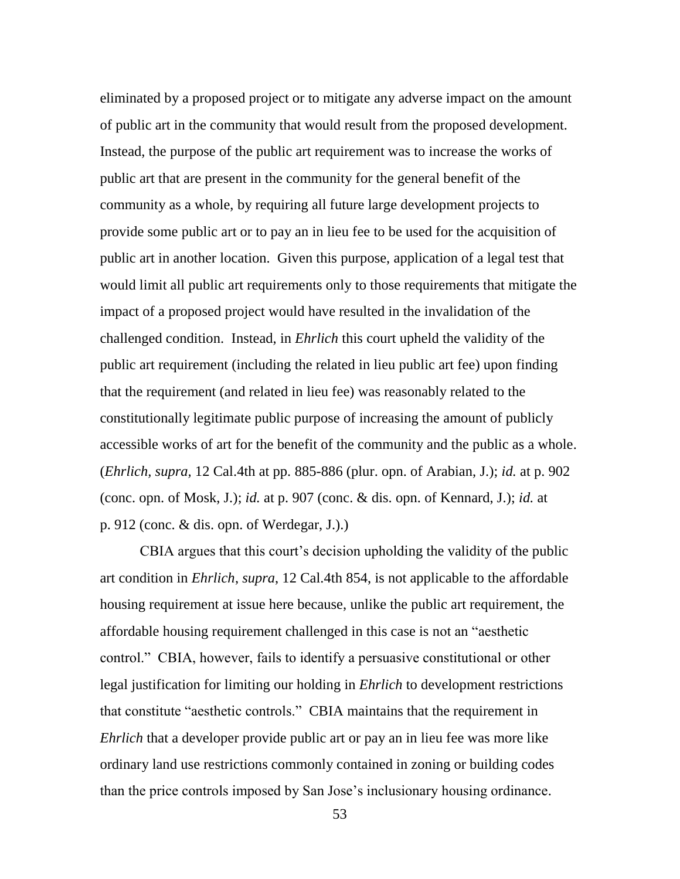eliminated by a proposed project or to mitigate any adverse impact on the amount of public art in the community that would result from the proposed development. Instead, the purpose of the public art requirement was to increase the works of public art that are present in the community for the general benefit of the community as a whole, by requiring all future large development projects to provide some public art or to pay an in lieu fee to be used for the acquisition of public art in another location. Given this purpose, application of a legal test that would limit all public art requirements only to those requirements that mitigate the impact of a proposed project would have resulted in the invalidation of the challenged condition. Instead, in *Ehrlich* this court upheld the validity of the public art requirement (including the related in lieu public art fee) upon finding that the requirement (and related in lieu fee) was reasonably related to the constitutionally legitimate public purpose of increasing the amount of publicly accessible works of art for the benefit of the community and the public as a whole. (*Ehrlich, supra,* 12 Cal.4th at pp. 885-886 (plur. opn. of Arabian, J.); *id.* at p. 902 (conc. opn. of Mosk, J.); *id.* at p. 907 (conc. & dis. opn. of Kennard, J.); *id.* at p. 912 (conc. & dis. opn. of Werdegar, J.).)

CBIA argues that this court's decision upholding the validity of the public art condition in *Ehrlich*, *supra*, 12 Cal.4th 854, is not applicable to the affordable housing requirement at issue here because, unlike the public art requirement, the affordable housing requirement challenged in this case is not an "aesthetic control." CBIA, however, fails to identify a persuasive constitutional or other legal justification for limiting our holding in *Ehrlich* to development restrictions that constitute "aesthetic controls." CBIA maintains that the requirement in *Ehrlich* that a developer provide public art or pay an in lieu fee was more like ordinary land use restrictions commonly contained in zoning or building codes than the price controls imposed by San Jose's inclusionary housing ordinance.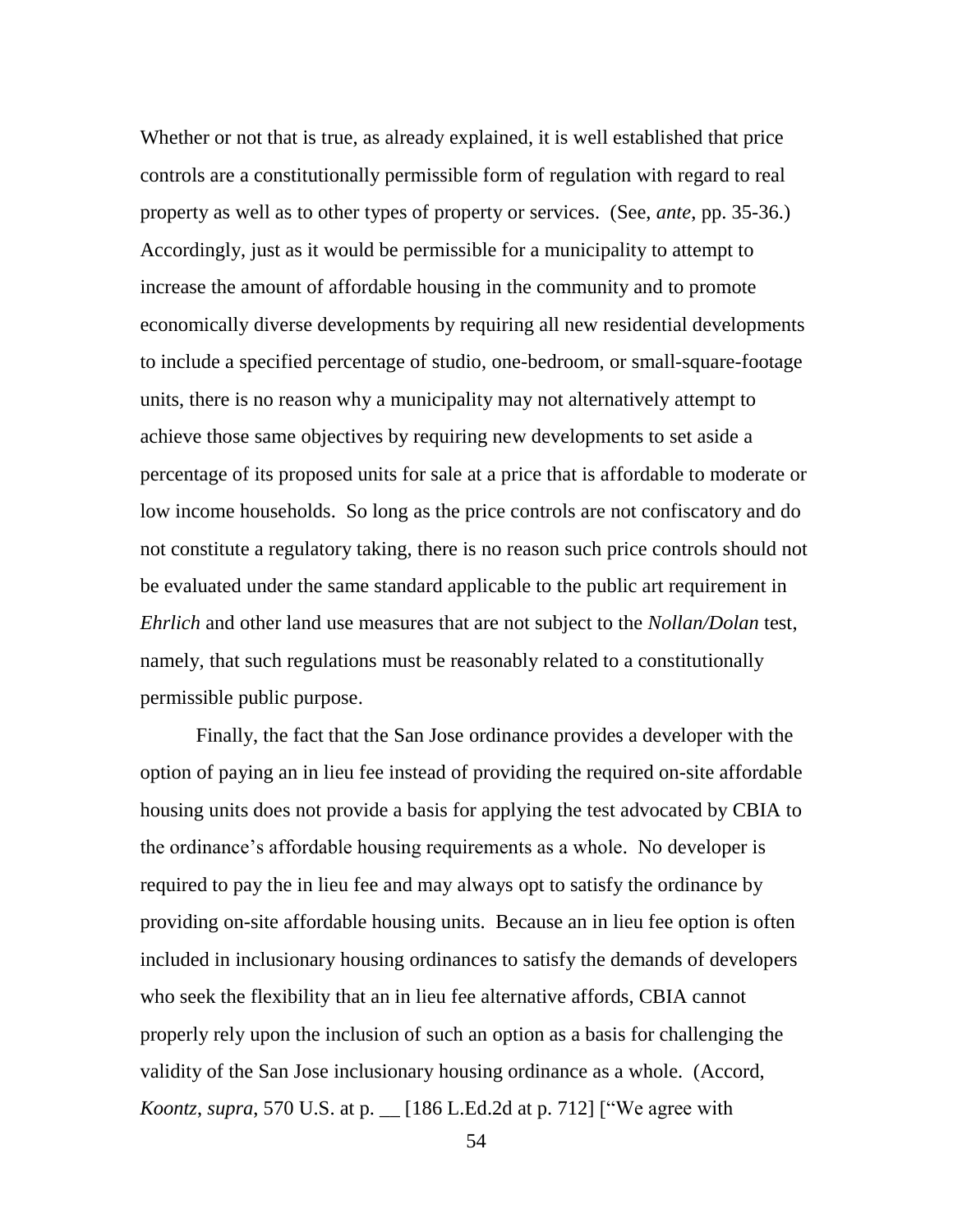Whether or not that is true, as already explained, it is well established that price controls are a constitutionally permissible form of regulation with regard to real property as well as to other types of property or services. (See, *ante*, pp. 35-36.) Accordingly, just as it would be permissible for a municipality to attempt to increase the amount of affordable housing in the community and to promote economically diverse developments by requiring all new residential developments to include a specified percentage of studio, one-bedroom, or small-square-footage units, there is no reason why a municipality may not alternatively attempt to achieve those same objectives by requiring new developments to set aside a percentage of its proposed units for sale at a price that is affordable to moderate or low income households. So long as the price controls are not confiscatory and do not constitute a regulatory taking, there is no reason such price controls should not be evaluated under the same standard applicable to the public art requirement in *Ehrlich* and other land use measures that are not subject to the *Nollan/Dolan* test, namely, that such regulations must be reasonably related to a constitutionally permissible public purpose.

Finally, the fact that the San Jose ordinance provides a developer with the option of paying an in lieu fee instead of providing the required on-site affordable housing units does not provide a basis for applying the test advocated by CBIA to the ordinance's affordable housing requirements as a whole. No developer is required to pay the in lieu fee and may always opt to satisfy the ordinance by providing on-site affordable housing units. Because an in lieu fee option is often included in inclusionary housing ordinances to satisfy the demands of developers who seek the flexibility that an in lieu fee alternative affords, CBIA cannot properly rely upon the inclusion of such an option as a basis for challenging the validity of the San Jose inclusionary housing ordinance as a whole. (Accord, *Koontz*, *supra*, 570 U.S. at p. __ [186 L.Ed.2d at p. 712] ["We agree with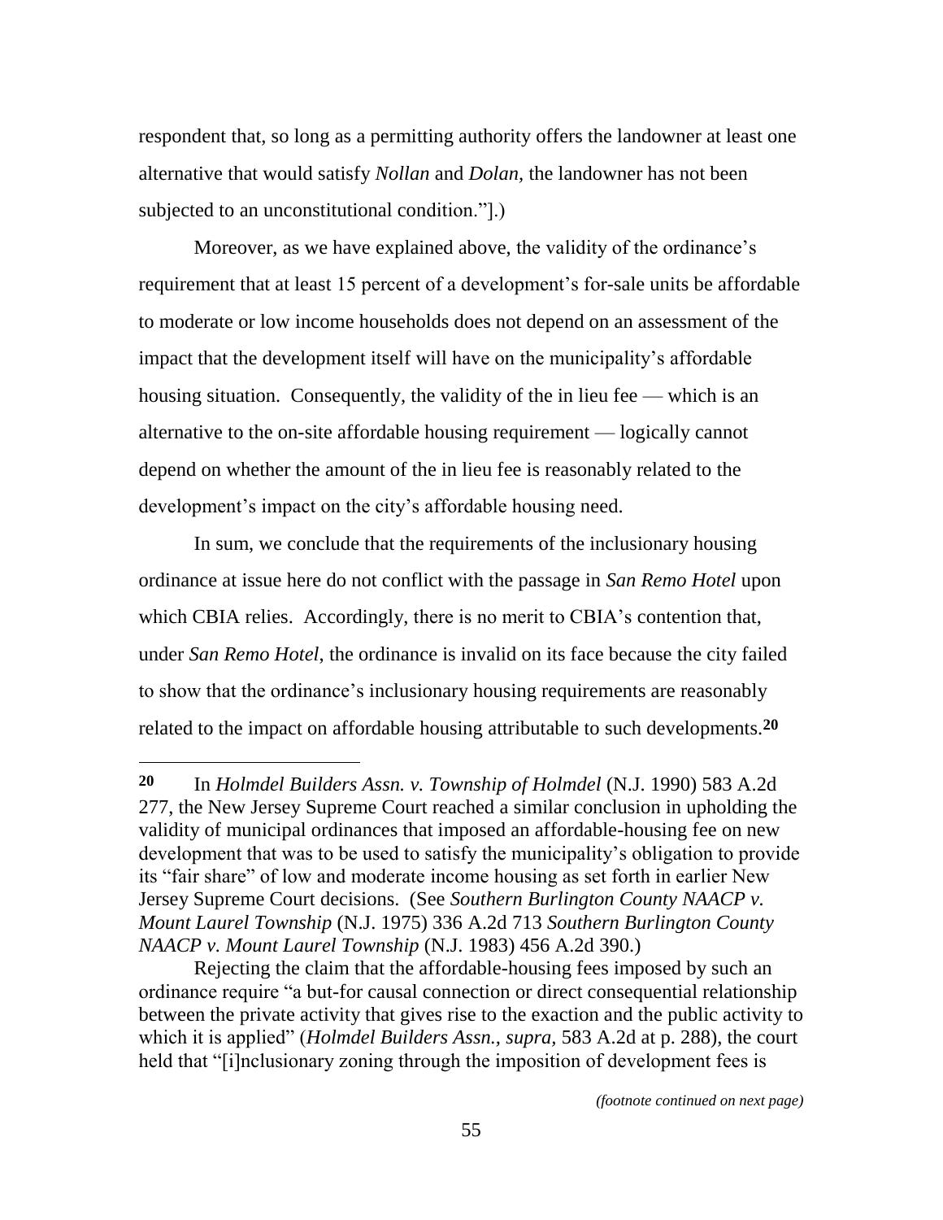respondent that, so long as a permitting authority offers the landowner at least one alternative that would satisfy *Nollan* and *Dolan*, the landowner has not been subjected to an unconstitutional condition."].)

Moreover, as we have explained above, the validity of the ordinance's requirement that at least 15 percent of a development's for-sale units be affordable to moderate or low income households does not depend on an assessment of the impact that the development itself will have on the municipality's affordable housing situation. Consequently, the validity of the in lieu fee — which is an alternative to the on-site affordable housing requirement — logically cannot depend on whether the amount of the in lieu fee is reasonably related to the development's impact on the city's affordable housing need.

In sum, we conclude that the requirements of the inclusionary housing ordinance at issue here do not conflict with the passage in *San Remo Hotel* upon which CBIA relies. Accordingly, there is no merit to CBIA's contention that, under *San Remo Hotel*, the ordinance is invalid on its face because the city failed to show that the ordinance's inclusionary housing requirements are reasonably related to the impact on affordable housing attributable to such developments.[20]

---

**20** In *Holmdel Builders Assn. v. Township of Holmdel* (N.J. 1990) 583 A.2d 277, the New Jersey Supreme Court reached a similar conclusion in upholding the validity of municipal ordinances that imposed an affordable-housing fee on new development that was to be used to satisfy the municipality's obligation to provide its "fair share" of low and moderate income housing as set forth in earlier New Jersey Supreme Court decisions. (See *Southern Burlington County NAACP v. Mount Laurel Township* (N.J. 1975) 336 A.2d 713 *Southern Burlington County NAACP v. Mount Laurel Township* (N.J. 1983) 456 A.2d 390.)

Rejecting the claim that the affordable-housing fees imposed by such an ordinance require "a but-for causal connection or direct consequential relationship between the private activity that gives rise to the exaction and the public activity to which it is applied" (*Holmdel Builders Assn., supra,* 583 A.2d at p. 288), the court held that "[i]nclusionary zoning through the imposition of development fees is

*(footnote continued on next page)*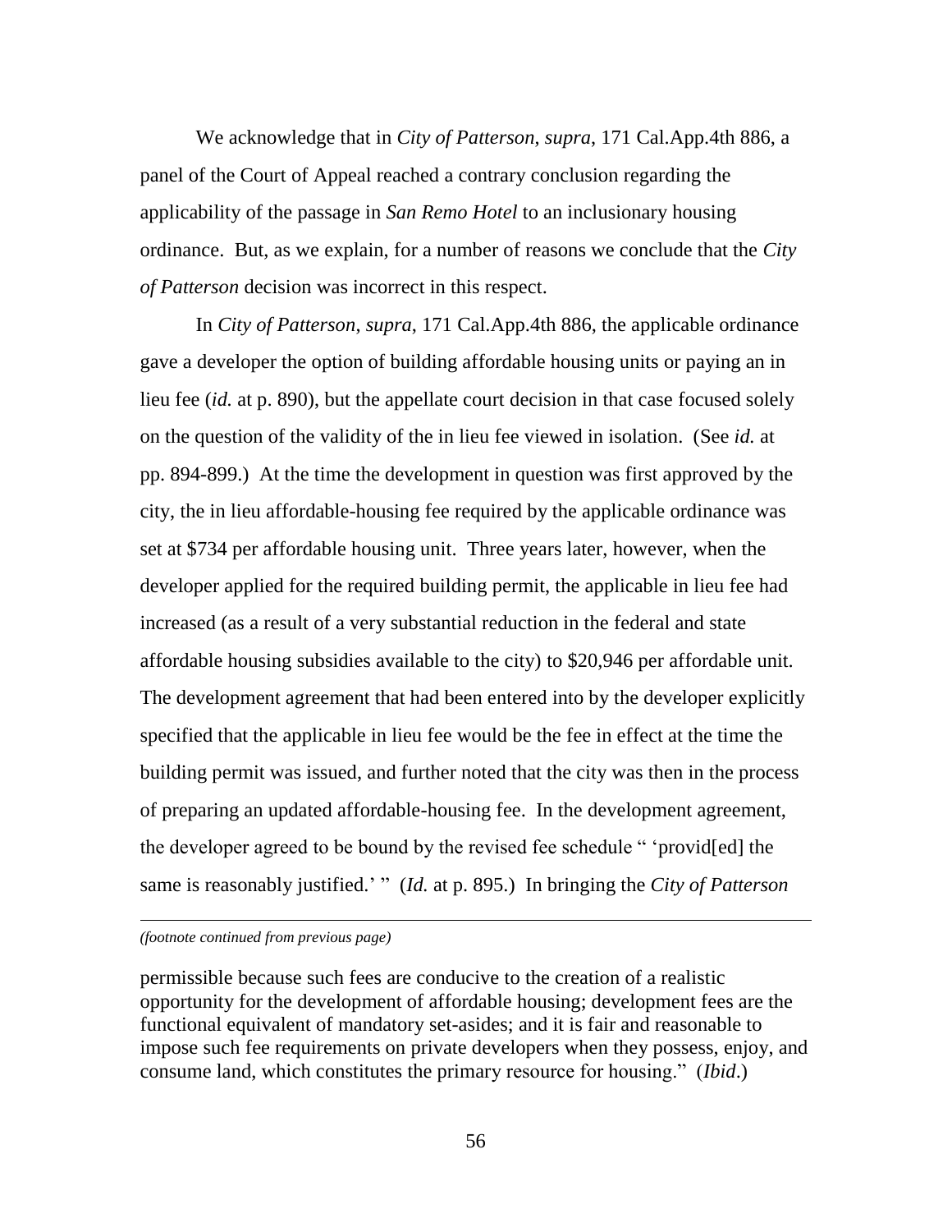We acknowledge that in *City of Patterson*, *supra*, 171 Cal.App.4th 886, a panel of the Court of Appeal reached a contrary conclusion regarding the applicability of the passage in *San Remo Hotel* to an inclusionary housing ordinance. But, as we explain, for a number of reasons we conclude that the *City of Patterson* decision was incorrect in this respect.

In *City of Patterson*, *supra*, 171 Cal.App.4th 886, the applicable ordinance gave a developer the option of building affordable housing units or paying an in lieu fee (*id.* at p. 890), but the appellate court decision in that case focused solely on the question of the validity of the in lieu fee viewed in isolation. (See *id.* at pp. 894-899.) At the time the development in question was first approved by the city, the in lieu affordable-housing fee required by the applicable ordinance was set at $734 per affordable housing unit. Three years later, however, when the developer applied for the required building permit, the applicable in lieu fee had increased (as a result of a very substantial reduction in the federal and state affordable housing subsidies available to the city) to $20,946 per affordable unit. The development agreement that had been entered into by the developer explicitly specified that the applicable in lieu fee would be the fee in effect at the time the building permit was issued, and further noted that the city was then in the process of preparing an updated affordable-housing fee. In the development agreement, the developer agreed to be bound by the revised fee schedule " 'provid[ed] the same is reasonably justified.' " (*Id.* at p. 895.) In bringing the *City of Patterson*

---

*(footnote continued from previous page)*

permissible because such fees are conducive to the creation of a realistic opportunity for the development of affordable housing; development fees are the functional equivalent of mandatory set-asides; and it is fair and reasonable to impose such fee requirements on private developers when they possess, enjoy, and consume land, which constitutes the primary resource for housing." (*Ibid*.)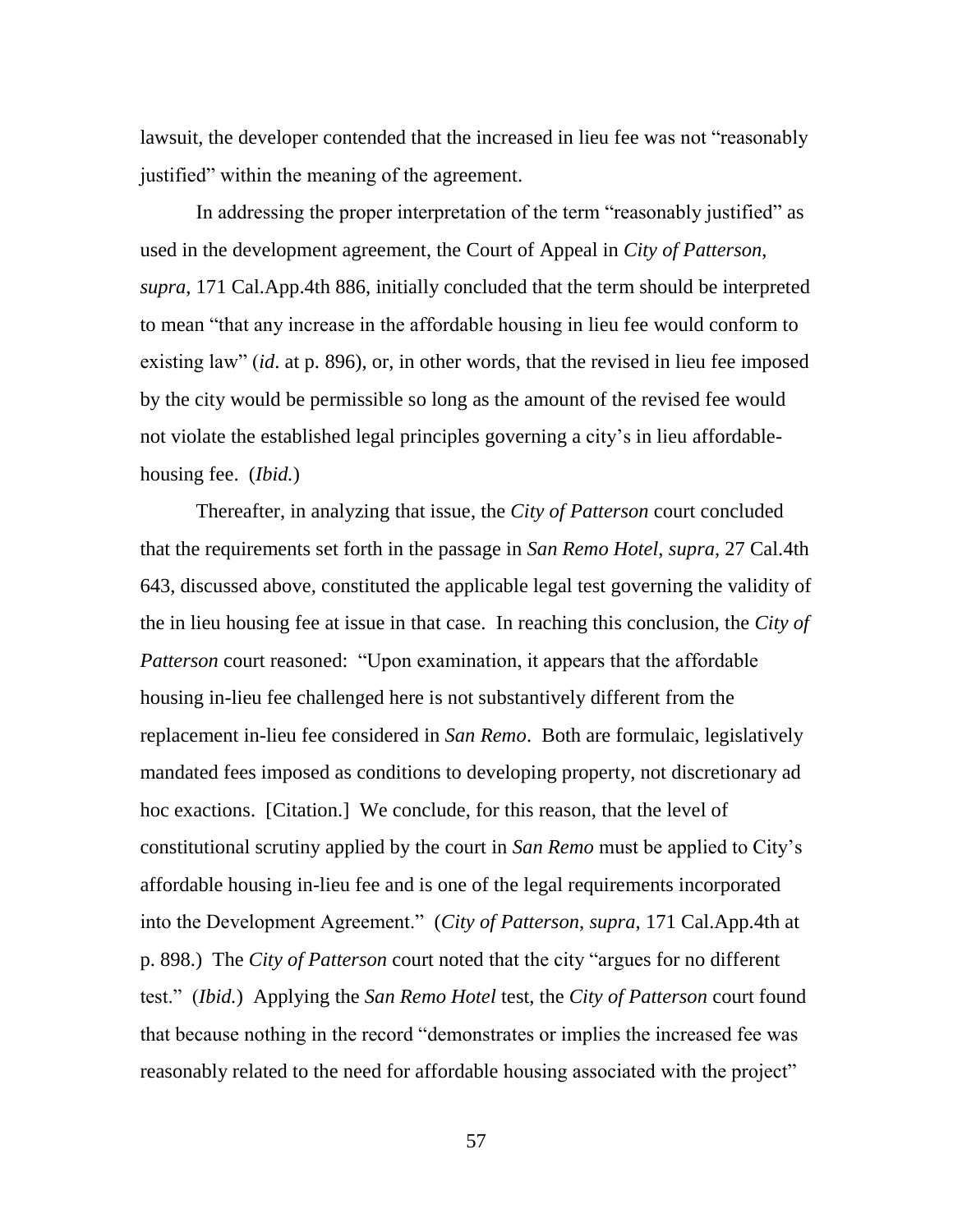lawsuit, the developer contended that the increased in lieu fee was not "reasonably justified" within the meaning of the agreement.

In addressing the proper interpretation of the term "reasonably justified" as used in the development agreement, the Court of Appeal in *City of Patterson*, *supra*, 171 Cal.App.4th 886, initially concluded that the term should be interpreted to mean "that any increase in the affordable housing in lieu fee would conform to existing law" (*id*. at p. 896), or, in other words, that the revised in lieu fee imposed by the city would be permissible so long as the amount of the revised fee would not violate the established legal principles governing a city's in lieu affordable-housing fee. (*Ibid.*)

Thereafter, in analyzing that issue, the *City of Patterson* court concluded that the requirements set forth in the passage in *San Remo Hotel*, *supra*, 27 Cal.4th 643, discussed above, constituted the applicable legal test governing the validity of the in lieu housing fee at issue in that case. In reaching this conclusion, the *City of Patterson* court reasoned: "Upon examination, it appears that the affordable housing in-lieu fee challenged here is not substantively different from the replacement in-lieu fee considered in *San Remo*. Both are formulaic, legislatively mandated fees imposed as conditions to developing property, not discretionary ad hoc exactions. [Citation.] We conclude, for this reason, that the level of constitutional scrutiny applied by the court in *San Remo* must be applied to City's affordable housing in-lieu fee and is one of the legal requirements incorporated into the Development Agreement." (*City of Patterson*, *supra*, 171 Cal.App.4th at p. 898.) The *City of Patterson* court noted that the city "argues for no different test." (*Ibid.*) Applying the *San Remo Hotel* test, the *City of Patterson* court found that because nothing in the record "demonstrates or implies the increased fee was reasonably related to the need for affordable housing associated with the project"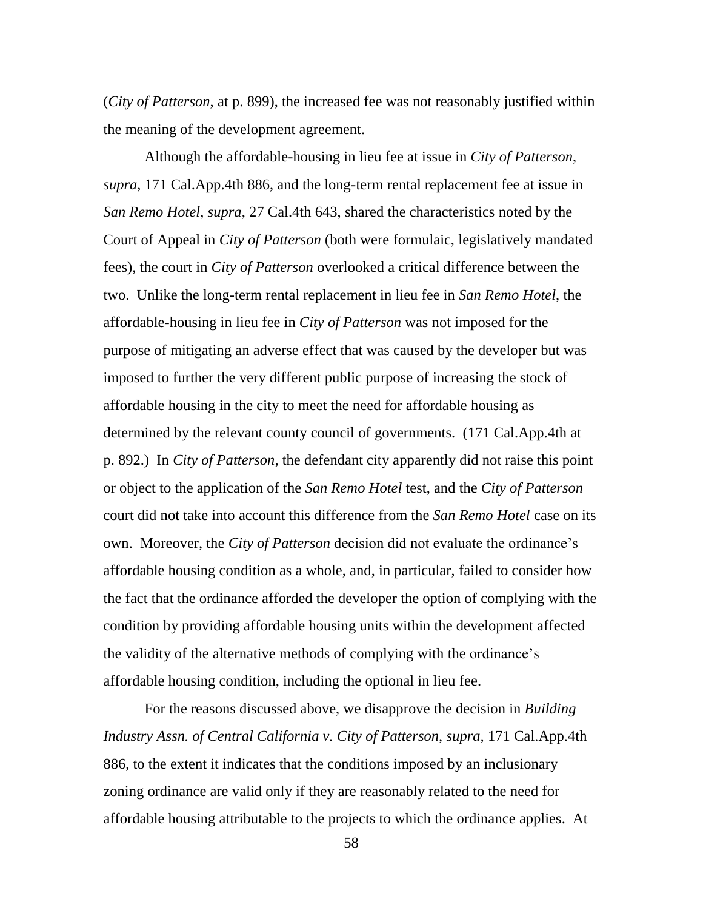(*City of Patterson*, at p. 899), the increased fee was not reasonably justified within the meaning of the development agreement.

Although the affordable-housing in lieu fee at issue in *City of Patterson*, *supra*, 171 Cal.App.4th 886, and the long-term rental replacement fee at issue in *San Remo Hotel*, *supra*, 27 Cal.4th 643, shared the characteristics noted by the Court of Appeal in *City of Patterson* (both were formulaic, legislatively mandated fees), the court in *City of Patterson* overlooked a critical difference between the two. Unlike the long-term rental replacement in lieu fee in *San Remo Hotel*, the affordable-housing in lieu fee in *City of Patterson* was not imposed for the purpose of mitigating an adverse effect that was caused by the developer but was imposed to further the very different public purpose of increasing the stock of affordable housing in the city to meet the need for affordable housing as determined by the relevant county council of governments. (171 Cal.App.4th at p. 892.) In *City of Patterson*, the defendant city apparently did not raise this point or object to the application of the *San Remo Hotel* test, and the *City of Patterson* court did not take into account this difference from the *San Remo Hotel* case on its own. Moreover, the *City of Patterson* decision did not evaluate the ordinance's affordable housing condition as a whole, and, in particular, failed to consider how the fact that the ordinance afforded the developer the option of complying with the condition by providing affordable housing units within the development affected the validity of the alternative methods of complying with the ordinance's affordable housing condition, including the optional in lieu fee.

For the reasons discussed above, we disapprove the decision in *Building Industry Assn. of Central California v. City of Patterson*, *supra*, 171 Cal.App.4th 886, to the extent it indicates that the conditions imposed by an inclusionary zoning ordinance are valid only if they are reasonably related to the need for affordable housing attributable to the projects to which the ordinance applies. At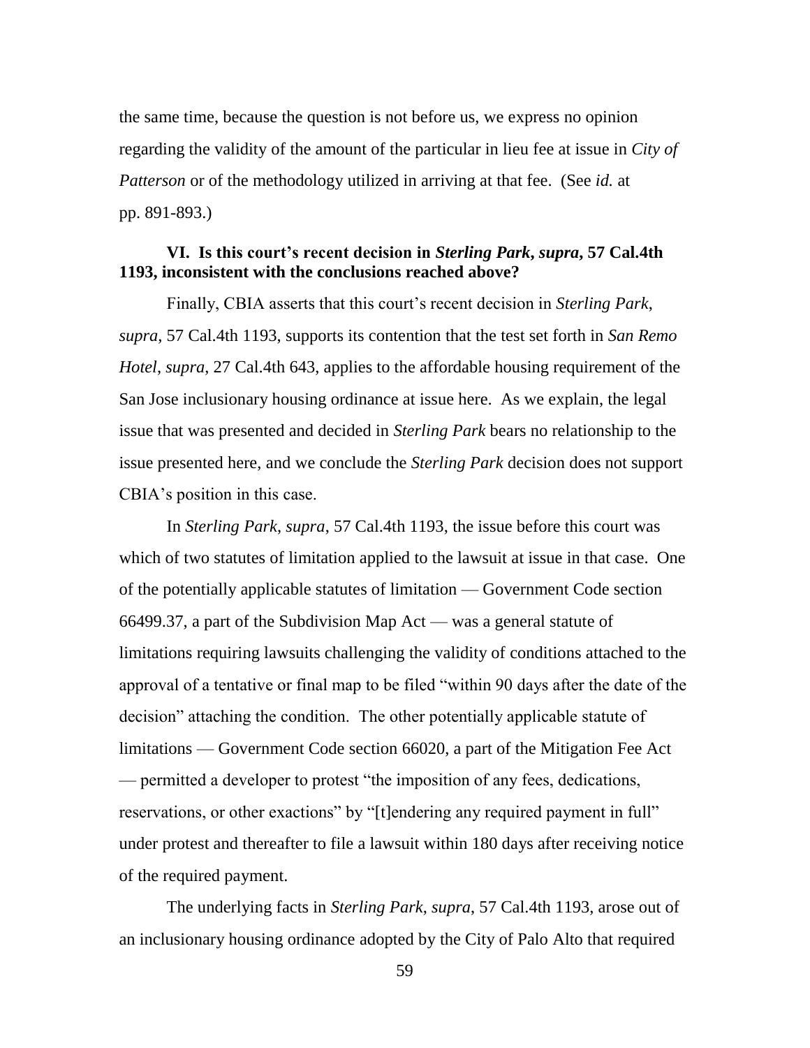the same time, because the question is not before us, we express no opinion regarding the validity of the amount of the particular in lieu fee at issue in *City of Patterson* or of the methodology utilized in arriving at that fee. (See *id.* at pp. 891-893.)

### VI. Is this court's recent decision in *Sterling Park*, *supra*, 57 Cal.4th 1193, inconsistent with the conclusions reached above?

Finally, CBIA asserts that this court's recent decision in *Sterling Park*, *supra*, 57 Cal.4th 1193, supports its contention that the test set forth in *San Remo Hotel*, *supra*, 27 Cal.4th 643, applies to the affordable housing requirement of the San Jose inclusionary housing ordinance at issue here. As we explain, the legal issue that was presented and decided in *Sterling Park* bears no relationship to the issue presented here, and we conclude the *Sterling Park* decision does not support CBIA's position in this case.

In *Sterling Park*, *supra*, 57 Cal.4th 1193, the issue before this court was which of two statutes of limitation applied to the lawsuit at issue in that case. One of the potentially applicable statutes of limitation — Government Code section 66499.37, a part of the Subdivision Map Act — was a general statute of limitations requiring lawsuits challenging the validity of conditions attached to the approval of a tentative or final map to be filed "within 90 days after the date of the decision" attaching the condition. The other potentially applicable statute of limitations — Government Code section 66020, a part of the Mitigation Fee Act — permitted a developer to protest "the imposition of any fees, dedications, reservations, or other exactions" by "[t]endering any required payment in full" under protest and thereafter to file a lawsuit within 180 days after receiving notice of the required payment.

The underlying facts in *Sterling Park*, *supra*, 57 Cal.4th 1193, arose out of an inclusionary housing ordinance adopted by the City of Palo Alto that required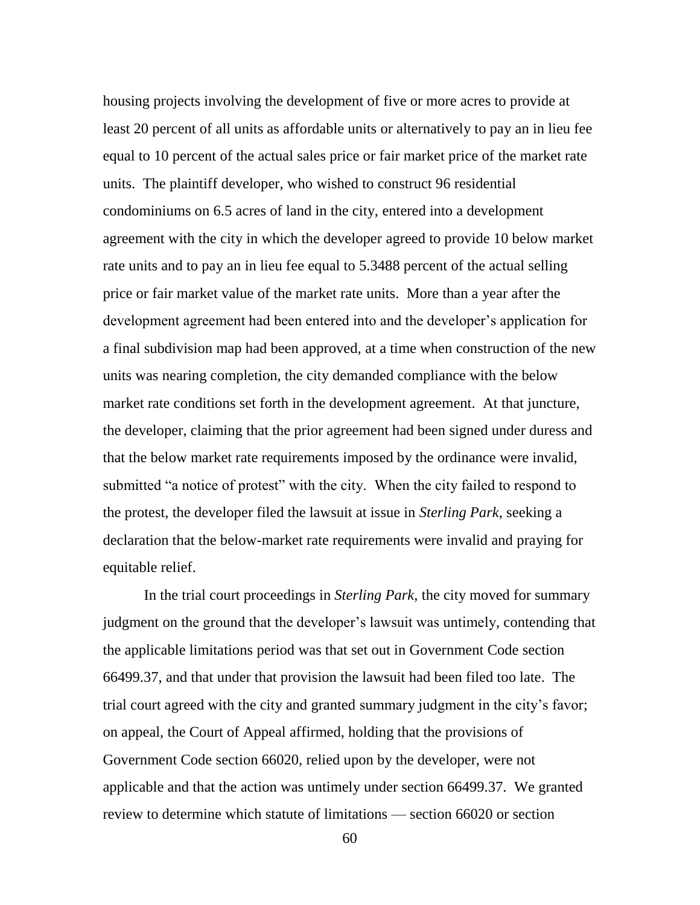housing projects involving the development of five or more acres to provide at least 20 percent of all units as affordable units or alternatively to pay an in lieu fee equal to 10 percent of the actual sales price or fair market price of the market rate units. The plaintiff developer, who wished to construct 96 residential condominiums on 6.5 acres of land in the city, entered into a development agreement with the city in which the developer agreed to provide 10 below market rate units and to pay an in lieu fee equal to 5.3488 percent of the actual selling price or fair market value of the market rate units. More than a year after the development agreement had been entered into and the developer's application for a final subdivision map had been approved, at a time when construction of the new units was nearing completion, the city demanded compliance with the below market rate conditions set forth in the development agreement. At that juncture, the developer, claiming that the prior agreement had been signed under duress and that the below market rate requirements imposed by the ordinance were invalid, submitted "a notice of protest" with the city. When the city failed to respond to the protest, the developer filed the lawsuit at issue in *Sterling Park*, seeking a declaration that the below-market rate requirements were invalid and praying for equitable relief.

In the trial court proceedings in *Sterling Park*, the city moved for summary judgment on the ground that the developer's lawsuit was untimely, contending that the applicable limitations period was that set out in Government Code section 66499.37, and that under that provision the lawsuit had been filed too late. The trial court agreed with the city and granted summary judgment in the city's favor; on appeal, the Court of Appeal affirmed, holding that the provisions of Government Code section 66020, relied upon by the developer, were not applicable and that the action was untimely under section 66499.37. We granted review to determine which statute of limitations — section 66020 or section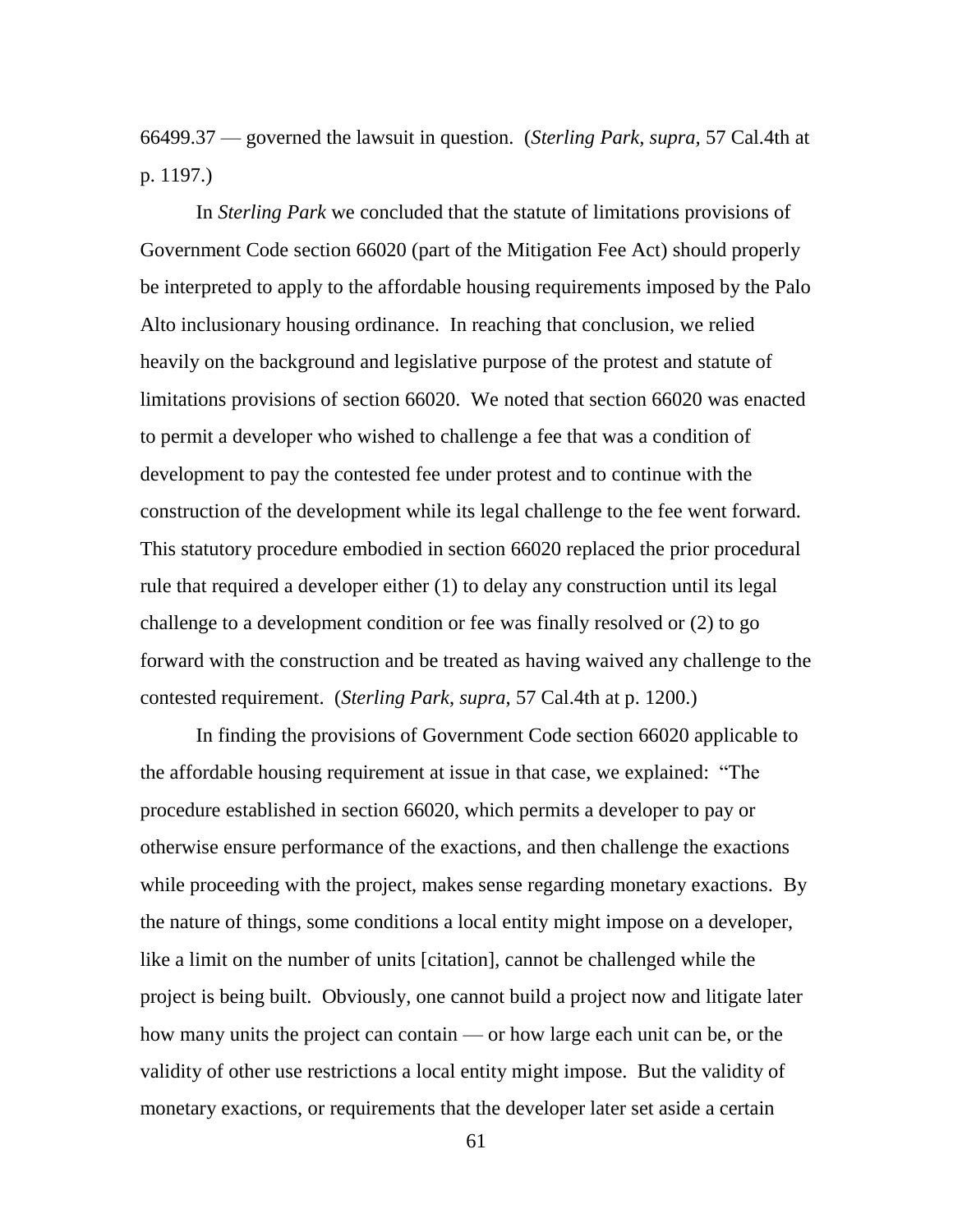66499.37 — governed the lawsuit in question. (*Sterling Park*, *supra*, 57 Cal.4th at p. 1197.)

In *Sterling Park* we concluded that the statute of limitations provisions of Government Code section 66020 (part of the Mitigation Fee Act) should properly be interpreted to apply to the affordable housing requirements imposed by the Palo Alto inclusionary housing ordinance. In reaching that conclusion, we relied heavily on the background and legislative purpose of the protest and statute of limitations provisions of section 66020. We noted that section 66020 was enacted to permit a developer who wished to challenge a fee that was a condition of development to pay the contested fee under protest and to continue with the construction of the development while its legal challenge to the fee went forward. This statutory procedure embodied in section 66020 replaced the prior procedural rule that required a developer either (1) to delay any construction until its legal challenge to a development condition or fee was finally resolved or (2) to go forward with the construction and be treated as having waived any challenge to the contested requirement. (*Sterling Park*, *supra*, 57 Cal.4th at p. 1200.)

In finding the provisions of Government Code section 66020 applicable to the affordable housing requirement at issue in that case, we explained: "The procedure established in section 66020, which permits a developer to pay or otherwise ensure performance of the exactions, and then challenge the exactions while proceeding with the project, makes sense regarding monetary exactions. By the nature of things, some conditions a local entity might impose on a developer, like a limit on the number of units [citation], cannot be challenged while the project is being built. Obviously, one cannot build a project now and litigate later how many units the project can contain — or how large each unit can be, or the validity of other use restrictions a local entity might impose. But the validity of monetary exactions, or requirements that the developer later set aside a certain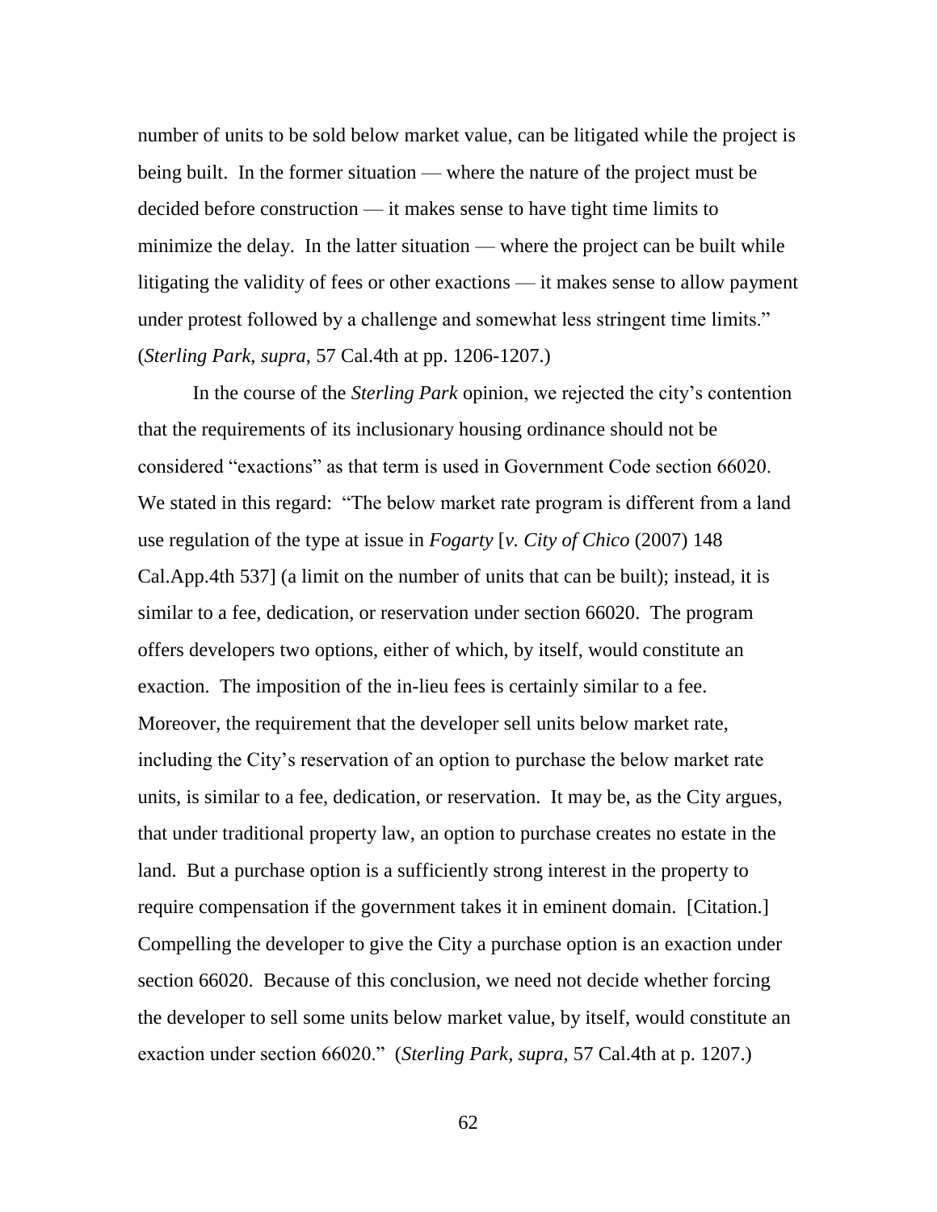number of units to be sold below market value, can be litigated while the project is being built. In the former situation — where the nature of the project must be decided before construction — it makes sense to have tight time limits to minimize the delay. In the latter situation — where the project can be built while litigating the validity of fees or other exactions — it makes sense to allow payment under protest followed by a challenge and somewhat less stringent time limits." (*Sterling Park*, *supra*, 57 Cal.4th at pp. 1206-1207.)

In the course of the *Sterling Park* opinion, we rejected the city's contention that the requirements of its inclusionary housing ordinance should not be considered "exactions" as that term is used in Government Code section 66020. We stated in this regard: "The below market rate program is different from a land use regulation of the type at issue in *Fogarty* [*v. City of Chico* (2007) 148 Cal.App.4th 537] (a limit on the number of units that can be built); instead, it is similar to a fee, dedication, or reservation under section 66020. The program offers developers two options, either of which, by itself, would constitute an exaction. The imposition of the in-lieu fees is certainly similar to a fee. Moreover, the requirement that the developer sell units below market rate, including the City's reservation of an option to purchase the below market rate units, is similar to a fee, dedication, or reservation. It may be, as the City argues, that under traditional property law, an option to purchase creates no estate in the land. But a purchase option is a sufficiently strong interest in the property to require compensation if the government takes it in eminent domain. [Citation.] Compelling the developer to give the City a purchase option is an exaction under section 66020. Because of this conclusion, we need not decide whether forcing the developer to sell some units below market value, by itself, would constitute an exaction under section 66020." (*Sterling Park*, *supra*, 57 Cal.4th at p. 1207.)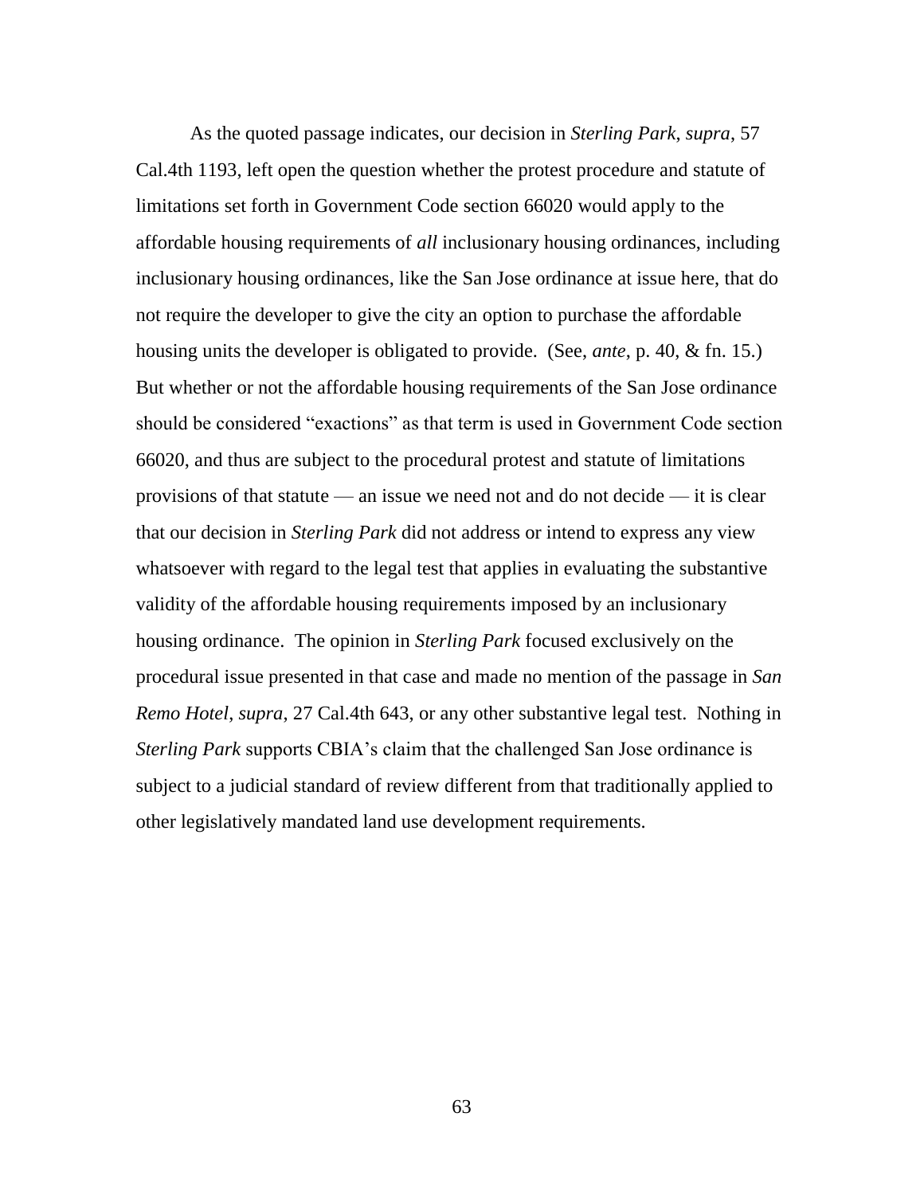As the quoted passage indicates, our decision in *Sterling Park*, *supra*, 57 Cal.4th 1193, left open the question whether the protest procedure and statute of limitations set forth in Government Code section 66020 would apply to the affordable housing requirements of *all* inclusionary housing ordinances, including inclusionary housing ordinances, like the San Jose ordinance at issue here, that do not require the developer to give the city an option to purchase the affordable housing units the developer is obligated to provide. (See, *ante*, p. 40, & fn. 15.) But whether or not the affordable housing requirements of the San Jose ordinance should be considered "exactions" as that term is used in Government Code section 66020, and thus are subject to the procedural protest and statute of limitations provisions of that statute — an issue we need not and do not decide — it is clear that our decision in *Sterling Park* did not address or intend to express any view whatsoever with regard to the legal test that applies in evaluating the substantive validity of the affordable housing requirements imposed by an inclusionary housing ordinance. The opinion in *Sterling Park* focused exclusively on the procedural issue presented in that case and made no mention of the passage in *San Remo Hotel*, *supra*, 27 Cal.4th 643, or any other substantive legal test. Nothing in *Sterling Park* supports CBIA's claim that the challenged San Jose ordinance is subject to a judicial standard of review different from that traditionally applied to other legislatively mandated land use development requirements.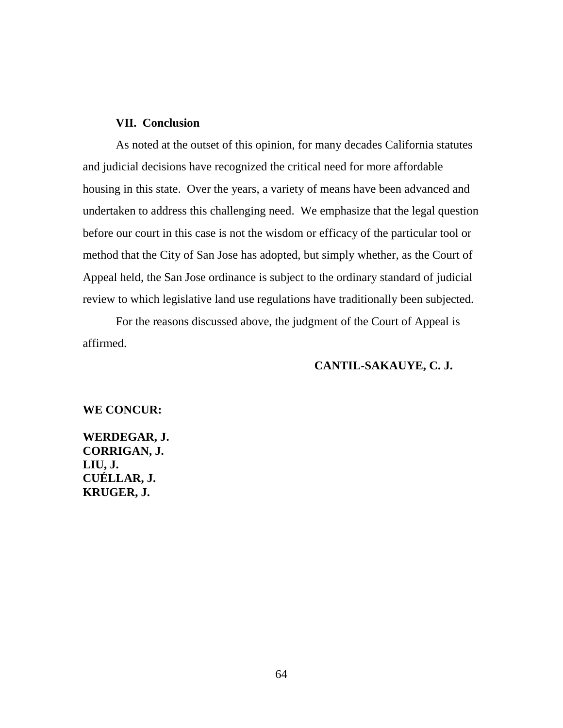### VII. Conclusion

As noted at the outset of this opinion, for many decades California statutes and judicial decisions have recognized the critical need for more affordable housing in this state. Over the years, a variety of means have been advanced and undertaken to address this challenging need. We emphasize that the legal question before our court in this case is not the wisdom or efficacy of the particular tool or method that the City of San Jose has adopted, but simply whether, as the Court of Appeal held, the San Jose ordinance is subject to the ordinary standard of judicial review to which legislative land use regulations have traditionally been subjected.

For the reasons discussed above, the judgment of the Court of Appeal is affirmed.

**CANTIL-SAKAUYE, C. J.**

**WE CONCUR:**

**WERDEGAR, J.**
**CORRIGAN, J.**
**LIU, J.**
**CUÉLLAR, J.**
**KRUGER, J.**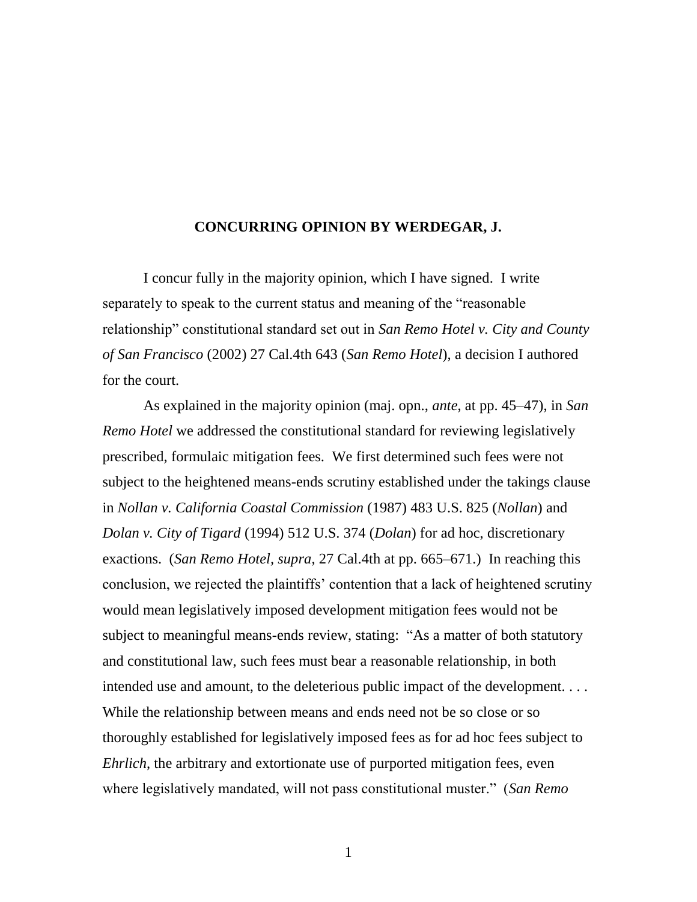**CONCURRING OPINION BY WERDEGAR, J.**

I concur fully in the majority opinion, which I have signed. I write separately to speak to the current status and meaning of the "reasonable relationship" constitutional standard set out in *San Remo Hotel v. City and County of San Francisco* (2002) 27 Cal.4th 643 (*San Remo Hotel*), a decision I authored for the court.

As explained in the majority opinion (maj. opn., *ante*, at pp. 45–47), in *San Remo Hotel* we addressed the constitutional standard for reviewing legislatively prescribed, formulaic mitigation fees. We first determined such fees were not subject to the heightened means-ends scrutiny established under the takings clause in *Nollan v. California Coastal Commission* (1987) 483 U.S. 825 (*Nollan*) and *Dolan v. City of Tigard* (1994) 512 U.S. 374 (*Dolan*) for ad hoc, discretionary exactions. (*San Remo Hotel, supra*, 27 Cal.4th at pp. 665–671.) In reaching this conclusion, we rejected the plaintiffs' contention that a lack of heightened scrutiny would mean legislatively imposed development mitigation fees would not be subject to meaningful means-ends review, stating: "As a matter of both statutory and constitutional law, such fees must bear a reasonable relationship, in both intended use and amount, to the deleterious public impact of the development. . . . While the relationship between means and ends need not be so close or so thoroughly established for legislatively imposed fees as for ad hoc fees subject to *Ehrlich*, the arbitrary and extortionate use of purported mitigation fees, even where legislatively mandated, will not pass constitutional muster." (*San Remo*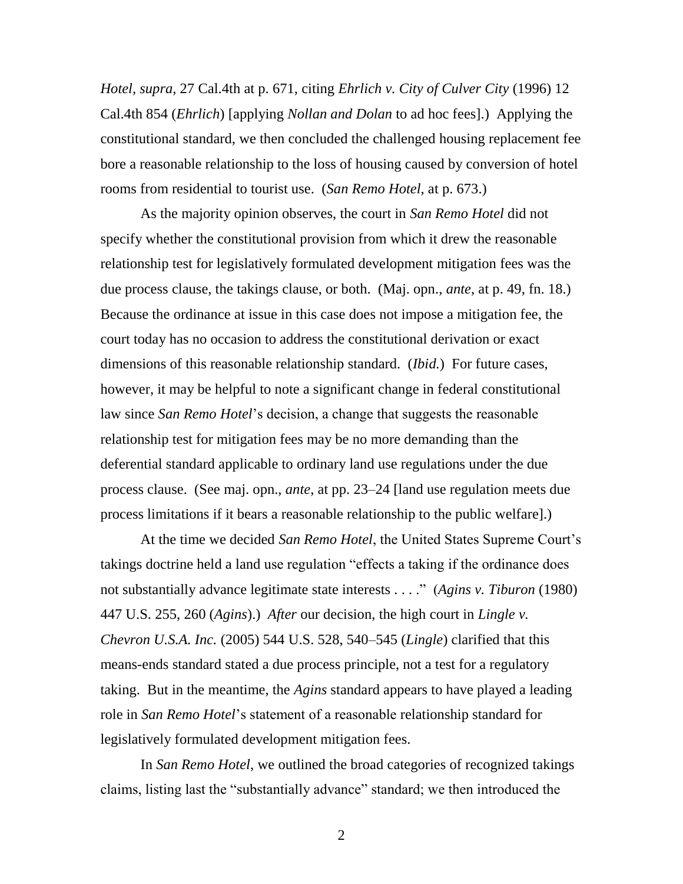*Hotel*, *supra*, 27 Cal.4th at p. 671, citing *Ehrlich v. City of Culver City* (1996) 12 Cal.4th 854 (*Ehrlich*) [applying *Nollan and Dolan* to ad hoc fees].) Applying the constitutional standard, we then concluded the challenged housing replacement fee bore a reasonable relationship to the loss of housing caused by conversion of hotel rooms from residential to tourist use. (*San Remo Hotel*, at p. 673.)

As the majority opinion observes, the court in *San Remo Hotel* did not specify whether the constitutional provision from which it drew the reasonable relationship test for legislatively formulated development mitigation fees was the due process clause, the takings clause, or both. (Maj. opn., *ante*, at p. 49, fn. 18.) Because the ordinance at issue in this case does not impose a mitigation fee, the court today has no occasion to address the constitutional derivation or exact dimensions of this reasonable relationship standard. (*Ibid.*) For future cases, however, it may be helpful to note a significant change in federal constitutional law since *San Remo Hotel*'s decision, a change that suggests the reasonable relationship test for mitigation fees may be no more demanding than the deferential standard applicable to ordinary land use regulations under the due process clause. (See maj. opn., *ante*, at pp. 23–24 [land use regulation meets due process limitations if it bears a reasonable relationship to the public welfare].)

At the time we decided *San Remo Hotel*, the United States Supreme Court's takings doctrine held a land use regulation "effects a taking if the ordinance does not substantially advance legitimate state interests . . . ." (*Agins v. Tiburon* (1980) 447 U.S. 255, 260 (*Agins*).) *After* our decision, the high court in *Lingle v. Chevron U.S.A. Inc.* (2005) 544 U.S. 528, 540–545 (*Lingle*) clarified that this means-ends standard stated a due process principle, not a test for a regulatory taking. But in the meantime, the *Agins* standard appears to have played a leading role in *San Remo Hotel*'s statement of a reasonable relationship standard for legislatively formulated development mitigation fees.

In *San Remo Hotel*, we outlined the broad categories of recognized takings claims, listing last the "substantially advance" standard; we then introduced the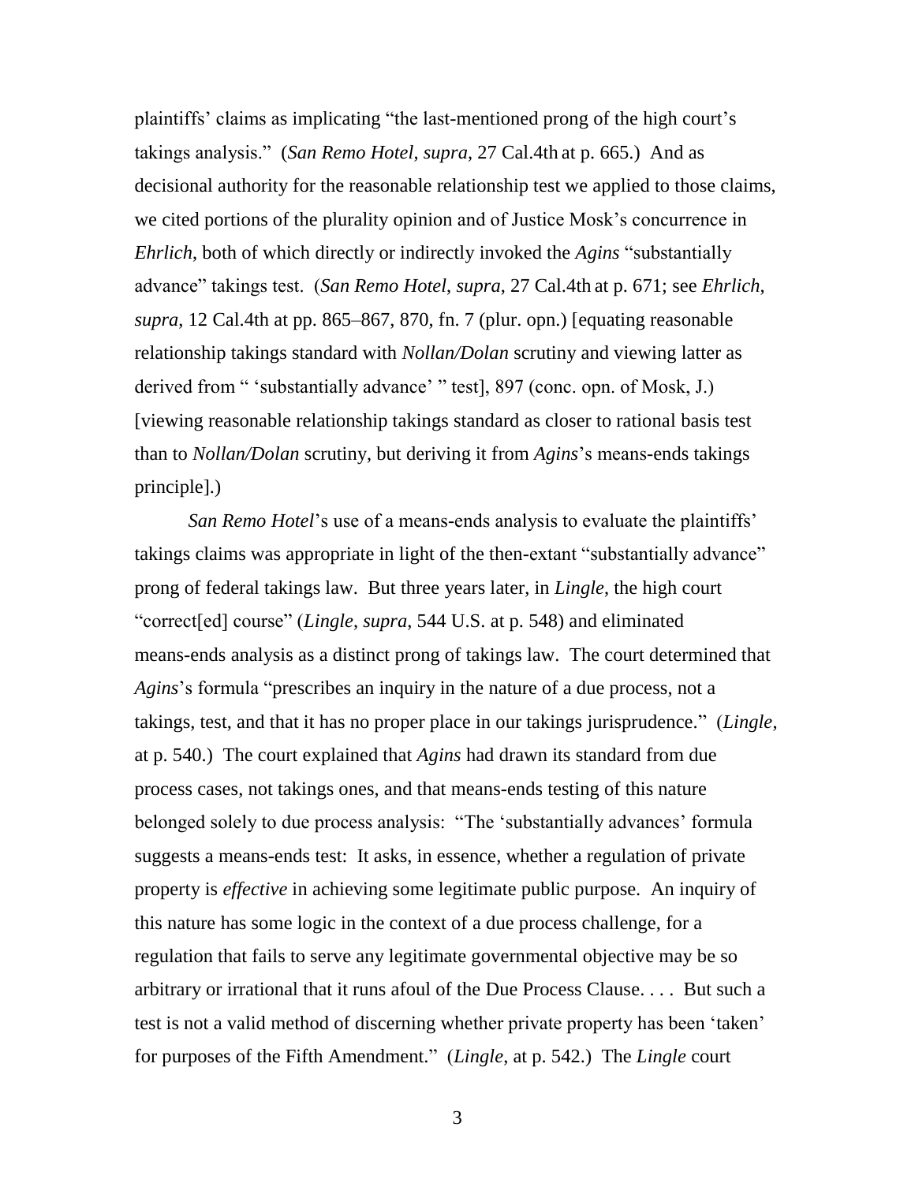plaintiffs' claims as implicating "the last-mentioned prong of the high court's takings analysis." (*San Remo Hotel*, *supra*, 27 Cal.4th at p. 665.) And as decisional authority for the reasonable relationship test we applied to those claims, we cited portions of the plurality opinion and of Justice Mosk's concurrence in *Ehrlich*, both of which directly or indirectly invoked the *Agins* "substantially advance" takings test. (*San Remo Hotel*, *supra*, 27 Cal.4th at p. 671; see *Ehrlich*, *supra*, 12 Cal.4th at pp. 865–867, 870, fn. 7 (plur. opn.) [equating reasonable relationship takings standard with *Nollan/Dolan* scrutiny and viewing latter as derived from " 'substantially advance' " test], 897 (conc. opn. of Mosk, J.) [viewing reasonable relationship takings standard as closer to rational basis test than to *Nollan/Dolan* scrutiny, but deriving it from *Agins*'s means-ends takings principle].)

*San Remo Hotel*'s use of a means-ends analysis to evaluate the plaintiffs' takings claims was appropriate in light of the then-extant "substantially advance" prong of federal takings law. But three years later, in *Lingle*, the high court "correct[ed] course" (*Lingle*, *supra*, 544 U.S. at p. 548) and eliminated means-ends analysis as a distinct prong of takings law. The court determined that *Agins*'s formula "prescribes an inquiry in the nature of a due process, not a takings, test, and that it has no proper place in our takings jurisprudence." (*Lingle*, at p. 540.) The court explained that *Agins* had drawn its standard from due process cases, not takings ones, and that means-ends testing of this nature belonged solely to due process analysis: "The 'substantially advances' formula suggests a means-ends test: It asks, in essence, whether a regulation of private property is *effective* in achieving some legitimate public purpose. An inquiry of this nature has some logic in the context of a due process challenge, for a regulation that fails to serve any legitimate governmental objective may be so arbitrary or irrational that it runs afoul of the Due Process Clause. . . . But such a test is not a valid method of discerning whether private property has been 'taken' for purposes of the Fifth Amendment." (*Lingle*, at p. 542.) The *Lingle* court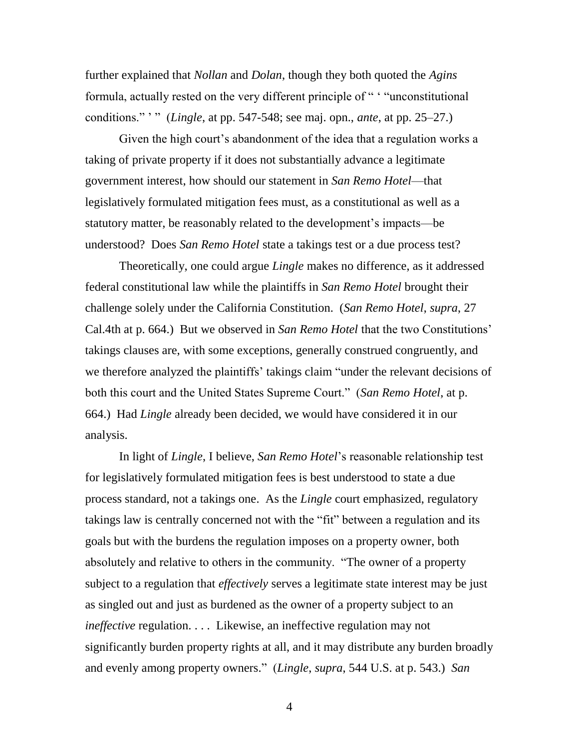further explained that *Nollan* and *Dolan*, though they both quoted the *Agins* formula, actually rested on the very different principle of " ' "unconstitutional conditions." ' " (*Lingle*, at pp. 547-548; see maj. opn., *ante*, at pp. 25–27.)

Given the high court's abandonment of the idea that a regulation works a taking of private property if it does not substantially advance a legitimate government interest, how should our statement in *San Remo Hotel*—that legislatively formulated mitigation fees must, as a constitutional as well as a statutory matter, be reasonably related to the development's impacts—be understood? Does *San Remo Hotel* state a takings test or a due process test?

Theoretically, one could argue *Lingle* makes no difference, as it addressed federal constitutional law while the plaintiffs in *San Remo Hotel* brought their challenge solely under the California Constitution. (*San Remo Hotel*, *supra*, 27 Cal.4th at p. 664.) But we observed in *San Remo Hotel* that the two Constitutions' takings clauses are, with some exceptions, generally construed congruently, and we therefore analyzed the plaintiffs' takings claim "under the relevant decisions of both this court and the United States Supreme Court." (*San Remo Hotel*, at p. 664.) Had *Lingle* already been decided, we would have considered it in our analysis.

In light of *Lingle*, I believe, *San Remo Hotel*'s reasonable relationship test for legislatively formulated mitigation fees is best understood to state a due process standard, not a takings one. As the *Lingle* court emphasized, regulatory takings law is centrally concerned not with the "fit" between a regulation and its goals but with the burdens the regulation imposes on a property owner, both absolutely and relative to others in the community. "The owner of a property subject to a regulation that *effectively* serves a legitimate state interest may be just as singled out and just as burdened as the owner of a property subject to an *ineffective* regulation. . . . Likewise, an ineffective regulation may not significantly burden property rights at all, and it may distribute any burden broadly and evenly among property owners." (*Lingle*, *supra*, 544 U.S. at p. 543.) *San*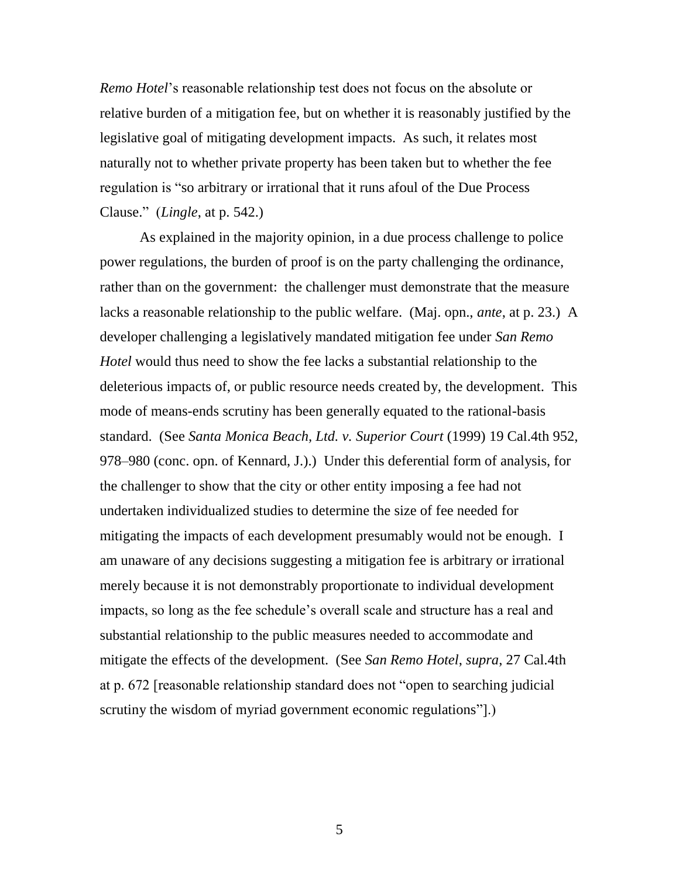*Remo Hotel*'s reasonable relationship test does not focus on the absolute or relative burden of a mitigation fee, but on whether it is reasonably justified by the legislative goal of mitigating development impacts. As such, it relates most naturally not to whether private property has been taken but to whether the fee regulation is "so arbitrary or irrational that it runs afoul of the Due Process Clause." (*Lingle*, at p. 542.)

As explained in the majority opinion, in a due process challenge to police power regulations, the burden of proof is on the party challenging the ordinance, rather than on the government: the challenger must demonstrate that the measure lacks a reasonable relationship to the public welfare. (Maj. opn., *ante*, at p. 23.) A developer challenging a legislatively mandated mitigation fee under *San Remo Hotel* would thus need to show the fee lacks a substantial relationship to the deleterious impacts of, or public resource needs created by, the development. This mode of means-ends scrutiny has been generally equated to the rational-basis standard. (See *Santa Monica Beach, Ltd. v. Superior Court* (1999) 19 Cal.4th 952, 978–980 (conc. opn. of Kennard, J.).) Under this deferential form of analysis, for the challenger to show that the city or other entity imposing a fee had not undertaken individualized studies to determine the size of fee needed for mitigating the impacts of each development presumably would not be enough. I am unaware of any decisions suggesting a mitigation fee is arbitrary or irrational merely because it is not demonstrably proportionate to individual development impacts, so long as the fee schedule's overall scale and structure has a real and substantial relationship to the public measures needed to accommodate and mitigate the effects of the development. (See *San Remo Hotel*, *supra*, 27 Cal.4th at p. 672 [reasonable relationship standard does not "open to searching judicial scrutiny the wisdom of myriad government economic regulations"].)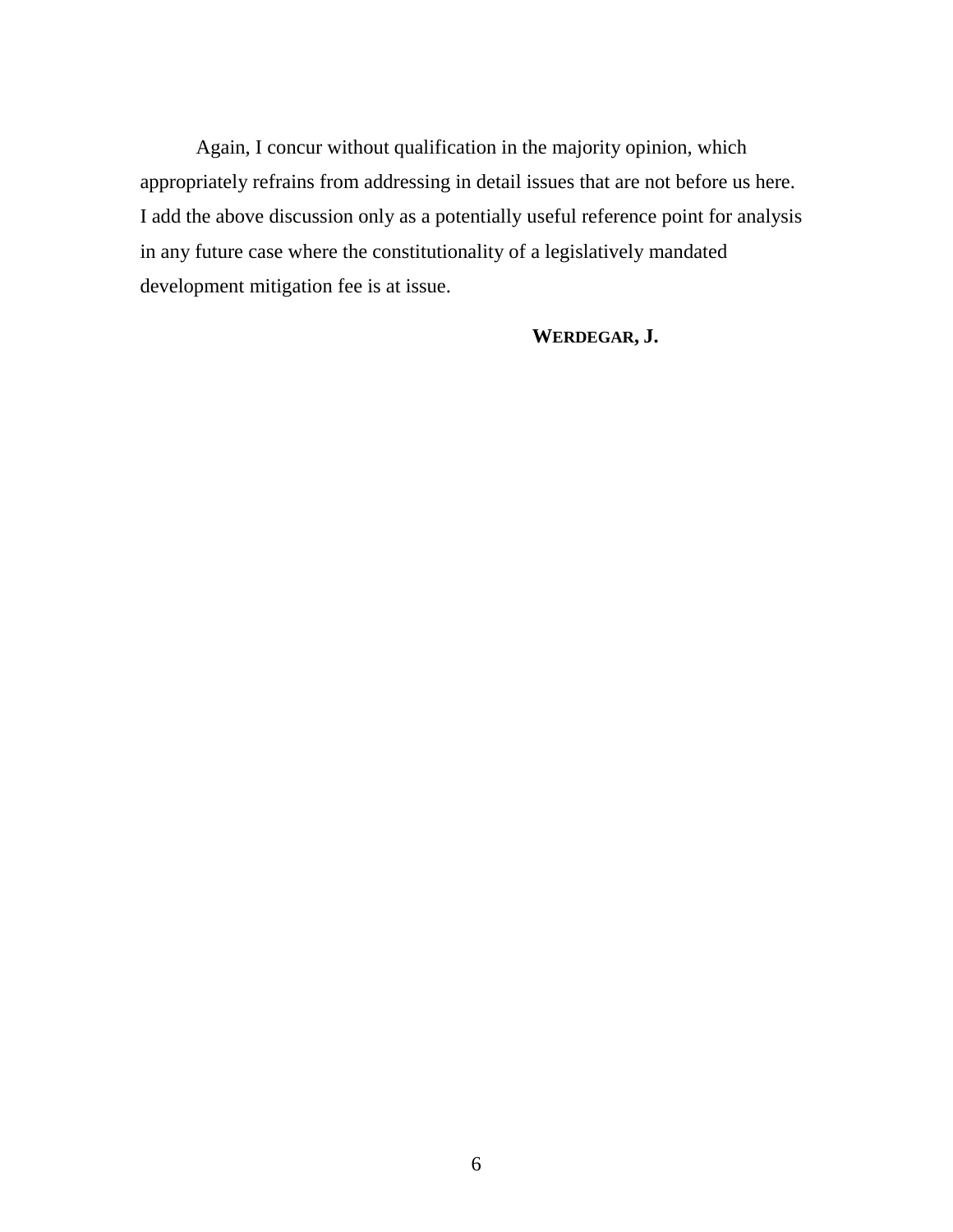Again, I concur without qualification in the majority opinion, which appropriately refrains from addressing in detail issues that are not before us here. I add the above discussion only as a potentially useful reference point for analysis in any future case where the constitutionality of a legislatively mandated development mitigation fee is at issue.

**WERDEGAR, J.**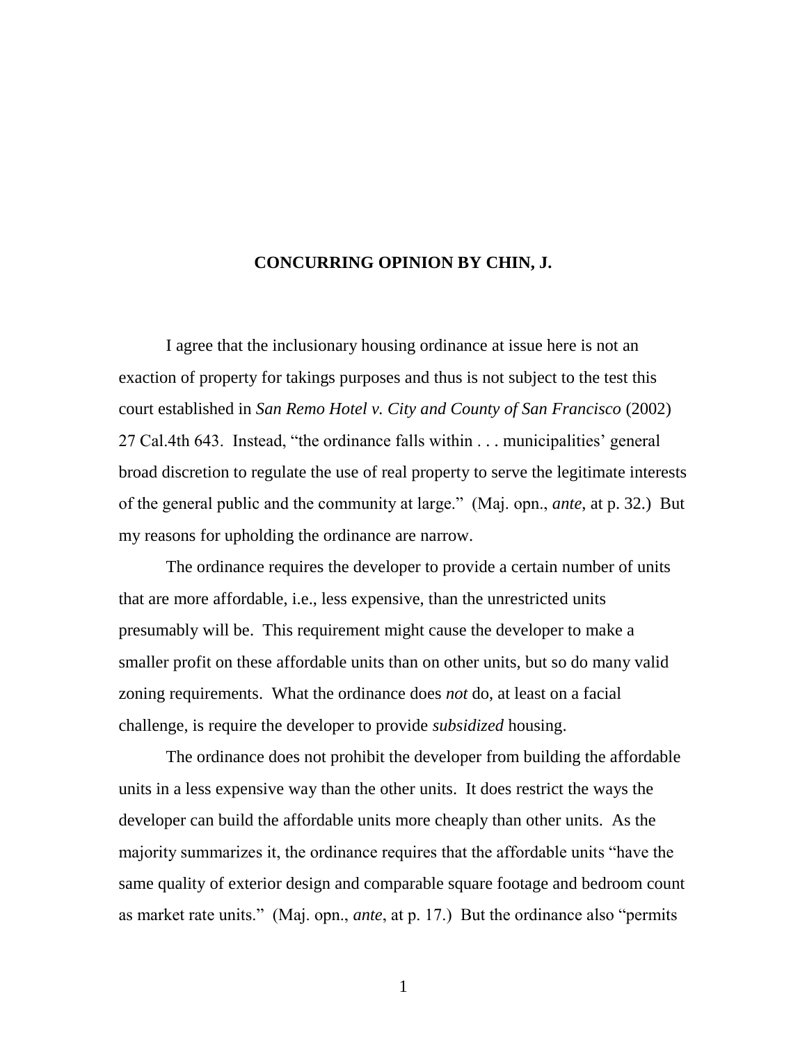## CONCURRING OPINION BY CHIN, J.

I agree that the inclusionary housing ordinance at issue here is not an exaction of property for takings purposes and thus is not subject to the test this court established in *San Remo Hotel v. City and County of San Francisco* (2002) 27 Cal.4th 643. Instead, "the ordinance falls within . . . municipalities' general broad discretion to regulate the use of real property to serve the legitimate interests of the general public and the community at large." (Maj. opn., *ante*, at p. 32.) But my reasons for upholding the ordinance are narrow.

The ordinance requires the developer to provide a certain number of units that are more affordable, i.e., less expensive, than the unrestricted units presumably will be. This requirement might cause the developer to make a smaller profit on these affordable units than on other units, but so do many valid zoning requirements. What the ordinance does *not* do, at least on a facial challenge, is require the developer to provide *subsidized* housing.

The ordinance does not prohibit the developer from building the affordable units in a less expensive way than the other units. It does restrict the ways the developer can build the affordable units more cheaply than other units. As the majority summarizes it, the ordinance requires that the affordable units "have the same quality of exterior design and comparable square footage and bedroom count as market rate units." (Maj. opn., *ante*, at p. 17.) But the ordinance also "permits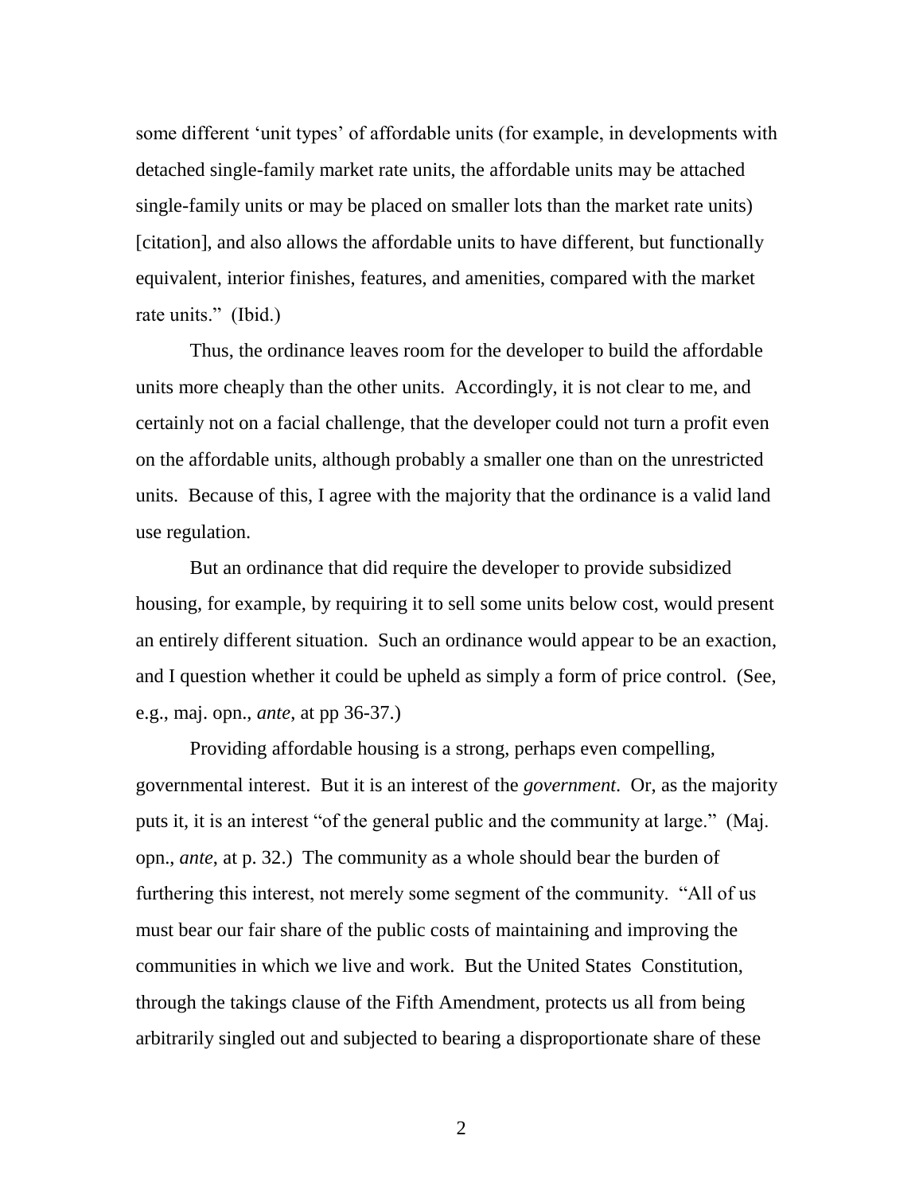some different 'unit types' of affordable units (for example, in developments with detached single-family market rate units, the affordable units may be attached single-family units or may be placed on smaller lots than the market rate units) [citation], and also allows the affordable units to have different, but functionally equivalent, interior finishes, features, and amenities, compared with the market rate units." (Ibid.)

Thus, the ordinance leaves room for the developer to build the affordable units more cheaply than the other units. Accordingly, it is not clear to me, and certainly not on a facial challenge, that the developer could not turn a profit even on the affordable units, although probably a smaller one than on the unrestricted units. Because of this, I agree with the majority that the ordinance is a valid land use regulation.

But an ordinance that did require the developer to provide subsidized housing, for example, by requiring it to sell some units below cost, would present an entirely different situation. Such an ordinance would appear to be an exaction, and I question whether it could be upheld as simply a form of price control. (See, e.g., maj. opn., *ante*, at pp 36-37.)

Providing affordable housing is a strong, perhaps even compelling, governmental interest. But it is an interest of the *government*. Or, as the majority puts it, it is an interest "of the general public and the community at large." (Maj. opn., *ante*, at p. 32.) The community as a whole should bear the burden of furthering this interest, not merely some segment of the community. "All of us must bear our fair share of the public costs of maintaining and improving the communities in which we live and work. But the United States Constitution, through the takings clause of the Fifth Amendment, protects us all from being arbitrarily singled out and subjected to bearing a disproportionate share of these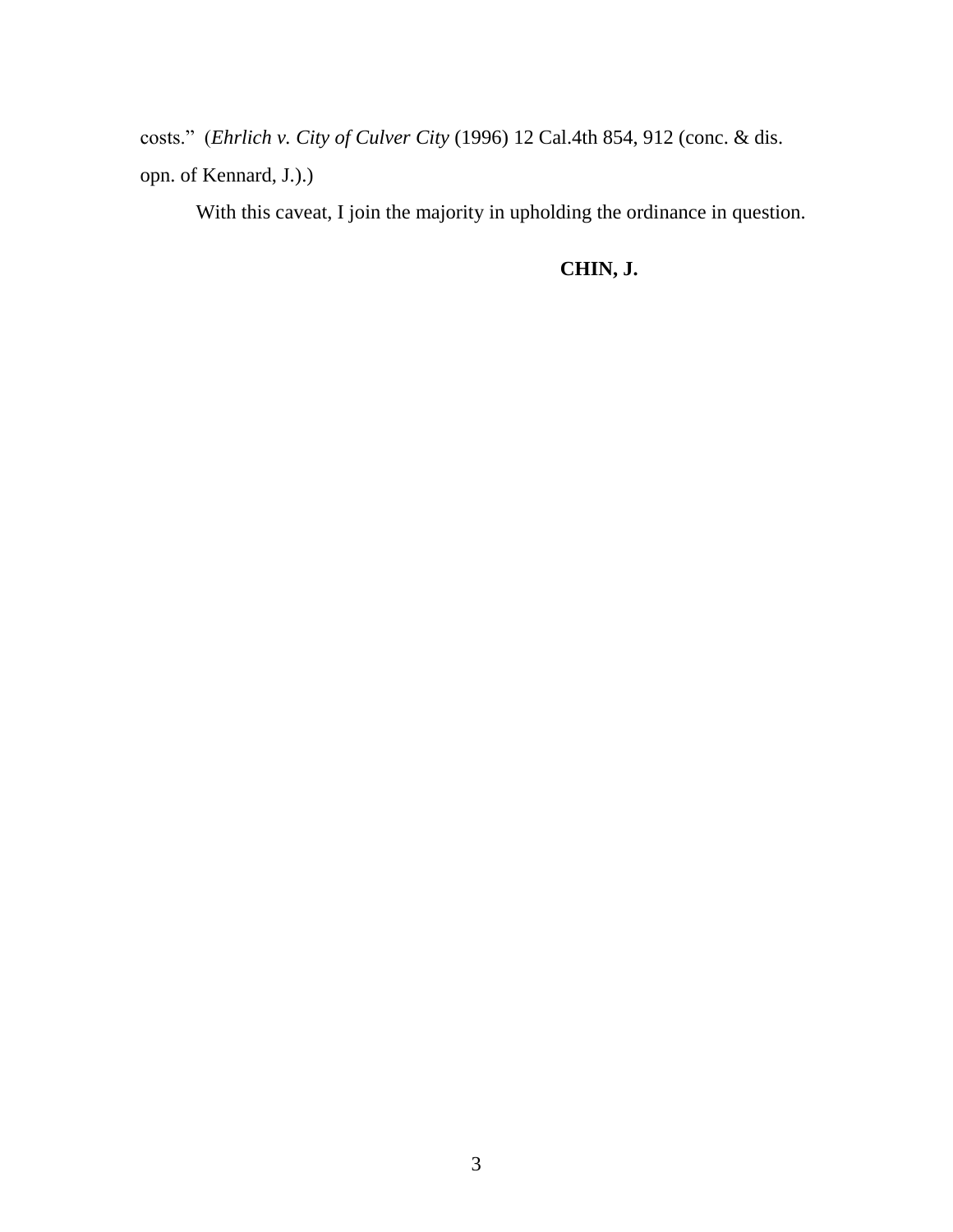costs." (*Ehrlich v. City of Culver City* (1996) 12 Cal.4th 854, 912 (conc. & dis. opn. of Kennard, J.).)

With this caveat, I join the majority in upholding the ordinance in question.

**CHIN, J.**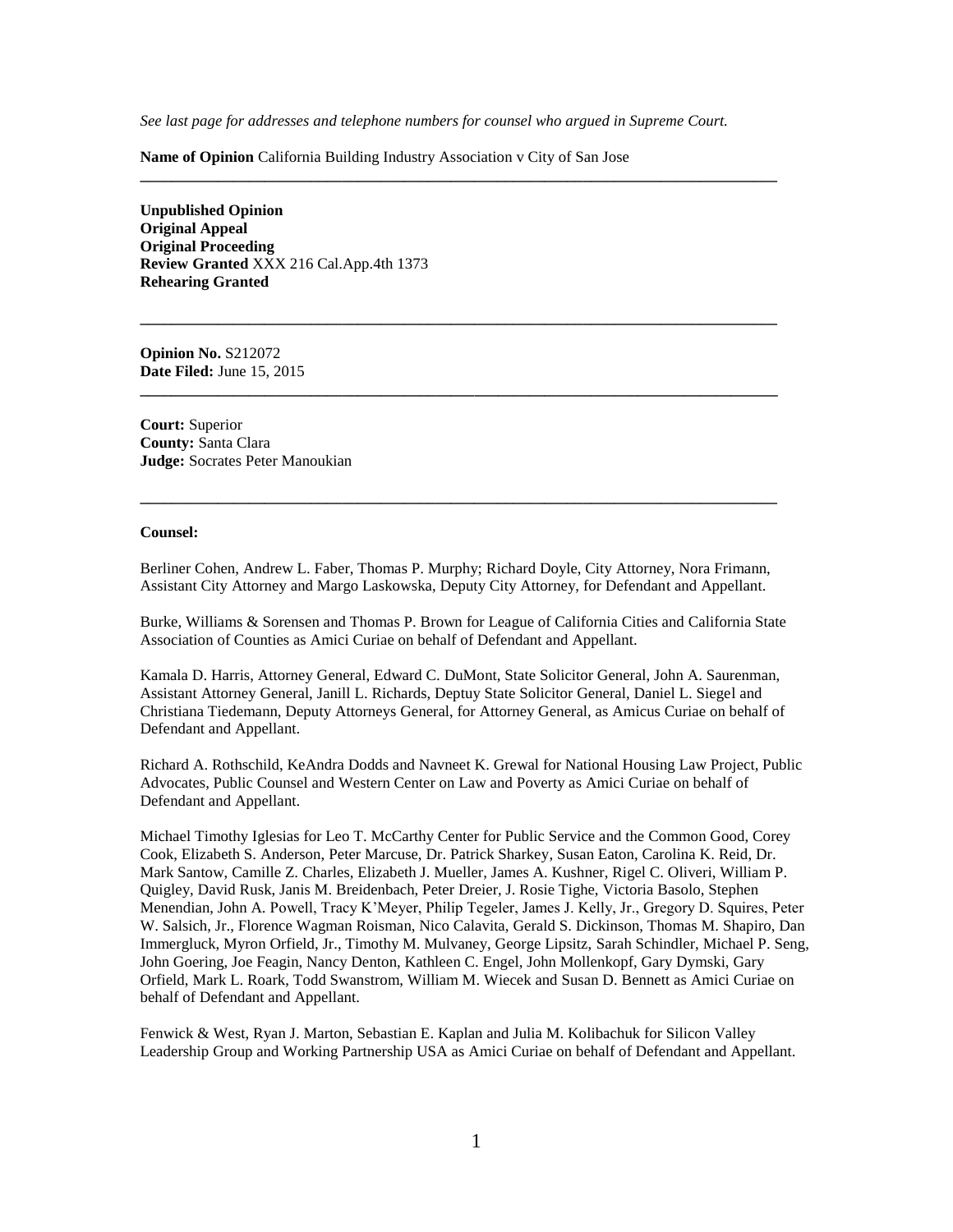*See last page for addresses and telephone numbers for counsel who argued in Supreme Court.*

**Name of Opinion** California Building Industry Association v City of San Jose

---

**Unpublished Opinion**
**Original Appeal**
**Original Proceeding**
**Review Granted** XXX 216 Cal.App.4th 1373
**Rehearing Granted**

---

**Opinion No.** S212072
**Date Filed:** June 15, 2015

---

**Court:** Superior
**County:** Santa Clara
**Judge:** Socrates Peter Manoukian

---

**Counsel:**

Berliner Cohen, Andrew L. Faber, Thomas P. Murphy; Richard Doyle, City Attorney, Nora Frimann, Assistant City Attorney and Margo Laskowska, Deputy City Attorney, for Defendant and Appellant.

Burke, Williams & Sorensen and Thomas P. Brown for League of California Cities and California State Association of Counties as Amici Curiae on behalf of Defendant and Appellant.

Kamala D. Harris, Attorney General, Edward C. DuMont, State Solicitor General, John A. Saurenman, Assistant Attorney General, Janill L. Richards, Deptuy State Solicitor General, Daniel L. Siegel and Christiana Tiedemann, Deputy Attorneys General, for Attorney General, as Amicus Curiae on behalf of Defendant and Appellant.

Richard A. Rothschild, KeAndra Dodds and Navneet K. Grewal for National Housing Law Project, Public Advocates, Public Counsel and Western Center on Law and Poverty as Amici Curiae on behalf of Defendant and Appellant.

Michael Timothy Iglesias for Leo T. McCarthy Center for Public Service and the Common Good, Corey Cook, Elizabeth S. Anderson, Peter Marcuse, Dr. Patrick Sharkey, Susan Eaton, Carolina K. Reid, Dr. Mark Santow, Camille Z. Charles, Elizabeth J. Mueller, James A. Kushner, Rigel C. Oliveri, William P. Quigley, David Rusk, Janis M. Breidenbach, Peter Dreier, J. Rosie Tighe, Victoria Basolo, Stephen Menendian, John A. Powell, Tracy K'Meyer, Philip Tegeler, James J. Kelly, Jr., Gregory D. Squires, Peter W. Salsich, Jr., Florence Wagman Roisman, Nico Calavita, Gerald S. Dickinson, Thomas M. Shapiro, Dan Immergluck, Myron Orfield, Jr., Timothy M. Mulvaney, George Lipsitz, Sarah Schindler, Michael P. Seng, John Goering, Joe Feagin, Nancy Denton, Kathleen C. Engel, John Mollenkopf, Gary Dymski, Gary Orfield, Mark L. Roark, Todd Swanstrom, William M. Wiecek and Susan D. Bennett as Amici Curiae on behalf of Defendant and Appellant.

Fenwick & West, Ryan J. Marton, Sebastian E. Kaplan and Julia M. Kolibachuk for Silicon Valley Leadership Group and Working Partnership USA as Amici Curiae on behalf of Defendant and Appellant.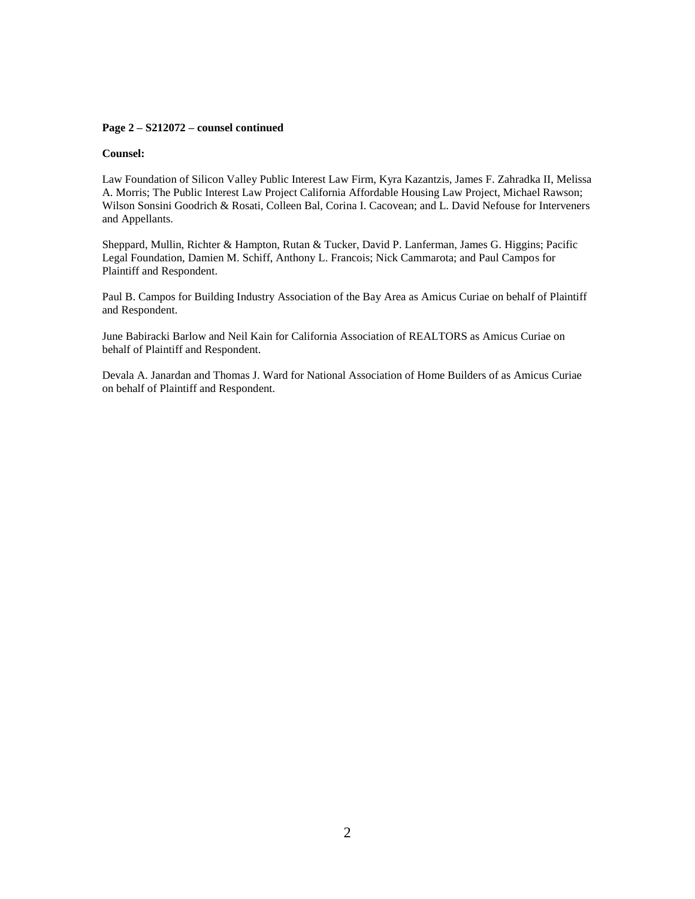**Page 2 – S212072 – counsel continued**

**Counsel:**

Law Foundation of Silicon Valley Public Interest Law Firm, Kyra Kazantzis, James F. Zahradka II, Melissa A. Morris; The Public Interest Law Project California Affordable Housing Law Project, Michael Rawson; Wilson Sonsini Goodrich & Rosati, Colleen Bal, Corina I. Cacovean; and L. David Nefouse for Interveners and Appellants.

Sheppard, Mullin, Richter & Hampton, Rutan & Tucker, David P. Lanferman, James G. Higgins; Pacific Legal Foundation, Damien M. Schiff, Anthony L. Francois; Nick Cammarota; and Paul Campos for Plaintiff and Respondent.

Paul B. Campos for Building Industry Association of the Bay Area as Amicus Curiae on behalf of Plaintiff and Respondent.

June Babiracki Barlow and Neil Kain for California Association of REALTORS as Amicus Curiae on behalf of Plaintiff and Respondent.

Devala A. Janardan and Thomas J. Ward for National Association of Home Builders of as Amicus Curiae on behalf of Plaintiff and Respondent.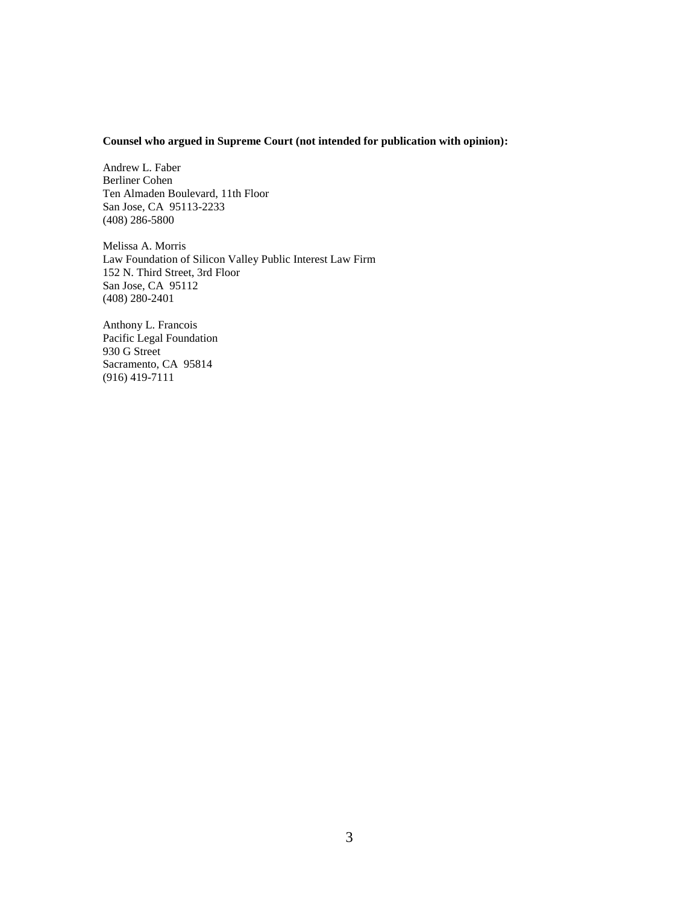**Counsel who argued in Supreme Court (not intended for publication with opinion):**

Andrew L. Faber
Berliner Cohen
Ten Almaden Boulevard, 11th Floor
San Jose, CA 95113-2233
(408) 286-5800

Melissa A. Morris
Law Foundation of Silicon Valley Public Interest Law Firm
152 N. Third Street, 3rd Floor
San Jose, CA 95112
(408) 280-2401

Anthony L. Francois
Pacific Legal Foundation
930 G Street
Sacramento, CA 95814
(916) 419-7111